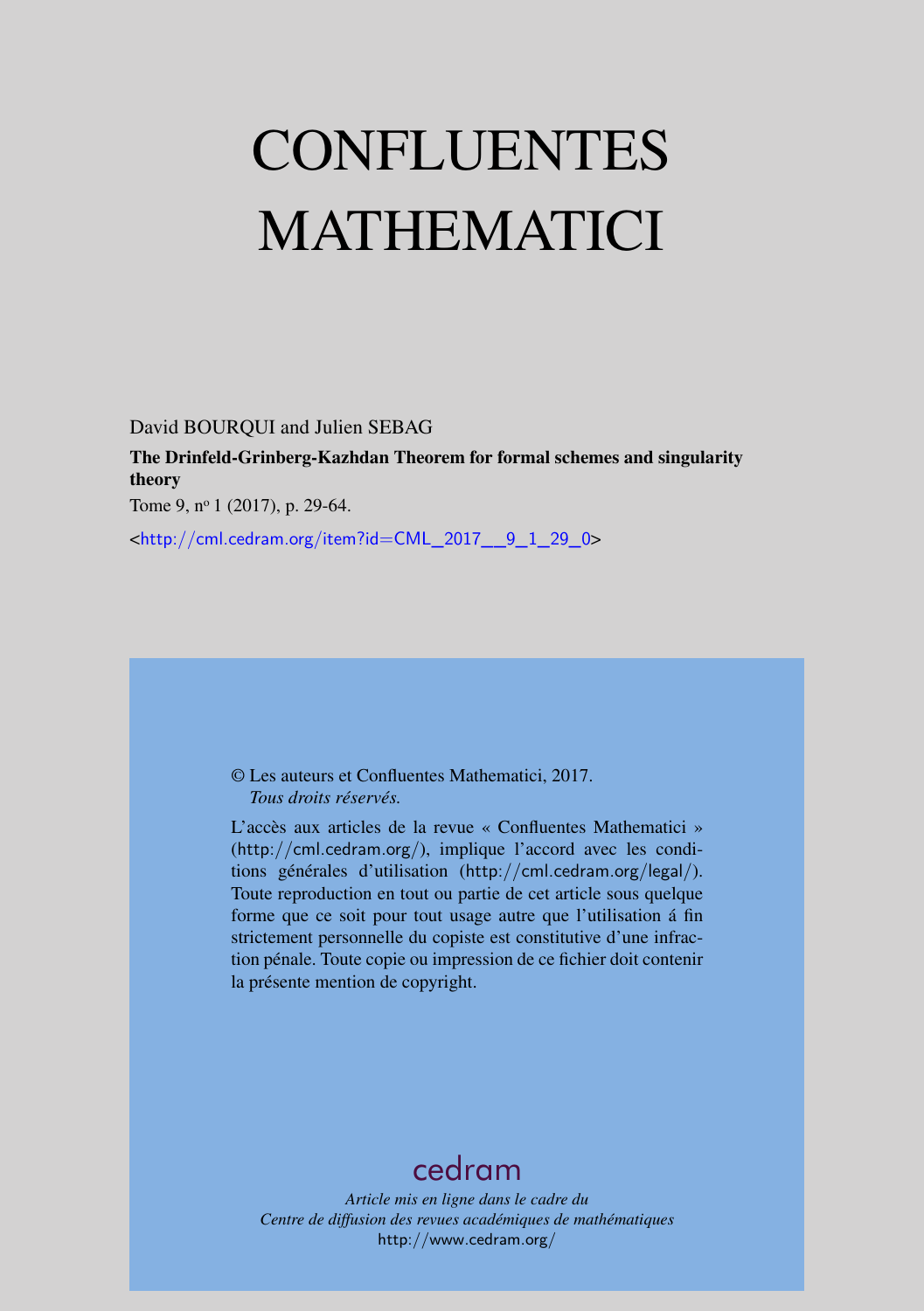# CONFLUENTES MATHEMATICI

David BOURQUI and Julien SEBAG

**The Drinfeld-Grinberg-Kazhdan Theorem for formal schemes and singularity theory**

Tome 9, nº 1 (2017), p. 29-64.

<http://cml.cedram.org/item?id=CML_2017__9_1_29_0>

© Les auteurs et Confluentes Mathematici, 2017.
*Tous droits réservés.*

L'accès aux articles de la revue « Confluentes Mathematici » (http://cml.cedram.org/), implique l'accord avec les conditions générales d'utilisation (http://cml.cedram.org/legal/). Toute reproduction en tout ou partie de cet article sous quelque forme que ce soit pour tout usage autre que l'utilisation á fin strictement personnelle du copiste est constitutive d'une infraction pénale. Toute copie ou impression de ce fichier doit contenir la présente mention de copyright.

cedram

*Article mis en ligne dans le cadre du*
*Centre de diffusion des revues académiques de mathématiques*
http://www.cedram.org/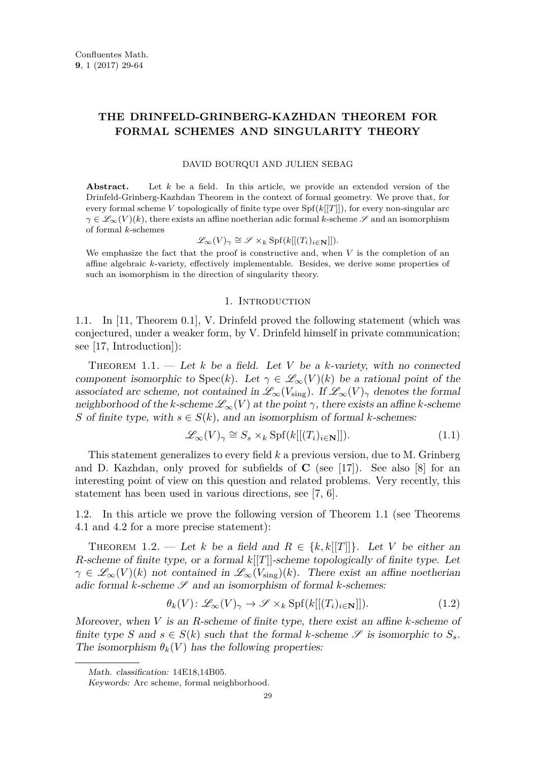# THE DRINFELD-GRINBERG-KAZHDAN THEOREM FOR FORMAL SCHEMES AND SINGULARITY THEORY

DAVID BOURQUI AND JULIEN SEBAG

**Abstract.** Let $k$ be a field. In this article, we provide an extended version of the Drinfeld-Grinberg-Kazhdan Theorem in the context of formal geometry. We prove that, for every formal scheme $V$ topologically of finite type over $\mathrm{Spf}(k[[T]])$, for every non-singular arc $\gamma \in \mathscr{L}_\infty(V)(k)$, there exists an affine noetherian adic formal $k$-scheme $\mathscr{S}$ and an isomorphism of formal $k$-schemes

$$\mathscr{L}_\infty(V)_\gamma \cong \mathscr{S} \times_k \mathrm{Spf}(k[[(T_i)_{i\in\mathbf{N}}]]).$$

We emphasize the fact that the proof is constructive and, when $V$ is the completion of an affine algebraic $k$-variety, effectively implementable. Besides, we derive some properties of such an isomorphism in the direction of singularity theory.

## 1. Introduction

1.1. In [11, Theorem 0.1], V. Drinfeld proved the following statement (which was conjectured, under a weaker form, by V. Drinfeld himself in private communication; see [17, Introduction]):

Theorem 1.1. — *Let $k$ be a field. Let $V$ be a $k$-variety, with no connected component isomorphic to $\mathrm{Spec}(k)$. Let $\gamma \in \mathscr{L}_\infty(V)(k)$ be a rational point of the associated arc scheme, not contained in $\mathscr{L}_\infty(V_{\mathrm{sing}})$. If $\mathscr{L}_\infty(V)_\gamma$ denotes the formal neighborhood of the $k$-scheme $\mathscr{L}_\infty(V)$ at the point $\gamma$, there exists an affine $k$-scheme $S$ of finite type, with $s \in S(k)$, and an isomorphism of formal $k$-schemes:*

$$\mathscr{L}_\infty(V)_\gamma \cong S_s \times_k \mathrm{Spf}(k[[(T_i)_{i\in\mathbf{N}}]]). \tag{1.1}$$

This statement generalizes to every field $k$ a previous version, due to M. Grinberg and D. Kazhdan, only proved for subfields of $\mathbf{C}$ (see [17]). See also [8] for an interesting point of view on this question and related problems. Very recently, this statement has been used in various directions, see [7, 6].

1.2. In this article we prove the following version of Theorem 1.1 (see Theorems 4.1 and 4.2 for a more precise statement):

Theorem 1.2. — *Let $k$ be a field and $R \in \{k, k[[T]]\}$. Let $V$ be either an $R$-scheme of finite type, or a formal $k[[T]]$-scheme topologically of finite type. Let $\gamma \in \mathscr{L}_\infty(V)(k)$ not contained in $\mathscr{L}_\infty(V_{\mathrm{sing}})(k)$. There exist an affine noetherian adic formal $k$-scheme $\mathscr{S}$ and an isomorphism of formal $k$-schemes:*

$$\theta_k(V) \colon \mathscr{L}_\infty(V)_\gamma \to \mathscr{S} \times_k \mathrm{Spf}(k[[(T_i)_{i\in\mathbf{N}}]]). \tag{1.2}$$

*Moreover, when $V$ is an $R$-scheme of finite type, there exist an affine $k$-scheme of finite type $S$ and $s \in S(k)$ such that the formal $k$-scheme $\mathscr{S}$ is isomorphic to $S_s$. The isomorphism $\theta_k(V)$ has the following properties:*

*Math. classification:* 14E18,14B05.

*Keywords:* Arc scheme, formal neighborhood.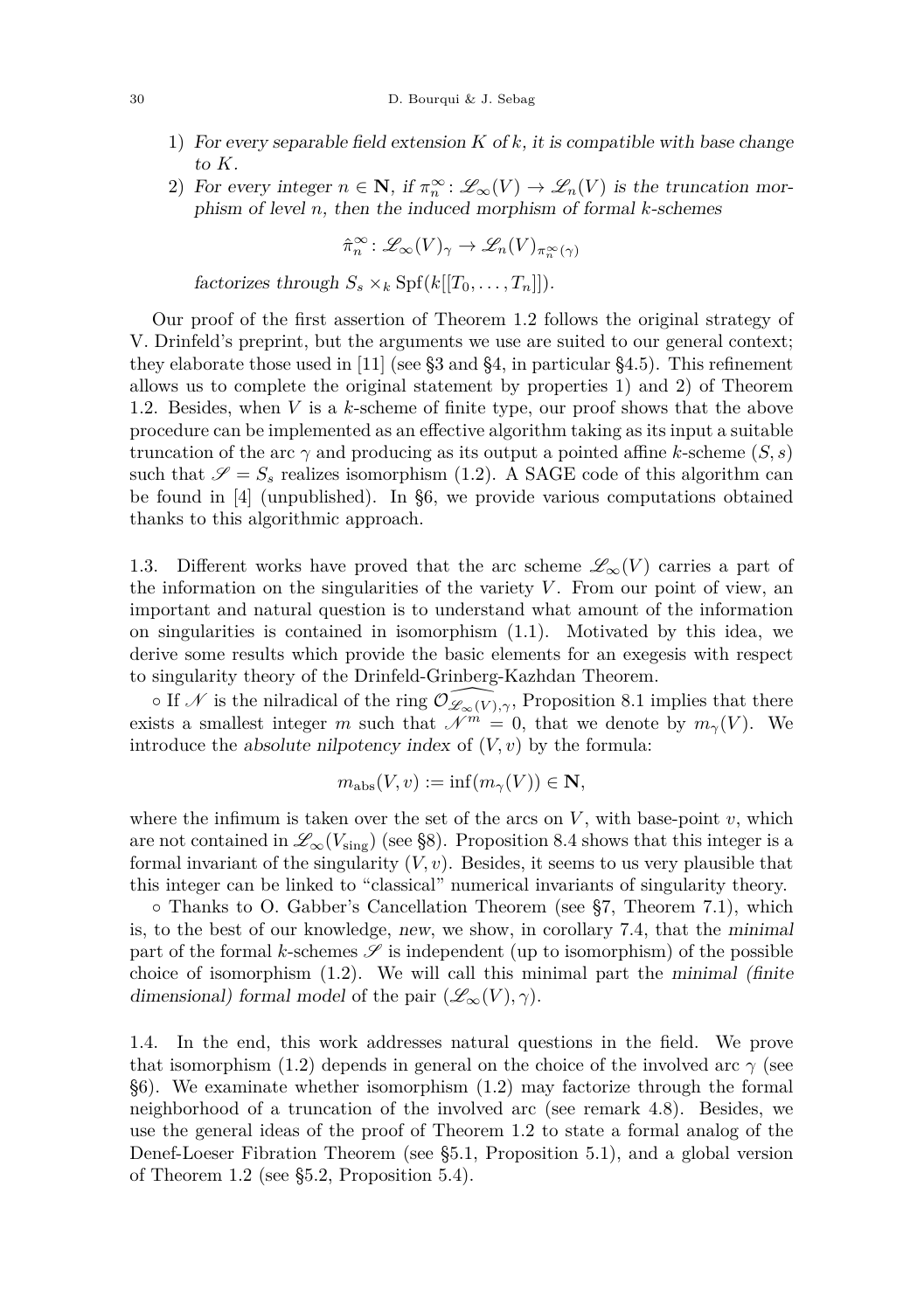1) *For every separable field extension $K$ of $k$, it is compatible with base change to $K$.*
2) *For every integer $n \in \mathbf{N}$, if $\pi_n^\infty \colon \mathscr{L}_\infty(V) \to \mathscr{L}_n(V)$ is the truncation morphism of level $n$, then the induced morphism of formal $k$-schemes*

$$\hat{\pi}_n^\infty \colon \mathscr{L}_\infty(V)_\gamma \to \mathscr{L}_n(V)_{\pi_n^\infty(\gamma)}$$

*factorizes through $S_s \times_k \operatorname{Spf}(k[[T_0, \ldots, T_n]])$.*

Our proof of the first assertion of Theorem 1.2 follows the original strategy of V. Drinfeld's preprint, but the arguments we use are suited to our general context; they elaborate those used in [11] (see §3 and §4, in particular §4.5). This refinement allows us to complete the original statement by properties 1) and 2) of Theorem 1.2. Besides, when $V$ is a $k$-scheme of finite type, our proof shows that the above procedure can be implemented as an effective algorithm taking as its input a suitable truncation of the arc $\gamma$ and producing as its output a pointed affine $k$-scheme $(S, s)$ such that $\mathscr{S} = S_s$ realizes isomorphism (1.2). A SAGE code of this algorithm can be found in [4] (unpublished). In §6, we provide various computations obtained thanks to this algorithmic approach.

1.3. Different works have proved that the arc scheme $\mathscr{L}_\infty(V)$ carries a part of the information on the singularities of the variety $V$. From our point of view, an important and natural question is to understand what amount of the information on singularities is contained in isomorphism (1.1). Motivated by this idea, we derive some results which provide the basic elements for an exegesis with respect to singularity theory of the Drinfeld-Grinberg-Kazhdan Theorem.

◦ If $\mathscr{N}$ is the nilradical of the ring $\widehat{\mathcal{O}_{\mathscr{L}_\infty(V),\gamma}}$, Proposition 8.1 implies that there exists a smallest integer $m$ such that $\mathscr{N}^m = 0$, that we denote by $m_\gamma(V)$. We introduce the *absolute nilpotency index* of $(V, v)$ by the formula:

$$m_{\mathrm{abs}}(V, v) := \inf(m_\gamma(V)) \in \mathbf{N},$$

where the infimum is taken over the set of the arcs on $V$, with base-point $v$, which are not contained in $\mathscr{L}_\infty(V_{\mathrm{sing}})$ (see §8). Proposition 8.4 shows that this integer is a formal invariant of the singularity $(V, v)$. Besides, it seems to us very plausible that this integer can be linked to "classical" numerical invariants of singularity theory.

◦ Thanks to O. Gabber's Cancellation Theorem (see §7, Theorem 7.1), which is, to the best of our knowledge, *new*, we show, in corollary 7.4, that the *minimal* part of the formal $k$-schemes $\mathscr{S}$ is independent (up to isomorphism) of the possible choice of isomorphism (1.2). We will call this minimal part the *minimal (finite dimensional) formal model* of the pair $(\mathscr{L}_\infty(V), \gamma)$.

1.4. In the end, this work addresses natural questions in the field. We prove that isomorphism (1.2) depends in general on the choice of the involved arc $\gamma$ (see §6). We examinate whether isomorphism (1.2) may factorize through the formal neighborhood of a truncation of the involved arc (see remark 4.8). Besides, we use the general ideas of the proof of Theorem 1.2 to state a formal analog of the Denef-Loeser Fibration Theorem (see §5.1, Proposition 5.1), and a global version of Theorem 1.2 (see §5.2, Proposition 5.4).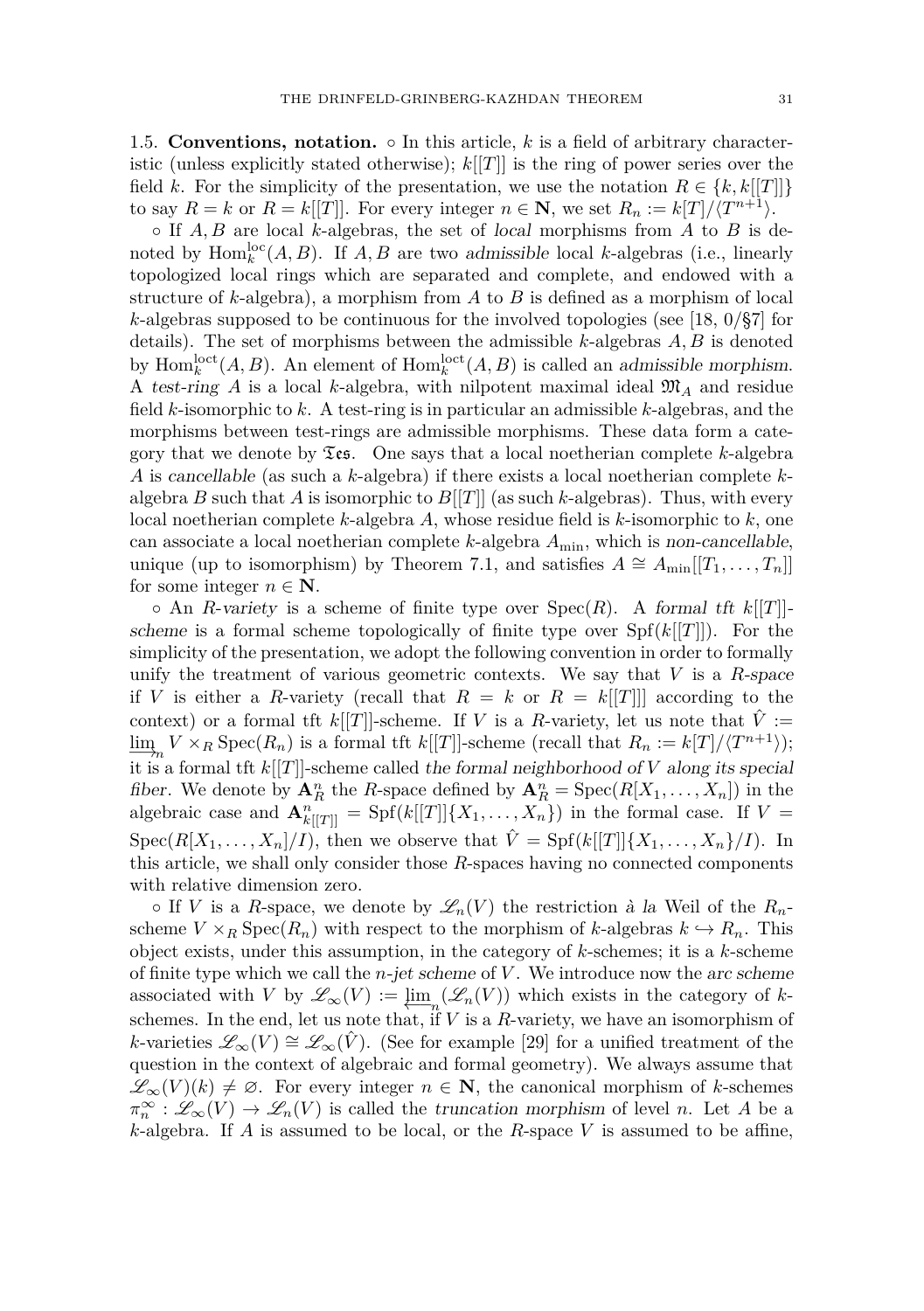1.5. **Conventions, notation.** ◦ In this article, $k$ is a field of arbitrary characteristic (unless explicitly stated otherwise); $k[[T]]$ is the ring of power series over the field $k$. For the simplicity of the presentation, we use the notation $R \in \{k, k[[T]]\}$ to say $R = k$ or $R = k[[T]]$. For every integer $n \in \mathbf{N}$, we set $R_n := k[T]/\langle T^{n+1}\rangle$.

◦ If $A, B$ are local $k$-algebras, the set of *local* morphisms from $A$ to $B$ is denoted by $\mathrm{Hom}_k^{\mathrm{loc}}(A, B)$. If $A, B$ are two *admissible* local $k$-algebras (i.e., linearly topologized local rings which are separated and complete, and endowed with a structure of $k$-algebra), a morphism from $A$ to $B$ is defined as a morphism of local $k$-algebras supposed to be continuous for the involved topologies (see [18, 0/§7] for details). The set of morphisms between the admissible $k$-algebras $A, B$ is denoted by $\mathrm{Hom}_k^{\mathrm{loct}}(A, B)$. An element of $\mathrm{Hom}_k^{\mathrm{loct}}(A, B)$ is called an *admissible morphism*. A *test-ring* $A$ is a local $k$-algebra, with nilpotent maximal ideal $\mathfrak{M}_A$ and residue field $k$-isomorphic to $k$. A test-ring is in particular an admissible $k$-algebras, and the morphisms between test-rings are admissible morphisms. These data form a category that we denote by $\mathfrak{Tes}$. One says that a local noetherian complete $k$-algebra $A$ is *cancellable* (as such a $k$-algebra) if there exists a local noetherian complete $k$-algebra $B$ such that $A$ is isomorphic to $B[[T]]$ (as such $k$-algebras). Thus, with every local noetherian complete $k$-algebra $A$, whose residue field is $k$-isomorphic to $k$, one can associate a local noetherian complete $k$-algebra $A_{\min}$, which is *non-cancellable*, unique (up to isomorphism) by Theorem 7.1, and satisfies $A \cong A_{\min}[[T_1, \ldots, T_n]]$ for some integer $n \in \mathbf{N}$.

◦ An *$R$-variety* is a scheme of finite type over $\mathrm{Spec}(R)$. A *formal tft $k[[T]]$-scheme* is a formal scheme topologically of finite type over $\mathrm{Spf}(k[[T]])$. For the simplicity of the presentation, we adopt the following convention in order to formally unify the treatment of various geometric contexts. We say that $V$ is a *$R$-space* if $V$ is either a $R$-variety (recall that $R = k$ or $R = k[[T]]$ according to the context) or a formal tft $k[[T]]$-scheme. If $V$ is a $R$-variety, let us note that $\hat{V} := \varinjlim_n V \times_R \mathrm{Spec}(R_n)$ is a formal tft $k[[T]]$-scheme (recall that $R_n := k[T]/\langle T^{n+1}\rangle$); it is a formal tft $k[[T]]$-scheme called *the formal neighborhood of $V$ along its special fiber*. We denote by $\mathbf{A}^n_R$ the $R$-space defined by $\mathbf{A}^n_R = \mathrm{Spec}(R[X_1, \ldots, X_n])$ in the algebraic case and $\mathbf{A}^n_{k[[T]]} = \mathrm{Spf}(k[[T]]\{X_1, \ldots, X_n\})$ in the formal case. If $V = \mathrm{Spec}(R[X_1, \ldots, X_n]/I)$, then we observe that $\hat{V} = \mathrm{Spf}(k[[T]]\{X_1, \ldots, X_n\}/I)$. In this article, we shall only consider those $R$-spaces having no connected components with relative dimension zero.

◦ If $V$ is a $R$-space, we denote by $\mathscr{L}_n(V)$ the restriction *à la* Weil of the $R_n$-scheme $V \times_R \mathrm{Spec}(R_n)$ with respect to the morphism of $k$-algebras $k \hookrightarrow R_n$. This object exists, under this assumption, in the category of $k$-schemes; it is a $k$-scheme of finite type which we call the *$n$-jet scheme* of $V$. We introduce now the *arc scheme* associated with $V$ by $\mathscr{L}_\infty(V) := \varprojlim_n (\mathscr{L}_n(V))$ which exists in the category of $k$-schemes. In the end, let us note that, if $V$ is a $R$-variety, we have an isomorphism of $k$-varieties $\mathscr{L}_\infty(V) \cong \mathscr{L}_\infty(\hat{V})$. (See for example [29] for a unified treatment of the question in the context of algebraic and formal geometry). We always assume that $\mathscr{L}_\infty(V)(k) \neq \varnothing$. For every integer $n \in \mathbf{N}$, the canonical morphism of $k$-schemes $\pi_n^\infty : \mathscr{L}_\infty(V) \to \mathscr{L}_n(V)$ is called the *truncation morphism* of level $n$. Let $A$ be a $k$-algebra. If $A$ is assumed to be local, or the $R$-space $V$ is assumed to be affine,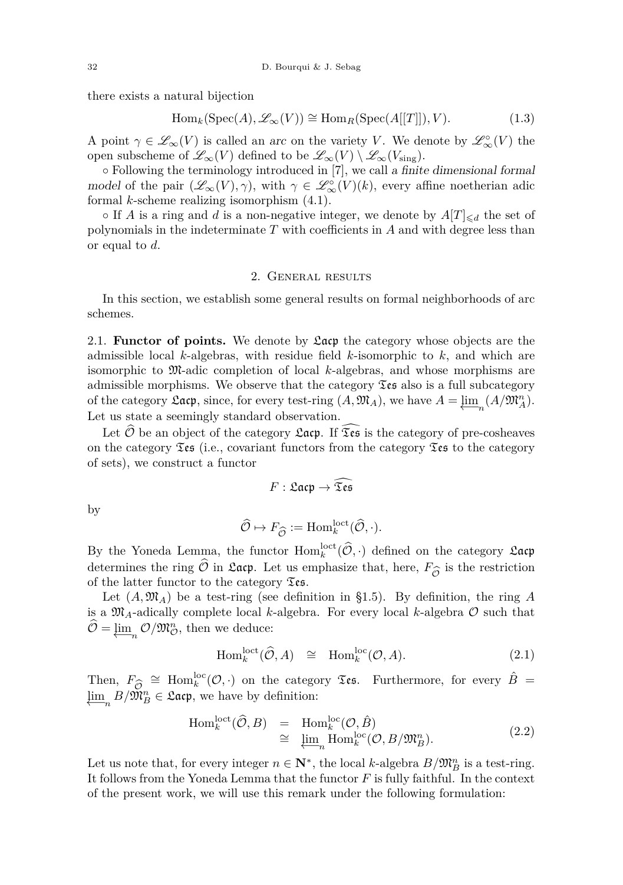there exists a natural bijection

$$\mathrm{Hom}_k(\mathrm{Spec}(A), \mathscr{L}_\infty(V)) \cong \mathrm{Hom}_R(\mathrm{Spec}(A[[T]]), V). \tag{1.3}$$

A point $\gamma \in \mathscr{L}_\infty(V)$ is called an *arc* on the variety $V$. We denote by $\mathscr{L}_\infty^\circ(V)$ the open subscheme of $\mathscr{L}_\infty(V)$ defined to be $\mathscr{L}_\infty(V) \setminus \mathscr{L}_\infty(V_{\mathrm{sing}})$.

∘ Following the terminology introduced in [7], we call *a finite dimensional formal model* of the pair $(\mathscr{L}_\infty(V), \gamma)$, with $\gamma \in \mathscr{L}_\infty^\circ(V)(k)$, every affine noetherian adic formal $k$-scheme realizing isomorphism (4.1).

∘ If $A$ is a ring and $d$ is a non-negative integer, we denote by $A[T]_{\leqslant d}$ the set of polynomials in the indeterminate $T$ with coefficients in $A$ and with degree less than or equal to $d$.

## 2. General results

In this section, we establish some general results on formal neighborhoods of arc schemes.

**2.1. Functor of points.** We denote by $\mathfrak{Lacp}$ the category whose objects are the admissible local $k$-algebras, with residue field $k$-isomorphic to $k$, and which are isomorphic to $\mathfrak{M}$-adic completion of local $k$-algebras, and whose morphisms are admissible morphisms. We observe that the category $\mathfrak{Tes}$ also is a full subcategory of the category $\mathfrak{Lacp}$, since, for every test-ring $(A, \mathfrak{M}_A)$, we have $A = \varprojlim_n (A/\mathfrak{M}_A^n)$. Let us state a seemingly standard observation.

Let $\widehat{\mathcal{O}}$ be an object of the category $\mathfrak{Lacp}$. If $\widehat{\mathfrak{Tes}}$ is the category of pre-cosheaves on the category $\mathfrak{Tes}$ (i.e., covariant functors from the category $\mathfrak{Tes}$ to the category of sets), we construct a functor

$$F : \mathfrak{Lacp} \to \widehat{\mathfrak{Tes}}$$

by

$$\widehat{\mathcal{O}} \mapsto F_{\widehat{\mathcal{O}}} := \mathrm{Hom}_k^{\mathrm{loct}}(\widehat{\mathcal{O}}, \cdot).$$

By the Yoneda Lemma, the functor $\mathrm{Hom}_k^{\mathrm{loct}}(\widehat{\mathcal{O}}, \cdot)$ defined on the category $\mathfrak{Lacp}$ determines the ring $\widehat{\mathcal{O}}$ in $\mathfrak{Lacp}$. Let us emphasize that, here, $F_{\widehat{\mathcal{O}}}$ is the restriction of the latter functor to the category $\mathfrak{Tes}$.

Let $(A, \mathfrak{M}_A)$ be a test-ring (see definition in §1.5). By definition, the ring $A$ is a $\mathfrak{M}_A$-adically complete local $k$-algebra. For every local $k$-algebra $\mathcal{O}$ such that $\widehat{\mathcal{O}} = \varprojlim_n \mathcal{O}/\mathfrak{M}_{\mathcal{O}}^n$, then we deduce:

$$\mathrm{Hom}_k^{\mathrm{loct}}(\widehat{\mathcal{O}}, A) \quad \cong \quad \mathrm{Hom}_k^{\mathrm{loc}}(\mathcal{O}, A). \tag{2.1}$$

Then, $F_{\widehat{\mathcal{O}}} \cong \mathrm{Hom}_k^{\mathrm{loc}}(\mathcal{O}, \cdot)$ on the category $\mathfrak{Tes}$. Furthermore, for every $\hat{B} = \varprojlim_n B/\mathfrak{M}_B^n \in \mathfrak{Lacp}$, we have by definition:

$$\begin{aligned} \mathrm{Hom}_k^{\mathrm{loct}}(\widehat{\mathcal{O}}, B) &= \mathrm{Hom}_k^{\mathrm{loc}}(\mathcal{O}, \hat{B}) \\ &\cong \varprojlim_n \mathrm{Hom}_k^{\mathrm{loc}}(\mathcal{O}, B/\mathfrak{M}_B^n). \end{aligned} \tag{2.2}$$

Let us note that, for every integer $n \in \mathbf{N}^*$, the local $k$-algebra $B/\mathfrak{M}_B^n$ is a test-ring. It follows from the Yoneda Lemma that the functor $F$ is fully faithful. In the context of the present work, we will use this remark under the following formulation: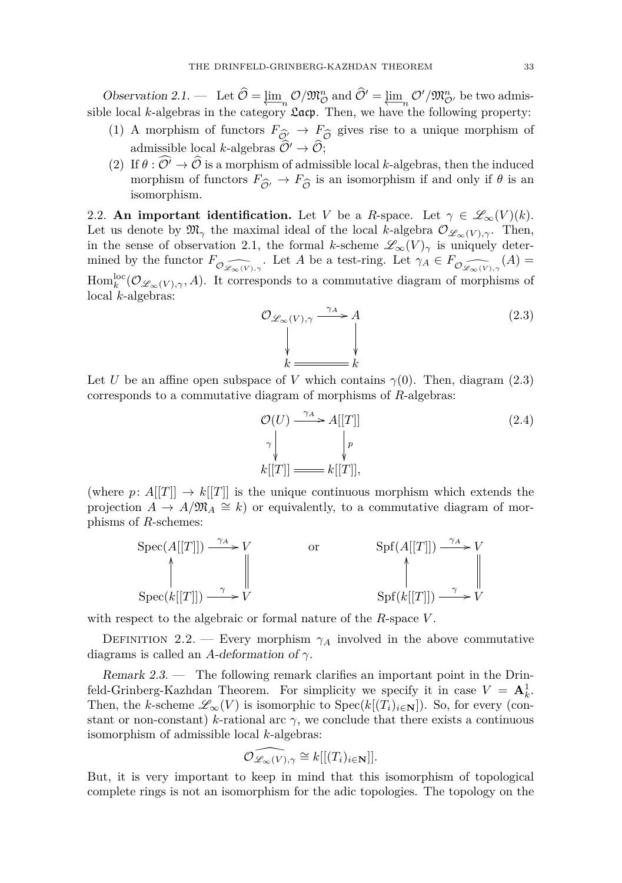*Observation 2.1.* — Let $\widehat{\mathcal{O}} = \varprojlim_n \mathcal{O}/\mathfrak{M}_{\mathcal{O}}^n$ and $\widehat{\mathcal{O}}' = \varprojlim_n \mathcal{O}'/\mathfrak{M}_{\mathcal{O}'}^n$ be two admissible local $k$-algebras in the category $\mathfrak{Lacp}$. Then, we have the following property:

1. A morphism of functors $F_{\widehat{\mathcal{O}'}} \to F_{\widehat{\mathcal{O}}}$ gives rise to a unique morphism of admissible local $k$-algebras $\widehat{\mathcal{O}}' \to \widehat{\mathcal{O}}$;
2. If $\theta : \widehat{\mathcal{O}'} \to \widehat{\mathcal{O}}$ is a morphism of admissible local $k$-algebras, then the induced morphism of functors $F_{\widehat{\mathcal{O}'}} \to F_{\widehat{\mathcal{O}}}$ is an isomorphism if and only if $\theta$ is an isomorphism.

2.2. **An important identification.** Let $V$ be a $R$-space. Let $\gamma \in \mathscr{L}_\infty(V)(k)$. Let us denote by $\mathfrak{M}_\gamma$ the maximal ideal of the local $k$-algebra $\mathcal{O}_{\mathscr{L}_\infty(V),\gamma}$. Then, in the sense of observation 2.1, the formal $k$-scheme $\mathscr{L}_\infty(V)_\gamma$ is uniquely determined by the functor $F_{\widehat{\mathcal{O}_{\mathscr{L}_\infty(V),\gamma}}}$. Let $A$ be a test-ring. Let $\gamma_A \in F_{\widehat{\mathcal{O}_{\mathscr{L}_\infty(V),\gamma}}}(A) = \mathrm{Hom}_k^{\mathrm{loc}}(\mathcal{O}_{\mathscr{L}_\infty(V),\gamma}, A)$. It corresponds to a commutative diagram of morphisms of local $k$-algebras:

$$\begin{array}{ccc} \mathcal{O}_{\mathscr{L}_\infty(V),\gamma} & \xrightarrow{\gamma_A} & A \\ \downarrow & & \downarrow \\ k & = & k \end{array} \tag{2.3}$$

Let $U$ be an affine open subspace of $V$ which contains $\gamma(0)$. Then, diagram (2.3) corresponds to a commutative diagram of morphisms of $R$-algebras:

$$\begin{array}{ccc} \mathcal{O}(U) & \xrightarrow{\gamma_A} & A[[T]] \\ {\scriptstyle\gamma}\downarrow & & \downarrow{\scriptstyle p} \\ k[[T]] & = & k[[T]], \end{array} \tag{2.4}$$

(where $p\colon A[[T]] \to k[[T]]$ is the unique continuous morphism which extends the projection $A \to A/\mathfrak{M}_A \cong k$) or equivalently, to a commutative diagram of morphisms of $R$-schemes:

$$\begin{array}{ccc} \mathrm{Spec}(A[[T]]) & \xrightarrow{\gamma_A} & V \\ \uparrow & & \| \\ \mathrm{Spec}(k[[T]]) & \xrightarrow{\gamma} & V \end{array} \qquad \text{or} \qquad \begin{array}{ccc} \mathrm{Spf}(A[[T]]) & \xrightarrow{\gamma_A} & V \\ \uparrow & & \| \\ \mathrm{Spf}(k[[T]]) & \xrightarrow{\gamma} & V \end{array}$$

with respect to the algebraic or formal nature of the $R$-space $V$.

Definition 2.2. — Every morphism $\gamma_A$ involved in the above commutative diagrams is called an *$A$-deformation of $\gamma$*.

*Remark 2.3.* — The following remark clarifies an important point in the Drinfeld-Grinberg-Kazhdan Theorem. For simplicity we specify it in case $V = \mathbf{A}_k^1$. Then, the $k$-scheme $\mathscr{L}_\infty(V)$ is isomorphic to $\mathrm{Spec}(k[(T_i)_{i\in\mathbf{N}}])$. So, for every (constant or non-constant) $k$-rational arc $\gamma$, we conclude that there exists a continuous isomorphism of admissible local $k$-algebras:

$$\widehat{\mathcal{O}_{\mathscr{L}_\infty(V),\gamma}} \cong k[[(T_i)_{i\in\mathbf{N}}]].$$

But, it is very important to keep in mind that this isomorphism of topological complete rings is not an isomorphism for the adic topologies. The topology on the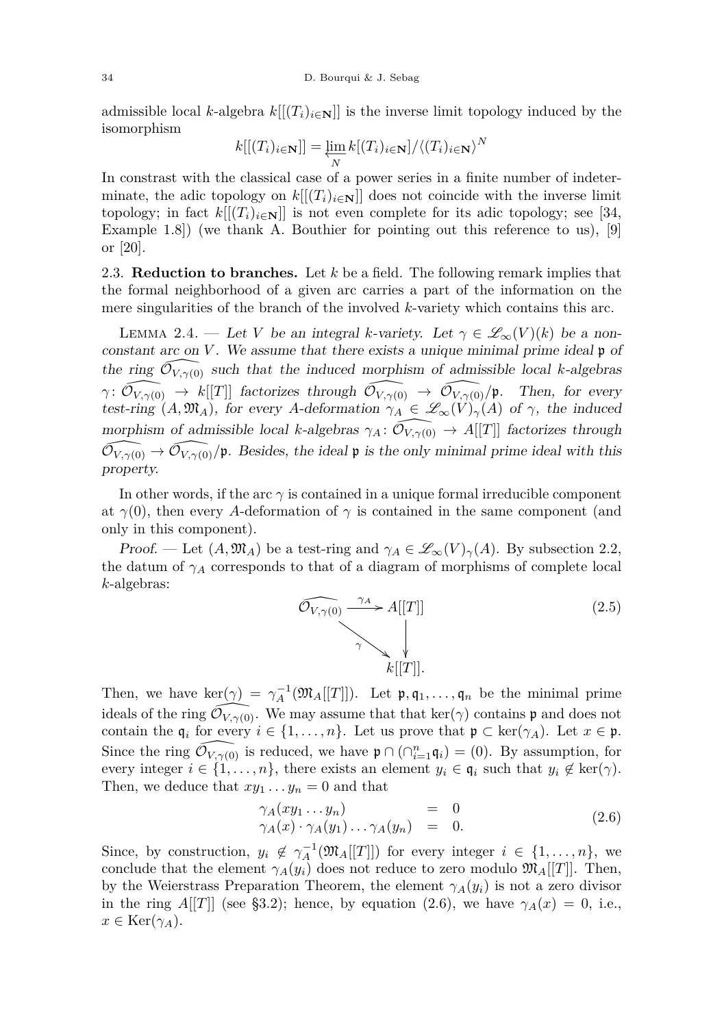admissible local $k$-algebra $k[[(T_i)_{i\in\mathbf{N}}]]$ is the inverse limit topology induced by the isomorphism

$$k[[(T_i)_{i\in\mathbf{N}}]] = \varprojlim_N k[(T_i)_{i\in\mathbf{N}}]/\langle (T_i)_{i\in\mathbf{N}}\rangle^N$$

In constrast with the classical case of a power series in a finite number of indeterminate, the adic topology on $k[[(T_i)_{i\in\mathbf{N}}]]$ does not coincide with the inverse limit topology; in fact $k[[(T_i)_{i\in\mathbf{N}}]]$ is not even complete for its adic topology; see [34, Example 1.8]) (we thank A. Bouthier for pointing out this reference to us), [9] or [20].

## 2.3. Reduction to branches.

Let $k$ be a field. The following remark implies that the formal neighborhood of a given arc carries a part of the information on the mere singularities of the branch of the involved $k$-variety which contains this arc.

Lemma 2.4. — *Let $V$ be an integral $k$-variety. Let $\gamma \in \mathscr{L}_\infty(V)(k)$ be a non-constant arc on $V$. We assume that there exists a unique minimal prime ideal $\mathfrak{p}$ of the ring $\widehat{\mathcal{O}_{V,\gamma(0)}}$ such that the induced morphism of admissible local $k$-algebras $\gamma\colon \widehat{\mathcal{O}_{V,\gamma(0)}} \to k[[T]]$ factorizes through $\widehat{\mathcal{O}_{V,\gamma(0)}} \to \widehat{\mathcal{O}_{V,\gamma(0)}}/\mathfrak{p}$. Then, for every test-ring $(A,\mathfrak{M}_A)$, for every $A$-deformation $\gamma_A \in \mathscr{L}_\infty(V)_\gamma(A)$ of $\gamma$, the induced morphism of admissible local $k$-algebras $\gamma_A\colon \widehat{\mathcal{O}_{V,\gamma(0)}} \to A[[T]]$ factorizes through $\widehat{\mathcal{O}_{V,\gamma(0)}} \to \widehat{\mathcal{O}_{V,\gamma(0)}}/\mathfrak{p}$. Besides, the ideal $\mathfrak{p}$ is the only minimal prime ideal with this property.*

In other words, if the arc $\gamma$ is contained in a unique formal irreducible component at $\gamma(0)$, then every $A$-deformation of $\gamma$ is contained in the same component (and only in this component).

*Proof.* — Let $(A,\mathfrak{M}_A)$ be a test-ring and $\gamma_A \in \mathscr{L}_\infty(V)_\gamma(A)$. By subsection 2.2, the datum of $\gamma_A$ corresponds to that of a diagram of morphisms of complete local $k$-algebras:

$$\begin{array}{ccc} \widehat{\mathcal{O}_{V,\gamma(0)}} & \xrightarrow{\gamma_A} & A[[T]] \\ & \searrow^{\gamma} & \downarrow \\ & & k[[T]]. \end{array} \tag{2.5}$$

Then, we have $\ker(\gamma) = \gamma_A^{-1}(\mathfrak{M}_A[[T]])$. Let $\mathfrak{p},\mathfrak{q}_1,\dots,\mathfrak{q}_n$ be the minimal prime ideals of the ring $\widehat{\mathcal{O}_{V,\gamma(0)}}$. We may assume that that $\ker(\gamma)$ contains $\mathfrak{p}$ and does not contain the $\mathfrak{q}_i$ for every $i \in \{1,\dots,n\}$. Let us prove that $\mathfrak{p} \subset \ker(\gamma_A)$. Let $x \in \mathfrak{p}$. Since the ring $\widehat{\mathcal{O}_{V,\gamma(0)}}$ is reduced, we have $\mathfrak{p} \cap (\cap_{i=1}^n \mathfrak{q}_i) = (0)$. By assumption, for every integer $i \in \{1,\dots,n\}$, there exists an element $y_i \in \mathfrak{q}_i$ such that $y_i \notin \ker(\gamma)$. Then, we deduce that $xy_1\dots y_n = 0$ and that

$$\begin{array}{rcl} \gamma_A(xy_1\dots y_n) & = & 0 \\ \gamma_A(x)\cdot\gamma_A(y_1)\dots\gamma_A(y_n) & = & 0. \end{array} \tag{2.6}$$

Since, by construction, $y_i \notin \gamma_A^{-1}(\mathfrak{M}_A[[T]])$ for every integer $i \in \{1,\dots,n\}$, we conclude that the element $\gamma_A(y_i)$ does not reduce to zero modulo $\mathfrak{M}_A[[T]]$. Then, by the Weierstrass Preparation Theorem, the element $\gamma_A(y_i)$ is not a zero divisor in the ring $A[[T]]$ (see §3.2); hence, by equation (2.6), we have $\gamma_A(x) = 0$, i.e., $x \in \operatorname{Ker}(\gamma_A)$.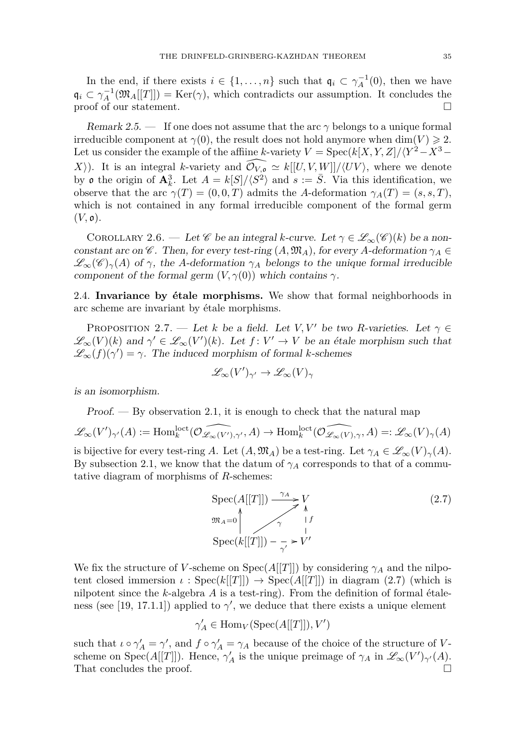In the end, if there exists $i \in \{1, \dots, n\}$ such that $\mathfrak{q}_i \subset \gamma_A^{-1}(0)$, then we have $\mathfrak{q}_i \subset \gamma_A^{-1}(\mathfrak{M}_A[[T]]) = \mathrm{Ker}(\gamma)$, which contradicts our assumption. It concludes the proof of our statement. $\square$

*Remark 2.5.* — If one does not assume that the arc $\gamma$ belongs to a unique formal irreducible component at $\gamma(0)$, the result does not hold anymore when $\dim(V) \geqslant 2$. Let us consider the example of the affiine $k$-variety $V = \mathrm{Spec}(k[X, Y, Z]/\langle Y^2 - X^3 - X \rangle)$. It is an integral $k$-variety and $\widehat{\mathcal{O}_{V,\mathfrak{o}}} \simeq k[[U, V, W]]/\langle UV \rangle$, where we denote by $\mathfrak{o}$ the origin of $\mathbf{A}_k^3$. Let $A = k[S]/\langle S^2 \rangle$ and $s := \bar{S}$. Via this identification, we observe that the arc $\gamma(T) = (0, 0, T)$ admits the $A$-deformation $\gamma_A(T) = (s, s, T)$, which is not contained in any formal irreducible component of the formal germ $(V, \mathfrak{o})$.

Corollary 2.6. — *Let $\mathscr{C}$ be an integral $k$-curve. Let $\gamma \in \mathscr{L}_\infty(\mathscr{C})(k)$ be a non-constant arc on $\mathscr{C}$. Then, for every test-ring $(A, \mathfrak{M}_A)$, for every $A$-deformation $\gamma_A \in \mathscr{L}_\infty(\mathscr{C})_\gamma(A)$ of $\gamma$, the $A$-deformation $\gamma_A$ belongs to the unique formal irreducible component of the formal germ $(V, \gamma(0))$ which contains $\gamma$.*

## 2.4. Invariance by étale morphisms.

We show that formal neighborhoods in arc scheme are invariant by étale morphisms.

Proposition 2.7. — *Let $k$ be a field. Let $V, V'$ be two $R$-varieties. Let $\gamma \in \mathscr{L}_\infty(V)(k)$ and $\gamma' \in \mathscr{L}_\infty(V')(k)$. Let $f \colon V' \to V$ be an étale morphism such that $\mathscr{L}_\infty(f)(\gamma') = \gamma$. The induced morphism of formal $k$-schemes*

$$\mathscr{L}_\infty(V')_{\gamma'} \to \mathscr{L}_\infty(V)_\gamma$$

*is an isomorphism.*

*Proof.* — By observation 2.1, it is enough to check that the natural map

$$\mathscr{L}_\infty(V')_{\gamma'}(A) := \mathrm{Hom}_k^{\mathrm{loct}}(\widehat{\mathcal{O}_{\mathscr{L}_\infty(V'),\gamma'}}, A) \to \mathrm{Hom}_k^{\mathrm{loct}}(\widehat{\mathcal{O}_{\mathscr{L}_\infty(V),\gamma}}, A) =: \mathscr{L}_\infty(V)_\gamma(A)$$

is bijective for every test-ring $A$. Let $(A, \mathfrak{M}_A)$ be a test-ring. Let $\gamma_A \in \mathscr{L}_\infty(V)_\gamma(A)$. By subsection 2.1, we know that the datum of $\gamma_A$ corresponds to that of a commutative diagram of morphisms of $R$-schemes:

$$\begin{array}{ccc} \mathrm{Spec}(A[[T]]) & \xrightarrow{\gamma_A} & V \\ {\scriptstyle \mathfrak{M}_A = 0}\uparrow & \nearrow_{\gamma} & \uparrow{\scriptstyle f} \\ \mathrm{Spec}(k[[T]]) & \dashrightarrow_{\gamma'} & V' \end{array} \tag{2.7}$$

We fix the structure of $V$-scheme on $\mathrm{Spec}(A[[T]])$ by considering $\gamma_A$ and the nilpotent closed immersion $\iota : \mathrm{Spec}(k[[T]]) \to \mathrm{Spec}(A[[T]])$ in diagram (2.7) (which is nilpotent since the $k$-algebra $A$ is a test-ring). From the definition of formal étaleness (see [19, 17.1.1]) applied to $\gamma'$, we deduce that there exists a unique element

$$\gamma'_A \in \mathrm{Hom}_V(\mathrm{Spec}(A[[T]]), V')$$

such that $\iota \circ \gamma'_A = \gamma'$, and $f \circ \gamma'_A = \gamma_A$ because of the choice of the structure of $V$-scheme on $\mathrm{Spec}(A[[T]])$. Hence, $\gamma'_A$ is the unique preimage of $\gamma_A$ in $\mathscr{L}_\infty(V')_{\gamma'}(A)$. That concludes the proof. $\square$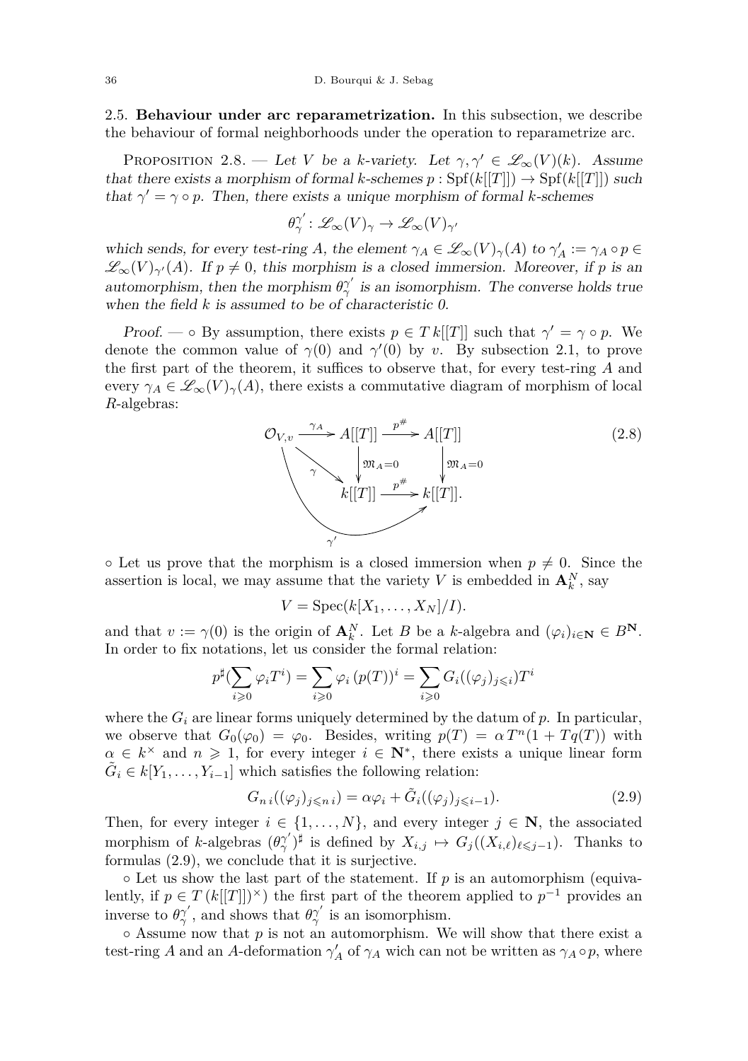2.5. **Behaviour under arc reparametrization.** In this subsection, we describe the behaviour of formal neighborhoods under the operation to reparametrize arc.

Proposition 2.8. — *Let $V$ be a $k$-variety. Let $\gamma, \gamma' \in \mathscr{L}_\infty(V)(k)$. Assume that there exists a morphism of formal $k$-schemes $p : \mathrm{Spf}(k[[T]]) \to \mathrm{Spf}(k[[T]])$ such that $\gamma' = \gamma \circ p$. Then, there exists a unique morphism of formal $k$-schemes*

$$\theta_\gamma^{\gamma'} : \mathscr{L}_\infty(V)_\gamma \to \mathscr{L}_\infty(V)_{\gamma'}$$

*which sends, for every test-ring $A$, the element $\gamma_A \in \mathscr{L}_\infty(V)_\gamma(A)$ to $\gamma'_A := \gamma_A \circ p \in \mathscr{L}_\infty(V)_{\gamma'}(A)$. If $p \neq 0$, this morphism is a closed immersion. Moreover, if $p$ is an automorphism, then the morphism $\theta_\gamma^{\gamma'}$ is an isomorphism. The converse holds true when the field $k$ is assumed to be of characteristic 0.*

*Proof.* — ◦ By assumption, there exists $p \in T\,k[[T]]$ such that $\gamma' = \gamma \circ p$. We denote the common value of $\gamma(0)$ and $\gamma'(0)$ by $v$. By subsection 2.1, to prove the first part of the theorem, it suffices to observe that, for every test-ring $A$ and every $\gamma_A \in \mathscr{L}_\infty(V)_\gamma(A)$, there exists a commutative diagram of morphism of local $R$-algebras:

$$\begin{array}{ccccc}
\mathcal{O}_{V,v} & \xrightarrow{\gamma_A} & A[[T]] & \xrightarrow{p^\#} & A[[T]] \\
& \searrow^{\gamma} & \downarrow{\scriptstyle \mathfrak{M}_A = 0} & & \downarrow{\scriptstyle \mathfrak{M}_A = 0} \\
& & k[[T]] & \xrightarrow{p^\#} & k[[T]].
\end{array} \tag{2.8}$$

(with the curved arrow $\gamma' : \mathcal{O}_{V,v} \to k[[T]]$ on the right.)

◦ Let us prove that the morphism is a closed immersion when $p \neq 0$. Since the assertion is local, we may assume that the variety $V$ is embedded in $\mathbf{A}_k^N$, say

$$V = \mathrm{Spec}(k[X_1, \dots, X_N]/I).$$

and that $v := \gamma(0)$ is the origin of $\mathbf{A}_k^N$. Let $B$ be a $k$-algebra and $(\varphi_i)_{i \in \mathbf{N}} \in B^{\mathbf{N}}$. In order to fix notations, let us consider the formal relation:

$$p^\sharp(\sum_{i \geqslant 0} \varphi_i T^i) = \sum_{i \geqslant 0} \varphi_i \, (p(T))^i = \sum_{i \geqslant 0} G_i((\varphi_j)_{j \leqslant i}) T^i$$

where the $G_i$ are linear forms uniquely determined by the datum of $p$. In particular, we observe that $G_0(\varphi_0) = \varphi_0$. Besides, writing $p(T) = \alpha\, T^n(1 + Tq(T))$ with $\alpha \in k^\times$ and $n \geqslant 1$, for every integer $i \in \mathbf{N}^*$, there exists a unique linear form $\tilde{G}_i \in k[Y_1, \dots, Y_{i-1}]$ which satisfies the following relation:

$$G_{n\,i}((\varphi_j)_{j \leqslant n\,i}) = \alpha \varphi_i + \tilde{G}_i((\varphi_j)_{j \leqslant i-1}). \tag{2.9}$$

Then, for every integer $i \in \{1, \dots, N\}$, and every integer $j \in \mathbf{N}$, the associated morphism of $k$-algebras $(\theta_\gamma^{\gamma'})^\sharp$ is defined by $X_{i,j} \mapsto G_j((X_{i,\ell})_{\ell \leqslant j-1})$. Thanks to formulas (2.9), we conclude that it is surjective.

◦ Let us show the last part of the statement. If $p$ is an automorphism (equivalently, if $p \in T\,(k[[T]])^\times$) the first part of the theorem applied to $p^{-1}$ provides an inverse to $\theta_\gamma^{\gamma'}$, and shows that $\theta_\gamma^{\gamma'}$ is an isomorphism.

◦ Assume now that $p$ is not an automorphism. We will show that there exist a test-ring $A$ and an $A$-deformation $\gamma'_A$ of $\gamma_A$ wich can not be written as $\gamma_A \circ p$, where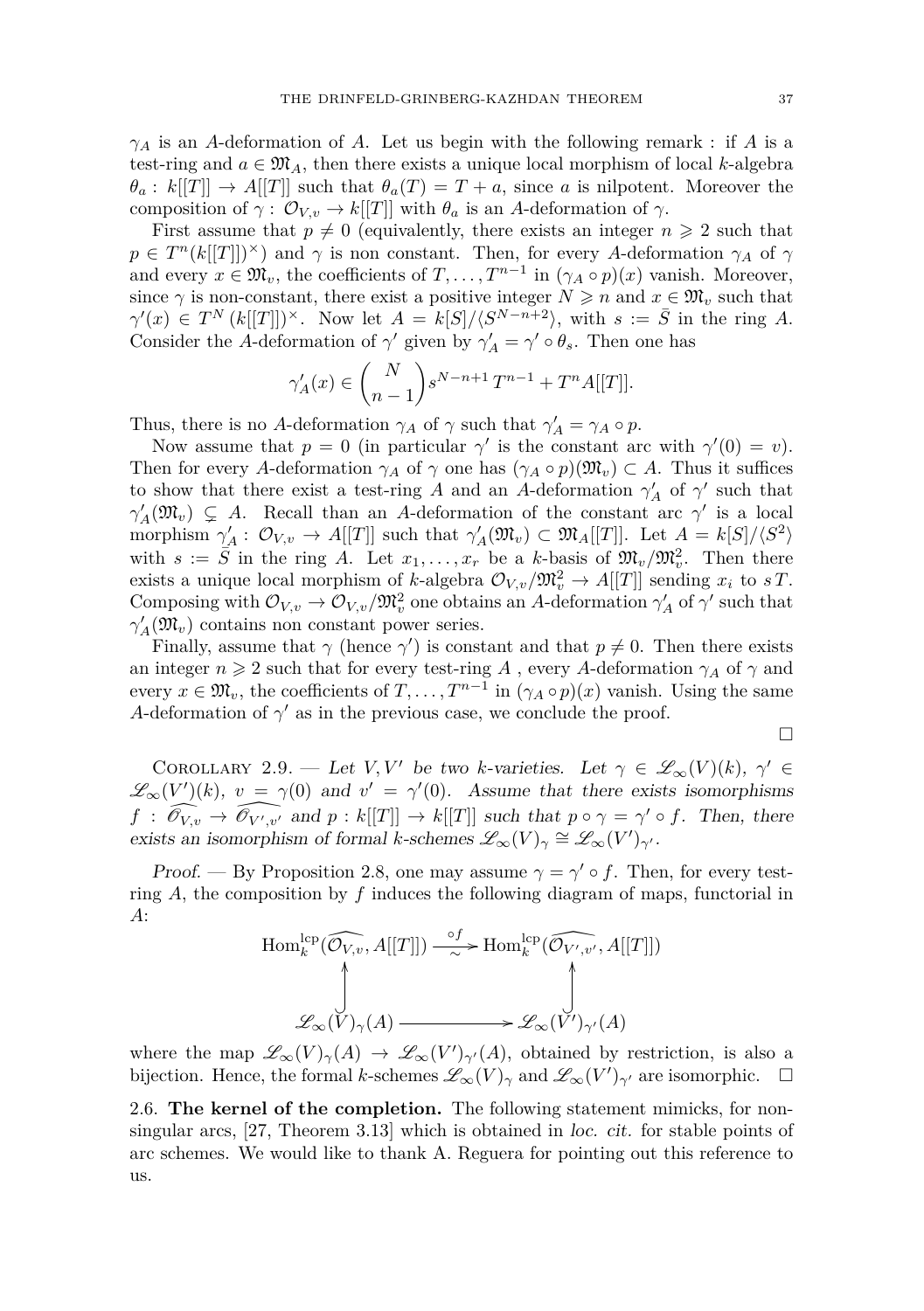$\gamma_A$ is an $A$-deformation of $A$. Let us begin with the following remark : if $A$ is a test-ring and $a \in \mathfrak{M}_A$, then there exists a unique local morphism of local $k$-algebra $\theta_a : k[[T]] \to A[[T]]$ such that $\theta_a(T) = T + a$, since $a$ is nilpotent. Moreover the composition of $\gamma : \mathcal{O}_{V,v} \to k[[T]]$ with $\theta_a$ is an $A$-deformation of $\gamma$.

First assume that $p \neq 0$ (equivalently, there exists an integer $n \geqslant 2$ such that $p \in T^n(k[[T]])^\times$) and $\gamma$ is non constant. Then, for every $A$-deformation $\gamma_A$ of $\gamma$ and every $x \in \mathfrak{M}_v$, the coefficients of $T, \dots, T^{n-1}$ in $(\gamma_A \circ p)(x)$ vanish. Moreover, since $\gamma$ is non-constant, there exist a positive integer $N \geqslant n$ and $x \in \mathfrak{M}_v$ such that $\gamma'(x) \in T^N (k[[T]])^\times$. Now let $A = k[S]/\langle S^{N-n+2}\rangle$, with $s := \bar{S}$ in the ring $A$. Consider the $A$-deformation of $\gamma'$ given by $\gamma'_A = \gamma' \circ \theta_s$. Then one has

$$\gamma'_A(x) \in \binom{N}{n-1} s^{N-n+1}\, T^{n-1} + T^n A[[T]].$$

Thus, there is no $A$-deformation $\gamma_A$ of $\gamma$ such that $\gamma'_A = \gamma_A \circ p$.

Now assume that $p = 0$ (in particular $\gamma'$ is the constant arc with $\gamma'(0) = v$). Then for every $A$-deformation $\gamma_A$ of $\gamma$ one has $(\gamma_A \circ p)(\mathfrak{M}_v) \subset A$. Thus it suffices to show that there exist a test-ring $A$ and an $A$-deformation $\gamma'_A$ of $\gamma'$ such that $\gamma'_A(\mathfrak{M}_v) \subsetneq A$. Recall than an $A$-deformation of the constant arc $\gamma'$ is a local morphism $\gamma'_A : \mathcal{O}_{V,v} \to A[[T]]$ such that $\gamma'_A(\mathfrak{M}_v) \subset \mathfrak{M}_A[[T]]$. Let $A = k[S]/\langle S^2\rangle$ with $s := \bar{S}$ in the ring $A$. Let $x_1, \dots, x_r$ be a $k$-basis of $\mathfrak{M}_v/\mathfrak{M}_v^2$. Then there exists a unique local morphism of $k$-algebra $\mathcal{O}_{V,v}/\mathfrak{M}_v^2 \to A[[T]]$ sending $x_i$ to $sT$. Composing with $\mathcal{O}_{V,v} \to \mathcal{O}_{V,v}/\mathfrak{M}_v^2$ one obtains an $A$-deformation $\gamma'_A$ of $\gamma'$ such that $\gamma'_A(\mathfrak{M}_v)$ contains non constant power series.

Finally, assume that $\gamma$ (hence $\gamma'$) is constant and that $p \neq 0$. Then there exists an integer $n \geqslant 2$ such that for every test-ring $A$ , every $A$-deformation $\gamma_A$ of $\gamma$ and every $x \in \mathfrak{M}_v$, the coefficients of $T, \dots, T^{n-1}$ in $(\gamma_A \circ p)(x)$ vanish. Using the same $A$-deformation of $\gamma'$ as in the previous case, we conclude the proof.

$\square$

Corollary 2.9. — *Let $V, V'$ be two $k$-varieties. Let $\gamma \in \mathscr{L}_\infty(V)(k)$, $\gamma' \in \mathscr{L}_\infty(V')(k)$, $v = \gamma(0)$ and $v' = \gamma'(0)$. Assume that there exists isomorphisms $f : \widehat{\mathscr{O}_{V,v}} \to \widehat{\mathscr{O}_{V',v'}}$ and $p : k[[T]] \to k[[T]]$ such that $p \circ \gamma = \gamma' \circ f$. Then, there exists an isomorphism of formal $k$-schemes $\mathscr{L}_\infty(V)_\gamma \cong \mathscr{L}_\infty(V')_{\gamma'}$.*

*Proof.* — By Proposition 2.8, one may assume $\gamma = \gamma' \circ f$. Then, for every test-ring $A$, the composition by $f$ induces the following diagram of maps, functorial in $A$:

$$\begin{array}{ccc}
\operatorname{Hom}_k^{\mathrm{lcp}}(\widehat{\mathcal{O}_{V,v}}, A[[T]]) & \xrightarrow[\sim]{\circ f} & \operatorname{Hom}_k^{\mathrm{lcp}}(\widehat{\mathcal{O}_{V',v'}}, A[[T]]) \\
\uparrow & & \uparrow \\
\mathscr{L}_\infty(V)_\gamma(A) & \longrightarrow & \mathscr{L}_\infty(V')_{\gamma'}(A)
\end{array}$$

where the map $\mathscr{L}_\infty(V)_\gamma(A) \to \mathscr{L}_\infty(V')_{\gamma'}(A)$, obtained by restriction, is also a bijection. Hence, the formal $k$-schemes $\mathscr{L}_\infty(V)_\gamma$ and $\mathscr{L}_\infty(V')_{\gamma'}$ are isomorphic. $\square$

### 2.6. The kernel of the completion.

The following statement mimicks, for non-singular arcs, [27, Theorem 3.13] which is obtained in *loc. cit.* for stable points of arc schemes. We would like to thank A. Reguera for pointing out this reference to us.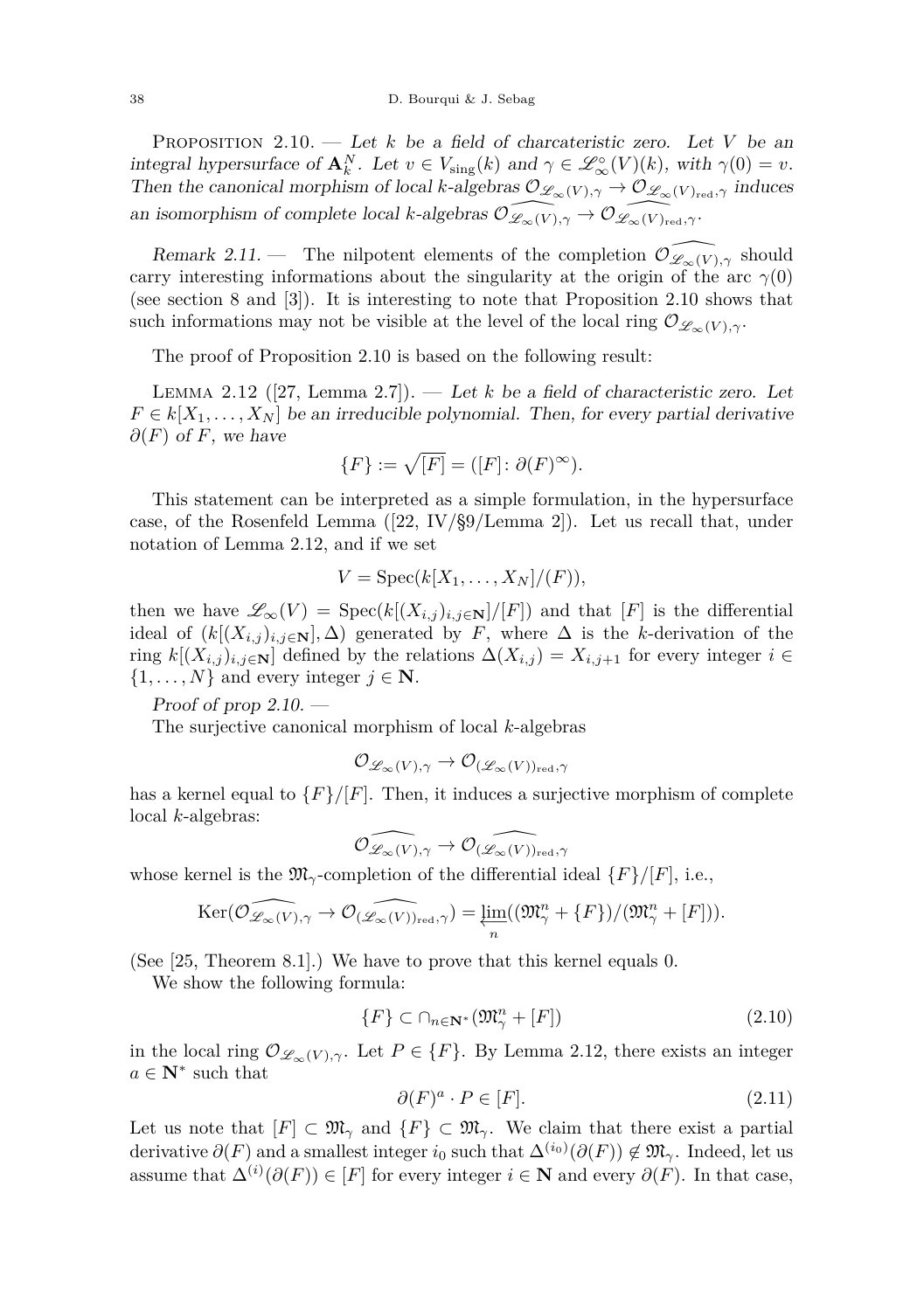Proposition 2.10. — *Let $k$ be a field of charcateristic zero. Let $V$ be an integral hypersurface of $\mathbf{A}_k^N$. Let $v \in V_{\mathrm{sing}}(k)$ and $\gamma \in \mathscr{L}_\infty^\circ(V)(k)$, with $\gamma(0) = v$. Then the canonical morphism of local $k$-algebras $\mathcal{O}_{\mathscr{L}_\infty(V),\gamma} \to \mathcal{O}_{\mathscr{L}_\infty(V)_{\mathrm{red}},\gamma}$ induces an isomorphism of complete local $k$-algebras $\widehat{\mathcal{O}_{\mathscr{L}_\infty(V),\gamma}} \to \widehat{\mathcal{O}_{\mathscr{L}_\infty(V)_{\mathrm{red}},\gamma}}$.*

*Remark 2.11.* — The nilpotent elements of the completion $\widehat{\mathcal{O}_{\mathscr{L}_\infty(V),\gamma}}$ should carry interesting informations about the singularity at the origin of the arc $\gamma(0)$ (see section 8 and [3]). It is interesting to note that Proposition 2.10 shows that such informations may not be visible at the level of the local ring $\mathcal{O}_{\mathscr{L}_\infty(V),\gamma}$.

The proof of Proposition 2.10 is based on the following result:

Lemma 2.12 ([27, Lemma 2.7]). — *Let $k$ be a field of characteristic zero. Let $F \in k[X_1, \ldots, X_N]$ be an irreducible polynomial. Then, for every partial derivative $\partial(F)$ of $F$, we have*

$$\{F\} := \sqrt{[F]} = ([F] \colon \partial(F)^\infty).$$

This statement can be interpreted as a simple formulation, in the hypersurface case, of the Rosenfeld Lemma ([22, IV/§9/Lemma 2]). Let us recall that, under notation of Lemma 2.12, and if we set

$$V = \mathrm{Spec}(k[X_1, \ldots, X_N]/(F)),$$

then we have $\mathscr{L}_\infty(V) = \mathrm{Spec}(k[(X_{i,j})_{i,j\in\mathbf{N}}]/[F])$ and that $[F]$ is the differential ideal of $(k[(X_{i,j})_{i,j\in\mathbf{N}}], \Delta)$ generated by $F$, where $\Delta$ is the $k$-derivation of the ring $k[(X_{i,j})_{i,j\in\mathbf{N}}]$ defined by the relations $\Delta(X_{i,j}) = X_{i,j+1}$ for every integer $i \in \{1, \ldots, N\}$ and every integer $j \in \mathbf{N}$.

*Proof of prop 2.10.* —
The surjective canonical morphism of local $k$-algebras

$$\mathcal{O}_{\mathscr{L}_\infty(V),\gamma} \to \mathcal{O}_{(\mathscr{L}_\infty(V))_{\mathrm{red}},\gamma}$$

has a kernel equal to $\{F\}/[F]$. Then, it induces a surjective morphism of complete local $k$-algebras:

$$\widehat{\mathcal{O}_{\mathscr{L}_\infty(V),\gamma}} \to \widehat{\mathcal{O}_{(\mathscr{L}_\infty(V))_{\mathrm{red}},\gamma}}$$

whose kernel is the $\mathfrak{M}_\gamma$-completion of the differential ideal $\{F\}/[F]$, i.e.,

$$\mathrm{Ker}(\widehat{\mathcal{O}_{\mathscr{L}_\infty(V),\gamma}} \to \widehat{\mathcal{O}_{(\mathscr{L}_\infty(V))_{\mathrm{red}},\gamma}}) = \varprojlim_n ((\mathfrak{M}_\gamma^n + \{F\})/(\mathfrak{M}_\gamma^n + [F])).$$

(See [25, Theorem 8.1].) We have to prove that this kernel equals 0.
We show the following formula:

$$\{F\} \subset \cap_{n\in\mathbf{N}^*}(\mathfrak{M}_\gamma^n + [F]) \tag{2.10}$$

in the local ring $\mathcal{O}_{\mathscr{L}_\infty(V),\gamma}$. Let $P \in \{F\}$. By Lemma 2.12, there exists an integer $a \in \mathbf{N}^*$ such that

$$\partial(F)^a \cdot P \in [F]. \tag{2.11}$$

Let us note that $[F] \subset \mathfrak{M}_\gamma$ and $\{F\} \subset \mathfrak{M}_\gamma$. We claim that there exist a partial derivative $\partial(F)$ and a smallest integer $i_0$ such that $\Delta^{(i_0)}(\partial(F)) \notin \mathfrak{M}_\gamma$. Indeed, let us assume that $\Delta^{(i)}(\partial(F)) \in [F]$ for every integer $i \in \mathbf{N}$ and every $\partial(F)$. In that case,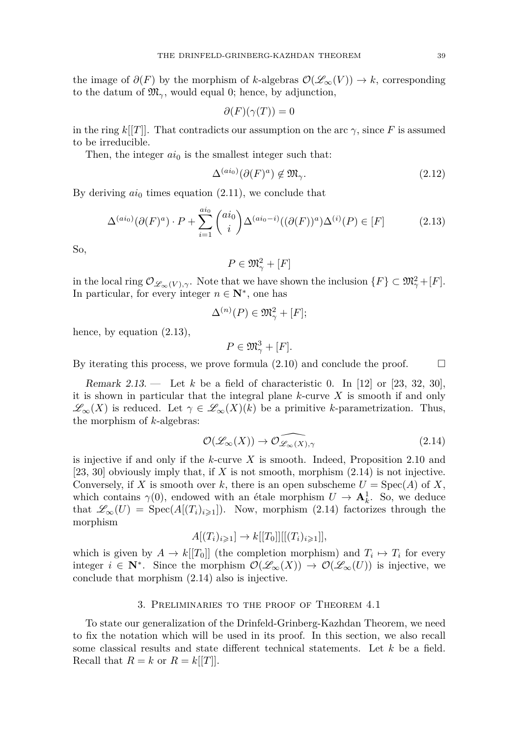the image of $\partial(F)$ by the morphism of $k$-algebras $\mathcal{O}(\mathscr{L}_\infty(V)) \to k$, corresponding to the datum of $\mathfrak{M}_\gamma$, would equal 0; hence, by adjunction,

$$\partial(F)(\gamma(T)) = 0$$

in the ring $k[[T]]$. That contradicts our assumption on the arc $\gamma$, since $F$ is assumed to be irreducible.

Then, the integer $ai_0$ is the smallest integer such that:

$$\Delta^{(ai_0)}(\partial(F)^a) \notin \mathfrak{M}_\gamma. \tag{2.12}$$

By deriving $ai_0$ times equation (2.11), we conclude that

$$\Delta^{(ai_0)}(\partial(F)^a) \cdot P + \sum_{i=1}^{ai_0} \binom{ai_0}{i} \Delta^{(ai_0-i)}((\partial(F))^a)\Delta^{(i)}(P) \in [F] \tag{2.13}$$

So,

$$P \in \mathfrak{M}_\gamma^2 + [F]$$

in the local ring $\mathcal{O}_{\mathscr{L}_\infty(V),\gamma}$. Note that we have shown the inclusion $\{F\} \subset \mathfrak{M}_\gamma^2 + [F]$. In particular, for every integer $n \in \mathbf{N}^*$, one has

$$\Delta^{(n)}(P) \in \mathfrak{M}_\gamma^2 + [F];$$

hence, by equation (2.13),

$$P \in \mathfrak{M}_\gamma^3 + [F].$$

By iterating this process, we prove formula (2.10) and conclude the proof. $\square$

*Remark 2.13.* — Let $k$ be a field of characteristic 0. In [12] or [23, 32, 30], it is shown in particular that the integral plane $k$-curve $X$ is smooth if and only $\mathscr{L}_\infty(X)$ is reduced. Let $\gamma \in \mathscr{L}_\infty(X)(k)$ be a primitive $k$-parametrization. Thus, the morphism of $k$-algebras:

$$\mathcal{O}(\mathscr{L}_\infty(X)) \to \widehat{\mathcal{O}_{\mathscr{L}_\infty(X),\gamma}} \tag{2.14}$$

is injective if and only if the $k$-curve $X$ is smooth. Indeed, Proposition 2.10 and [23, 30] obviously imply that, if $X$ is not smooth, morphism (2.14) is not injective. Conversely, if $X$ is smooth over $k$, there is an open subscheme $U = \operatorname{Spec}(A)$ of $X$, which contains $\gamma(0)$, endowed with an étale morphism $U \to \mathbf{A}^1_k$. So, we deduce that $\mathscr{L}_\infty(U) = \operatorname{Spec}(A[(T_i)_{i\geqslant 1}])$. Now, morphism (2.14) factorizes through the morphism

$$A[(T_i)_{i\geqslant 1}] \to k[[T_0]][[(T_i)_{i\geqslant 1}]],$$

which is given by $A \to k[[T_0]]$ (the completion morphism) and $T_i \mapsto T_i$ for every integer $i \in \mathbf{N}^*$. Since the morphism $\mathcal{O}(\mathscr{L}_\infty(X)) \to \mathcal{O}(\mathscr{L}_\infty(U))$ is injective, we conclude that morphism (2.14) also is injective.

## 3. Preliminaries to the proof of Theorem 4.1

To state our generalization of the Drinfeld-Grinberg-Kazhdan Theorem, we need to fix the notation which will be used in its proof. In this section, we also recall some classical results and state different technical statements. Let $k$ be a field. Recall that $R = k$ or $R = k[[T]]$.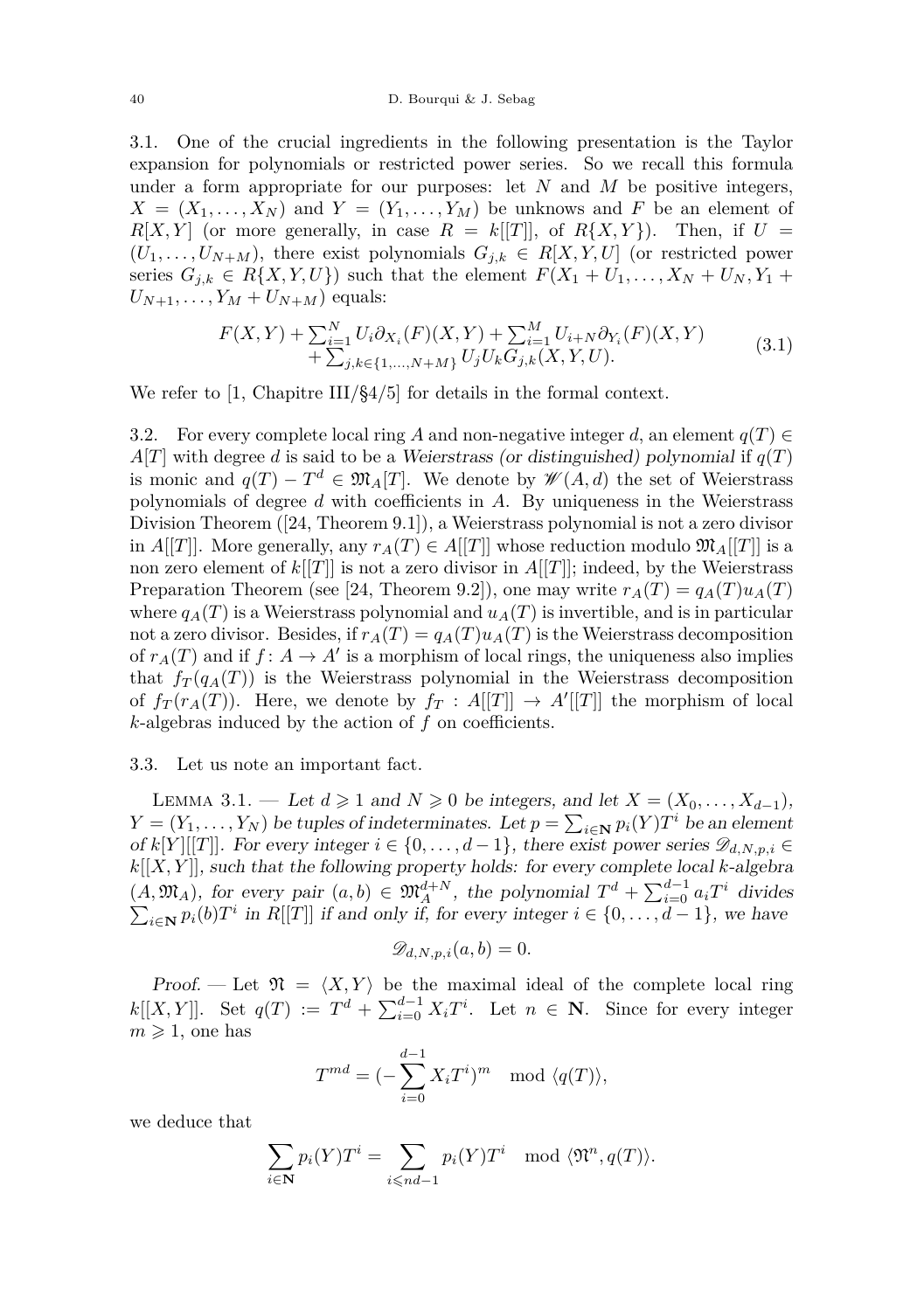3.1. One of the crucial ingredients in the following presentation is the Taylor expansion for polynomials or restricted power series. So we recall this formula under a form appropriate for our purposes: let $N$ and $M$ be positive integers, $X = (X_1, \ldots, X_N)$ and $Y = (Y_1, \ldots, Y_M)$ be unknows and $F$ be an element of $R[X, Y]$ (or more generally, in case $R = k[[T]]$, of $R\{X, Y\}$). Then, if $U = (U_1, \ldots, U_{N+M})$, there exist polynomials $G_{j,k} \in R[X, Y, U]$ (or restricted power series $G_{j,k} \in R\{X, Y, U\}$) such that the element $F(X_1 + U_1, \ldots, X_N + U_N, Y_1 + U_{N+1}, \ldots, Y_M + U_{N+M})$ equals:

$$\begin{aligned} F(X,Y) + \textstyle\sum_{i=1}^{N} U_i \partial_{X_i}(F)(X,Y) + \sum_{i=1}^{M} U_{i+N} \partial_{Y_i}(F)(X,Y) \\ + \textstyle\sum_{j,k \in \{1,\ldots,N+M\}} U_j U_k G_{j,k}(X,Y,U). \end{aligned} \tag{3.1}$$

We refer to [1, Chapitre III/§4/5] for details in the formal context.

3.2. For every complete local ring $A$ and non-negative integer $d$, an element $q(T) \in A[T]$ with degree $d$ is said to be a *Weierstrass (or distinguished) polynomial* if $q(T)$ is monic and $q(T) - T^d \in \mathfrak{M}_A[T]$. We denote by $\mathscr{W}(A, d)$ the set of Weierstrass polynomials of degree $d$ with coefficients in $A$. By uniqueness in the Weierstrass Division Theorem ([24, Theorem 9.1]), a Weierstrass polynomial is not a zero divisor in $A[[T]]$. More generally, any $r_A(T) \in A[[T]]$ whose reduction modulo $\mathfrak{M}_A[[T]]$ is a non zero element of $k[[T]]$ is not a zero divisor in $A[[T]]$; indeed, by the Weierstrass Preparation Theorem (see [24, Theorem 9.2]), one may write $r_A(T) = q_A(T)u_A(T)$ where $q_A(T)$ is a Weierstrass polynomial and $u_A(T)$ is invertible, and is in particular not a zero divisor. Besides, if $r_A(T) = q_A(T)u_A(T)$ is the Weierstrass decomposition of $r_A(T)$ and if $f\colon A \to A'$ is a morphism of local rings, the uniqueness also implies that $f_T(q_A(T))$ is the Weierstrass polynomial in the Weierstrass decomposition of $f_T(r_A(T))$. Here, we denote by $f_T : A[[T]] \to A'[[T]]$ the morphism of local $k$-algebras induced by the action of $f$ on coefficients.

3.3. Let us note an important fact.

Lemma 3.1. — *Let $d \geqslant 1$ and $N \geqslant 0$ be integers, and let $X = (X_0, \ldots, X_{d-1})$, $Y = (Y_1, \ldots, Y_N)$ be tuples of indeterminates. Let $p = \sum_{i \in \mathbf{N}} p_i(Y)T^i$ be an element of $k[Y][[T]]$. For every integer $i \in \{0, \ldots, d-1\}$, there exist power series $\mathscr{D}_{d,N,p,i} \in k[[X, Y]]$, such that the following property holds: for every complete local $k$-algebra $(A, \mathfrak{M}_A)$, for every pair $(a, b) \in \mathfrak{M}_A^{d+N}$, the polynomial $T^d + \sum_{i=0}^{d-1} a_i T^i$ divides $\sum_{i \in \mathbf{N}} p_i(b)T^i$ in $R[[T]]$ if and only if, for every integer $i \in \{0, \ldots, d-1\}$, we have*

$$\mathscr{D}_{d,N,p,i}(a, b) = 0.$$

*Proof.* — Let $\mathfrak{N} = \langle X, Y \rangle$ be the maximal ideal of the complete local ring $k[[X, Y]]$. Set $q(T) := T^d + \sum_{i=0}^{d-1} X_i T^i$. Let $n \in \mathbf{N}$. Since for every integer $m \geqslant 1$, one has

$$T^{md} = (-\sum_{i=0}^{d-1} X_i T^i)^m \mod \langle q(T) \rangle,$$

we deduce that

$$\sum_{i \in \mathbf{N}} p_i(Y)T^i = \sum_{i \leqslant nd-1} p_i(Y)T^i \mod \langle \mathfrak{N}^n, q(T) \rangle.$$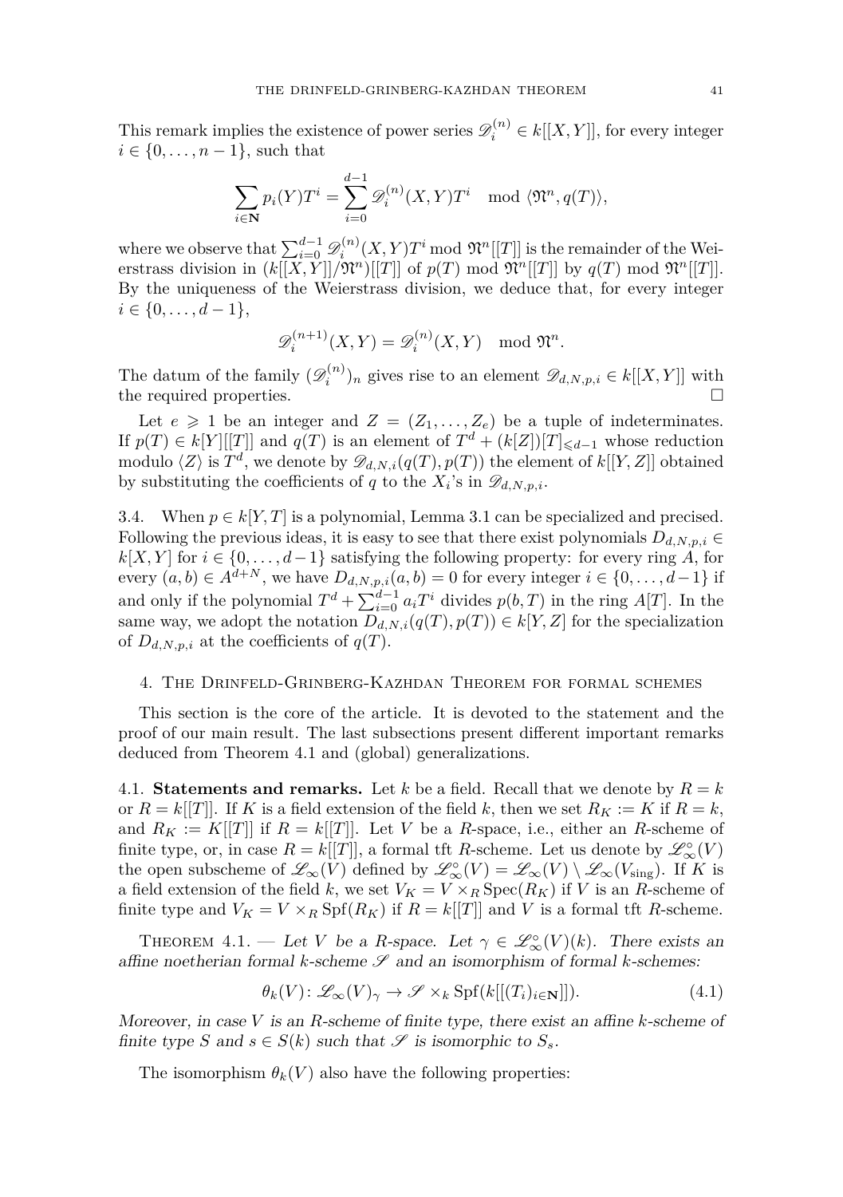This remark implies the existence of power series $\mathscr{D}_i^{(n)} \in k[[X,Y]]$, for every integer $i \in \{0,\dots,n-1\}$, such that

$$\sum_{i\in\mathbf{N}} p_i(Y)T^i = \sum_{i=0}^{d-1} \mathscr{D}_i^{(n)}(X,Y)T^i \mod \langle \mathfrak{N}^n, q(T)\rangle,$$

where we observe that $\sum_{i=0}^{d-1} \mathscr{D}_i^{(n)}(X,Y)T^i \bmod \mathfrak{N}^n[[T]]$ is the remainder of the Weierstrass division in $(k[[X,Y]]/\mathfrak{N}^n)[[T]]$ of $p(T) \bmod \mathfrak{N}^n[[T]]$ by $q(T) \bmod \mathfrak{N}^n[[T]]$. By the uniqueness of the Weierstrass division, we deduce that, for every integer $i \in \{0,\dots,d-1\}$,

$$\mathscr{D}_i^{(n+1)}(X,Y) = \mathscr{D}_i^{(n)}(X,Y) \mod \mathfrak{N}^n.$$

The datum of the family $(\mathscr{D}_i^{(n)})_n$ gives rise to an element $\mathscr{D}_{d,N,p,i} \in k[[X,Y]]$ with the required properties. $\square$

Let $e \geqslant 1$ be an integer and $Z = (Z_1,\dots,Z_e)$ be a tuple of indeterminates. If $p(T) \in k[Y][[T]]$ and $q(T)$ is an element of $T^d + (k[Z])[T]_{\leqslant d-1}$ whose reduction modulo $\langle Z\rangle$ is $T^d$, we denote by $\mathscr{D}_{d,N,i}(q(T),p(T))$ the element of $k[[Y,Z]]$ obtained by substituting the coefficients of $q$ to the $X_i$'s in $\mathscr{D}_{d,N,p,i}$.

3.4. When $p \in k[Y,T]$ is a polynomial, Lemma 3.1 can be specialized and precised. Following the previous ideas, it is easy to see that there exist polynomials $D_{d,N,p,i} \in k[X,Y]$ for $i \in \{0,\dots,d-1\}$ satisfying the following property: for every ring $A$, for every $(a,b) \in A^{d+N}$, we have $D_{d,N,p,i}(a,b) = 0$ for every integer $i \in \{0,\dots,d-1\}$ if and only if the polynomial $T^d + \sum_{i=0}^{d-1} a_i T^i$ divides $p(b,T)$ in the ring $A[T]$. In the same way, we adopt the notation $D_{d,N,i}(q(T),p(T)) \in k[Y,Z]$ for the specialization of $D_{d,N,p,i}$ at the coefficients of $q(T)$.

## 4. The Drinfeld-Grinberg-Kazhdan Theorem for formal schemes

This section is the core of the article. It is devoted to the statement and the proof of our main result. The last subsections present different important remarks deduced from Theorem 4.1 and (global) generalizations.

4.1. **Statements and remarks.** Let $k$ be a field. Recall that we denote by $R = k$ or $R = k[[T]]$. If $K$ is a field extension of the field $k$, then we set $R_K := K$ if $R = k$, and $R_K := K[[T]]$ if $R = k[[T]]$. Let $V$ be a $R$-space, i.e., either an $R$-scheme of finite type, or, in case $R = k[[T]]$, a formal tft $R$-scheme. Let us denote by $\mathscr{L}_\infty^\circ(V)$ the open subscheme of $\mathscr{L}_\infty(V)$ defined by $\mathscr{L}_\infty^\circ(V) = \mathscr{L}_\infty(V) \setminus \mathscr{L}_\infty(V_{\mathrm{sing}})$. If $K$ is a field extension of the field $k$, we set $V_K = V \times_R \operatorname{Spec}(R_K)$ if $V$ is an $R$-scheme of finite type and $V_K = V \times_R \operatorname{Spf}(R_K)$ if $R = k[[T]]$ and $V$ is a formal tft $R$-scheme.

Theorem 4.1. — *Let $V$ be a $R$-space. Let $\gamma \in \mathscr{L}_\infty^\circ(V)(k)$. There exists an affine noetherian formal $k$-scheme $\mathscr{S}$ and an isomorphism of formal $k$-schemes:*

$$\theta_k(V)\colon \mathscr{L}_\infty(V)_\gamma \to \mathscr{S} \times_k \operatorname{Spf}(k[[(T_i)_{i\in\mathbf{N}}]]). \tag{4.1}$$

*Moreover, in case $V$ is an $R$-scheme of finite type, there exist an affine $k$-scheme of finite type $S$ and $s \in S(k)$ such that $\mathscr{S}$ is isomorphic to $S_s$.*

The isomorphism $\theta_k(V)$ also have the following properties: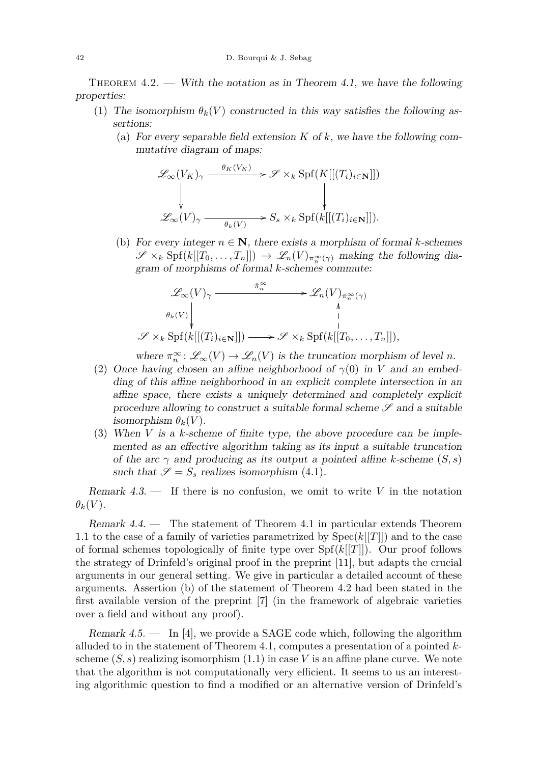Theorem 4.2. — *With the notation as in Theorem 4.1, we have the following properties:*

1. *The isomorphism $\theta_k(V)$ constructed in this way satisfies the following assertions:*
   (a) *For every separable field extension $K$ of $k$, we have the following commutative diagram of maps:*

$$\begin{array}{ccc}
\mathscr{L}_\infty(V_K)_\gamma & \xrightarrow{\theta_K(V_K)} & \mathscr{S} \times_k \mathrm{Spf}(K[[(T_i)_{i\in\mathbf{N}}]]) \\
\downarrow & & \downarrow \\
\mathscr{L}_\infty(V)_\gamma & \xrightarrow[\theta_k(V)]{} & S_s \times_k \mathrm{Spf}(k[[(T_i)_{i\in\mathbf{N}}]]).
\end{array}$$

   (b) *For every integer $n \in \mathbf{N}$, there exists a morphism of formal $k$-schemes $\mathscr{S} \times_k \mathrm{Spf}(k[[T_0,\ldots,T_n]]) \to \mathscr{L}_n(V)_{\pi_n^\infty(\gamma)}$ making the following diagram of morphisms of formal $k$-schemes commute:*

$$\begin{array}{ccc}
\mathscr{L}_\infty(V)_\gamma & \xrightarrow{\hat{\pi}_n^\infty} & \mathscr{L}_n(V)_{\pi_n^\infty(\gamma)} \\
{\scriptstyle \theta_k(V)}\downarrow & & \uparrow \\
\mathscr{S} \times_k \mathrm{Spf}(k[[(T_i)_{i\in\mathbf{N}}]]) & \longrightarrow & \mathscr{S} \times_k \mathrm{Spf}(k[[T_0,\ldots,T_n]]),
\end{array}$$

   *where $\pi_n^\infty \colon \mathscr{L}_\infty(V) \to \mathscr{L}_n(V)$ is the truncation morphism of level $n$.*
2. *Once having chosen an affine neighborhood of $\gamma(0)$ in $V$ and an embedding of this affine neighborhood in an explicit complete intersection in an affine space, there exists a uniquely determined and completely explicit procedure allowing to construct a suitable formal scheme $\mathscr{S}$ and a suitable isomorphism $\theta_k(V)$.*
3. *When $V$ is a $k$-scheme of finite type, the above procedure can be implemented as an effective algorithm taking as its input a suitable truncation of the arc $\gamma$ and producing as its output a pointed affine $k$-scheme $(S,s)$ such that $\mathscr{S} = S_s$ realizes isomorphism (4.1).*

*Remark 4.3.* — If there is no confusion, we omit to write $V$ in the notation $\theta_k(V)$.

*Remark 4.4.* — The statement of Theorem 4.1 in particular extends Theorem 1.1 to the case of a family of varieties parametrized by $\mathrm{Spec}(k[[T]])$ and to the case of formal schemes topologically of finite type over $\mathrm{Spf}(k[[T]])$. Our proof follows the strategy of Drinfeld's original proof in the preprint [11], but adapts the crucial arguments in our general setting. We give in particular a detailed account of these arguments. Assertion (b) of the statement of Theorem 4.2 had been stated in the first available version of the preprint [7] (in the framework of algebraic varieties over a field and without any proof).

*Remark 4.5.* — In [4], we provide a SAGE code which, following the algorithm alluded to in the statement of Theorem 4.1, computes a presentation of a pointed $k$-scheme $(S,s)$ realizing isomorphism (1.1) in case $V$ is an affine plane curve. We note that the algorithm is not computationally very efficient. It seems to us an interesting algorithmic question to find a modified or an alternative version of Drinfeld's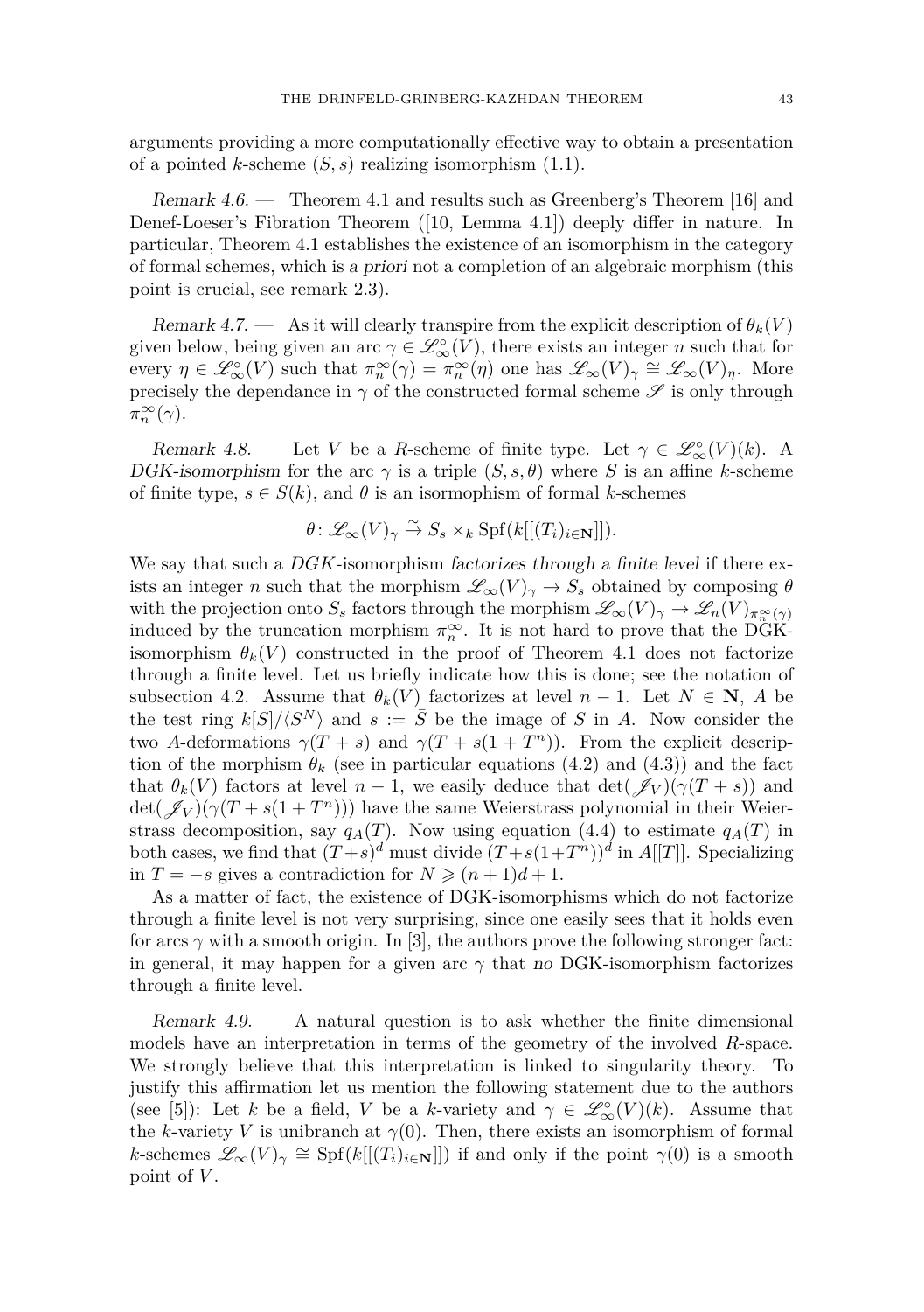arguments providing a more computationally effective way to obtain a presentation of a pointed $k$-scheme $(S, s)$ realizing isomorphism (1.1).

*Remark 4.6.* — Theorem 4.1 and results such as Greenberg's Theorem [16] and Denef-Loeser's Fibration Theorem ([10, Lemma 4.1]) deeply differ in nature. In particular, Theorem 4.1 establishes the existence of an isomorphism in the category of formal schemes, which is *a priori* not a completion of an algebraic morphism (this point is crucial, see remark 2.3).

*Remark 4.7.* — As it will clearly transpire from the explicit description of $\theta_k(V)$ given below, being given an arc $\gamma \in \mathscr{L}_\infty^\circ(V)$, there exists an integer $n$ such that for every $\eta \in \mathscr{L}_\infty^\circ(V)$ such that $\pi_n^\infty(\gamma) = \pi_n^\infty(\eta)$ one has $\mathscr{L}_\infty(V)_\gamma \cong \mathscr{L}_\infty(V)_\eta$. More precisely the dependance in $\gamma$ of the constructed formal scheme $\mathscr{S}$ is only through $\pi_n^\infty(\gamma)$.

*Remark 4.8.* — Let $V$ be a $R$-scheme of finite type. Let $\gamma \in \mathscr{L}_\infty^\circ(V)(k)$. A *DGK-isomorphism* for the arc $\gamma$ is a triple $(S, s, \theta)$ where $S$ is an affine $k$-scheme of finite type, $s \in S(k)$, and $\theta$ is an isormophism of formal $k$-schemes

$$\theta \colon \mathscr{L}_\infty(V)_\gamma \xrightarrow{\sim} S_s \times_k \operatorname{Spf}(k[[(T_i)_{i \in \mathbf{N}}]]).$$

We say that such a *DGK*-isomorphism *factorizes through a finite level* if there exists an integer $n$ such that the morphism $\mathscr{L}_\infty(V)_\gamma \to S_s$ obtained by composing $\theta$ with the projection onto $S_s$ factors through the morphism $\mathscr{L}_\infty(V)_\gamma \to \mathscr{L}_n(V)_{\pi_n^\infty(\gamma)}$ induced by the truncation morphism $\pi_n^\infty$. It is not hard to prove that the DGK-isomorphism $\theta_k(V)$ constructed in the proof of Theorem 4.1 does not factorize through a finite level. Let us briefly indicate how this is done; see the notation of subsection 4.2. Assume that $\theta_k(V)$ factorizes at level $n-1$. Let $N \in \mathbf{N}$, $A$ be the test ring $k[S]/\langle S^N \rangle$ and $s := \bar{S}$ be the image of $S$ in $A$. Now consider the two $A$-deformations $\gamma(T+s)$ and $\gamma(T+s(1+T^n))$. From the explicit description of the morphism $\theta_k$ (see in particular equations (4.2) and (4.3)) and the fact that $\theta_k(V)$ factors at level $n-1$, we easily deduce that $\det(\mathscr{J}_V)(\gamma(T+s))$ and $\det(\mathscr{J}_V)(\gamma(T+s(1+T^n)))$ have the same Weierstrass polynomial in their Weierstrass decomposition, say $q_A(T)$. Now using equation (4.4) to estimate $q_A(T)$ in both cases, we find that $(T+s)^d$ must divide $(T+s(1+T^n))^d$ in $A[[T]]$. Specializing in $T = -s$ gives a contradiction for $N \geqslant (n+1)d + 1$.

As a matter of fact, the existence of DGK-isomorphisms which do not factorize through a finite level is not very surprising, since one easily sees that it holds even for arcs $\gamma$ with a smooth origin. In [3], the authors prove the following stronger fact: in general, it may happen for a given arc $\gamma$ that *no* DGK-isomorphism factorizes through a finite level.

*Remark 4.9.* — A natural question is to ask whether the finite dimensional models have an interpretation in terms of the geometry of the involved $R$-space. We strongly believe that this interpretation is linked to singularity theory. To justify this affirmation let us mention the following statement due to the authors (see [5]): Let $k$ be a field, $V$ be a $k$-variety and $\gamma \in \mathscr{L}_\infty^\circ(V)(k)$. Assume that the $k$-variety $V$ is unibranch at $\gamma(0)$. Then, there exists an isomorphism of formal $k$-schemes $\mathscr{L}_\infty(V)_\gamma \cong \operatorname{Spf}(k[[(T_i)_{i \in \mathbf{N}}]])$ if and only if the point $\gamma(0)$ is a smooth point of $V$.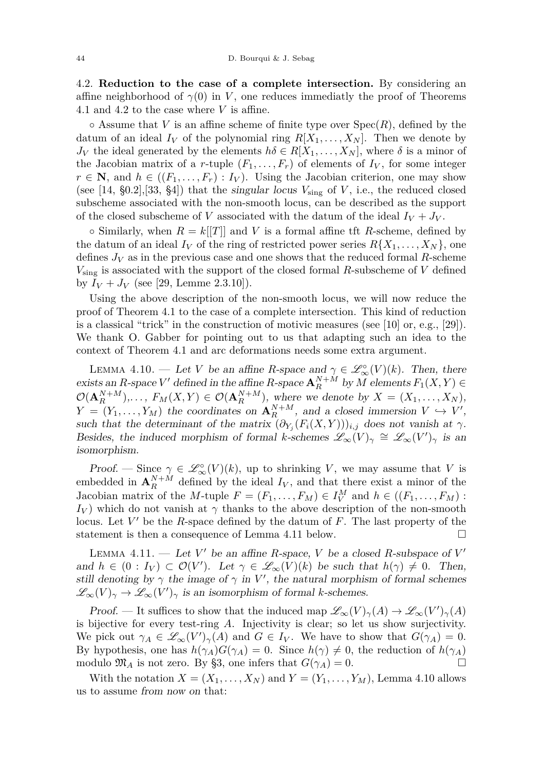4.2. **Reduction to the case of a complete intersection.** By considering an affine neighborhood of $\gamma(0)$ in $V$, one reduces immediatly the proof of Theorems 4.1 and 4.2 to the case where $V$ is affine.

∘ Assume that $V$ is an affine scheme of finite type over $\mathrm{Spec}(R)$, defined by the datum of an ideal $I_V$ of the polynomial ring $R[X_1, \ldots, X_N]$. Then we denote by $J_V$ the ideal generated by the elements $h\delta \in R[X_1, \ldots, X_N]$, where $\delta$ is a minor of the Jacobian matrix of a $r$-tuple $(F_1, \ldots, F_r)$ of elements of $I_V$, for some integer $r \in \mathbf{N}$, and $h \in ((F_1, \ldots, F_r) : I_V)$. Using the Jacobian criterion, one may show (see [14, §0.2],[33, §4]) that the *singular locus* $V_{\mathrm{sing}}$ of $V$, i.e., the reduced closed subscheme associated with the non-smooth locus, can be described as the support of the closed subscheme of $V$ associated with the datum of the ideal $I_V + J_V$.

∘ Similarly, when $R = k[[T]]$ and $V$ is a formal affine tft $R$-scheme, defined by the datum of an ideal $I_V$ of the ring of restricted power series $R\{X_1, \ldots, X_N\}$, one defines $J_V$ as in the previous case and one shows that the reduced formal $R$-scheme $V_{\mathrm{sing}}$ is associated with the support of the closed formal $R$-subscheme of $V$ defined by $I_V + J_V$ (see [29, Lemme 2.3.10]).

Using the above description of the non-smooth locus, we will now reduce the proof of Theorem 4.1 to the case of a complete intersection. This kind of reduction is a classical "trick" in the construction of motivic measures (see [10] or, e.g., [29]). We thank O. Gabber for pointing out to us that adapting such an idea to the context of Theorem 4.1 and arc deformations needs some extra argument.

Lemma 4.10. — *Let $V$ be an affine $R$-space and $\gamma \in \mathscr{L}^{\circ}_{\infty}(V)(k)$. Then, there exists an $R$-space $V'$ defined in the affine $R$-space $\mathbf{A}^{N+M}_R$ by $M$ elements $F_1(X,Y) \in \mathcal{O}(\mathbf{A}^{N+M}_R)$,..., $F_M(X,Y) \in \mathcal{O}(\mathbf{A}^{N+M}_R)$, where we denote by $X = (X_1, \ldots, X_N)$, $Y = (Y_1, \ldots, Y_M)$ the coordinates on $\mathbf{A}^{N+M}_R$, and a closed immersion $V \hookrightarrow V'$, such that the determinant of the matrix $(\partial_{Y_j}(F_i(X,Y)))_{i,j}$ does not vanish at $\gamma$. Besides, the induced morphism of formal $k$-schemes $\mathscr{L}_{\infty}(V)_{\gamma} \cong \mathscr{L}_{\infty}(V')_{\gamma}$ is an isomorphism.*

*Proof.* — Since $\gamma \in \mathscr{L}^{\circ}_{\infty}(V)(k)$, up to shrinking $V$, we may assume that $V$ is embedded in $\mathbf{A}^{N+M}_R$ defined by the ideal $I_V$, and that there exist a minor of the Jacobian matrix of the $M$-tuple $F = (F_1, \ldots, F_M) \in I_V^M$ and $h \in ((F_1, \ldots, F_M) : I_V)$ which do not vanish at $\gamma$ thanks to the above description of the non-smooth locus. Let $V'$ be the $R$-space defined by the datum of $F$. The last property of the statement is then a consequence of Lemma 4.11 below. □

Lemma 4.11. — *Let $V'$ be an affine $R$-space, $V$ be a closed $R$-subspace of $V'$ and $h \in (0 : I_V) \subset \mathcal{O}(V')$. Let $\gamma \in \mathscr{L}_{\infty}(V)(k)$ be such that $h(\gamma) \neq 0$. Then, still denoting by $\gamma$ the image of $\gamma$ in $V'$, the natural morphism of formal schemes $\mathscr{L}_{\infty}(V)_{\gamma} \to \mathscr{L}_{\infty}(V')_{\gamma}$ is an isomorphism of formal $k$-schemes.*

*Proof.* — It suffices to show that the induced map $\mathscr{L}_{\infty}(V)_{\gamma}(A) \to \mathscr{L}_{\infty}(V')_{\gamma}(A)$ is bijective for every test-ring $A$. Injectivity is clear; so let us show surjectivity. We pick out $\gamma_A \in \mathscr{L}_{\infty}(V')_{\gamma}(A)$ and $G \in I_V$. We have to show that $G(\gamma_A) = 0$. By hypothesis, one has $h(\gamma_A)G(\gamma_A) = 0$. Since $h(\gamma) \neq 0$, the reduction of $h(\gamma_A)$ modulo $\mathfrak{M}_A$ is not zero. By §3, one infers that $G(\gamma_A) = 0$. □

With the notation $X = (X_1, \ldots, X_N)$ and $Y = (Y_1, \ldots, Y_M)$, Lemma 4.10 allows us to assume *from now on* that: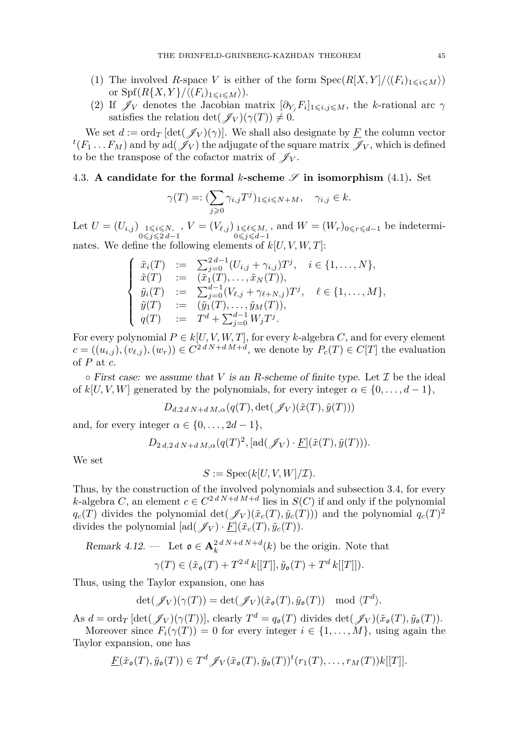(1) The involved $R$-space $V$ is either of the form $\mathrm{Spec}(R[X,Y]/\langle (F_i)_{1\leqslant i\leqslant M}\rangle)$ or $\mathrm{Spf}(R\{X,Y\}/\langle (F_i)_{1\leqslant i\leqslant M}\rangle)$.

(2) If $\mathscr{J}_V$ denotes the Jacobian matrix $[\partial_{Y_j} F_i]_{1\leqslant i,j\leqslant M}$, the $k$-rational arc $\gamma$ satisfies the relation $\det(\mathscr{J}_V)(\gamma(T)) \neq 0$.

We set $d := \mathrm{ord}_T\,[\det(\mathscr{J}_V)(\gamma)]$. We shall also designate by $\underline{F}$ the column vector ${}^t(F_1 \dots F_M)$ and by $\mathrm{ad}(\mathscr{J}_V)$ the adjugate of the square matrix $\mathscr{J}_V$, which is defined to be the transpose of the cofactor matrix of $\mathscr{J}_V$.

### 4.3. A candidate for the formal $k$-scheme $\mathscr{S}$ in isomorphism (4.1).

Set

$$\gamma(T) =: (\sum_{j\geqslant 0} \gamma_{i,j} T^j)_{1\leqslant i\leqslant N+M}, \quad \gamma_{i,j} \in k.$$

Let $U = (U_{i,j})_{\substack{1\leqslant i\leqslant N,\\ 0\leqslant j\leqslant 2d-1}}$, $V = (V_{\ell,j})_{\substack{1\leqslant \ell\leqslant M,\\ 0\leqslant j\leqslant d-1}}$, and $W = (W_r)_{0\leqslant r\leqslant d-1}$ be indeterminates. We define the following elements of $k[U,V,W,T]$:

$$\begin{cases} \tilde{x}_i(T) & := \sum_{j=0}^{2d-1}(U_{i,j}+\gamma_{i,j})T^j, \quad i\in\{1,\dots,N\},\\ \tilde{x}(T) & := (\tilde{x}_1(T),\dots,\tilde{x}_N(T)),\\ \tilde{y}_i(T) & := \sum_{j=0}^{d-1}(V_{\ell,j}+\gamma_{\ell+N,j})T^j, \quad \ell\in\{1,\dots,M\},\\ \tilde{y}(T) & := (\tilde{y}_1(T),\dots,\tilde{y}_M(T)),\\ q(T) & := T^d + \sum_{j=0}^{d-1} W_j T^j. \end{cases}$$

For every polynomial $P\in k[U,V,W,T]$, for every $k$-algebra $C$, and for every element $c = ((u_{i,j}),(v_{\ell,j}),(w_r)) \in C^{2dN+dM+d}$, we denote by $P_c(T)\in C[T]$ the evaluation of $P$ at $c$.

$\circ$ *First case: we assume that $V$ is an $R$-scheme of finite type.* Let $\mathcal{I}$ be the ideal of $k[U,V,W]$ generated by the polynomials, for every integer $\alpha\in\{0,\dots,d-1\}$,

$$D_{d,2dN+dM,\alpha}(q(T), \det(\mathscr{J}_V)(\tilde{x}(T),\tilde{y}(T)))$$

and, for every integer $\alpha\in\{0,\dots,2d-1\}$,

$$D_{2d,2dN+dM,\alpha}(q(T)^2, [\mathrm{ad}(\mathscr{J}_V)\cdot \underline{F}](\tilde{x}(T),\tilde{y}(T))).$$

We set

$$S := \mathrm{Spec}(k[U,V,W]/\mathcal{I}).$$

Thus, by the construction of the involved polynomials and subsection 3.4, for every $k$-algebra $C$, an element $c\in C^{2dN+dM+d}$ lies in $S(C)$ if and only if the polynomial $q_c(T)$ divides the polynomial $\det(\mathscr{J}_V)(\tilde{x}_c(T),\tilde{y}_c(T)))$ and the polynomial $q_c(T)^2$ divides the polynomial $[\mathrm{ad}(\mathscr{J}_V)\cdot\underline{F}](\tilde{x}_c(T),\tilde{y}_c(T))$.

*Remark 4.12.* — Let $\mathfrak{o}\in \mathbf{A}_k^{2dN+dN+d}(k)$ be the origin. Note that

$$\gamma(T)\in(\tilde{x}_{\mathfrak{o}}(T)+T^{2d}k[[T]], \tilde{y}_{\mathfrak{o}}(T)+T^d k[[T]]).$$

Thus, using the Taylor expansion, one has

$$\det(\mathscr{J}_V)(\gamma(T)) = \det(\mathscr{J}_V)(\tilde{x}_{\mathfrak{o}}(T),\tilde{y}_{\mathfrak{o}}(T)) \mod \langle T^d\rangle.$$

As $d = \mathrm{ord}_T\,[\det(\mathscr{J}_V)(\gamma(T))]$, clearly $T^d = q_{\mathfrak{o}}(T)$ divides $\det(\mathscr{J}_V)(\tilde{x}_{\mathfrak{o}}(T),\tilde{y}_{\mathfrak{o}}(T))$.

Moreover since $F_i(\gamma(T)) = 0$ for every integer $i\in\{1,\dots,M\}$, using again the Taylor expansion, one has

$$\underline{F}(\tilde{x}_{\mathfrak{o}}(T),\tilde{y}_{\mathfrak{o}}(T)) \in T^d \mathscr{J}_V(\tilde{x}_{\mathfrak{o}}(T),\tilde{y}_{\mathfrak{o}}(T))^t(r_1(T),\dots,r_M(T))k[[T]].$$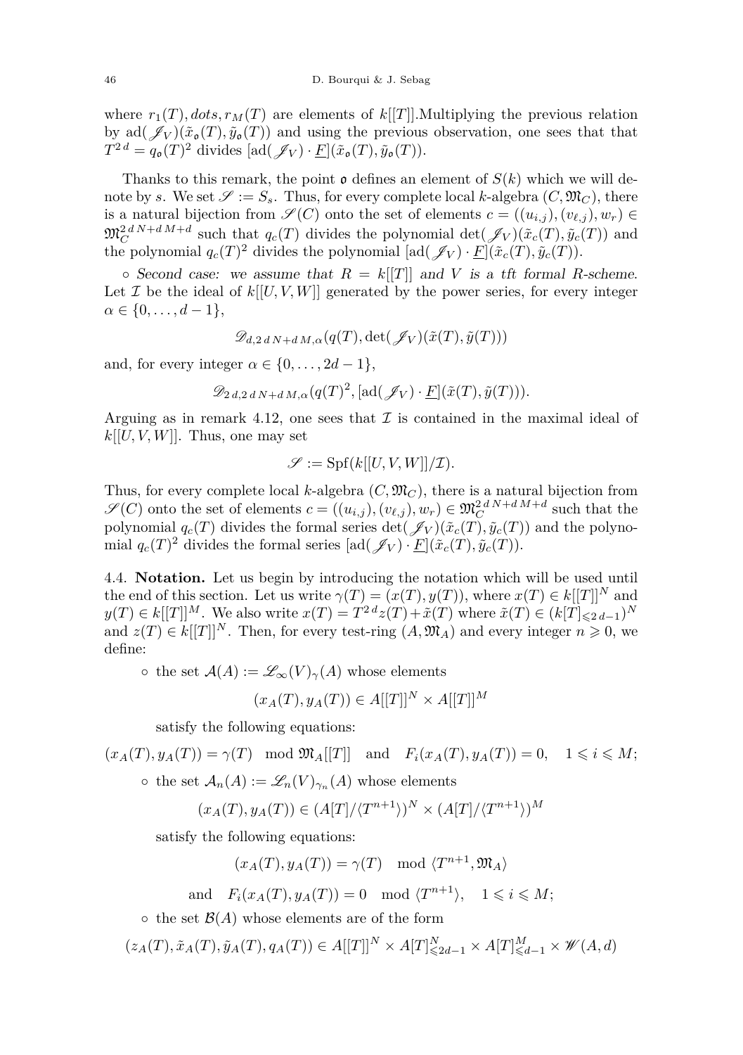where $r_1(T), dots, r_M(T)$ are elements of $k[[T]]$.Multiplying the previous relation by $\mathrm{ad}(\mathscr{J}_V)(\tilde{x}_{\mathfrak{o}}(T), \tilde{y}_{\mathfrak{o}}(T))$ and using the previous observation, one sees that that $T^{2\,d} = q_{\mathfrak{o}}(T)^2$ divides $[\mathrm{ad}(\mathscr{J}_V) \cdot \underline{F}](\tilde{x}_{\mathfrak{o}}(T), \tilde{y}_{\mathfrak{o}}(T))$.

Thanks to this remark, the point $\mathfrak{o}$ defines an element of $S(k)$ which we will denote by $s$. We set $\mathscr{S} := S_s$. Thus, for every complete local $k$-algebra $(C, \mathfrak{M}_C)$, there is a natural bijection from $\mathscr{S}(C)$ onto the set of elements $c = ((u_{i,j}), (v_{\ell,j}), w_r) \in \mathfrak{M}_C^{2\,d\,N+d\,M+d}$ such that $q_c(T)$ divides the polynomial $\det(\mathscr{J}_V)(\tilde{x}_c(T), \tilde{y}_c(T))$ and the polynomial $q_c(T)^2$ divides the polynomial $[\mathrm{ad}(\mathscr{J}_V) \cdot \underline{F}](\tilde{x}_c(T), \tilde{y}_c(T))$.

$\circ$ *Second case: we assume that $R = k[[T]]$ and $V$ is a tft formal $R$-scheme.* Let $\mathcal{I}$ be the ideal of $k[[U, V, W]]$ generated by the power series, for every integer $\alpha \in \{0, \ldots, d-1\}$,

$$\mathscr{D}_{d, 2\,d\,N+d\,M, \alpha}(q(T), \det(\mathscr{J}_V)(\tilde{x}(T), \tilde{y}(T)))$$

and, for every integer $\alpha \in \{0, \ldots, 2d-1\}$,

$$\mathscr{D}_{2\,d, 2\,d\,N+d\,M, \alpha}(q(T)^2, [\mathrm{ad}(\mathscr{J}_V) \cdot \underline{F}](\tilde{x}(T), \tilde{y}(T))).$$

Arguing as in remark 4.12, one sees that $\mathcal{I}$ is contained in the maximal ideal of $k[[U, V, W]]$. Thus, one may set

$$\mathscr{S} := \mathrm{Spf}(k[[U, V, W]]/\mathcal{I}).$$

Thus, for every complete local $k$-algebra $(C, \mathfrak{M}_C)$, there is a natural bijection from $\mathscr{S}(C)$ onto the set of elements $c = ((u_{i,j}), (v_{\ell,j}), w_r) \in \mathfrak{M}_C^{2\,d\,N+d\,M+d}$ such that the polynomial $q_c(T)$ divides the formal series $\det(\mathscr{J}_V)(\tilde{x}_c(T), \tilde{y}_c(T))$ and the polynomial $q_c(T)^2$ divides the formal series $[\mathrm{ad}(\mathscr{J}_V) \cdot \underline{F}](\tilde{x}_c(T), \tilde{y}_c(T))$.

4.4. **Notation.** Let us begin by introducing the notation which will be used until the end of this section. Let us write $\gamma(T) = (x(T), y(T))$, where $x(T) \in k[[T]]^N$ and $y(T) \in k[[T]]^M$. We also write $x(T) = T^{2\,d}z(T) + \tilde{x}(T)$ where $\tilde{x}(T) \in (k[T]_{\leqslant 2\,d-1})^N$ and $z(T) \in k[[T]]^N$. Then, for every test-ring $(A, \mathfrak{M}_A)$ and every integer $n \geqslant 0$, we define:

- the set $\mathcal{A}(A) := \mathscr{L}_\infty(V)_\gamma(A)$ whose elements

  $$(x_A(T), y_A(T)) \in A[[T]]^N \times A[[T]]^M$$

  satisfy the following equations:

$$(x_A(T), y_A(T)) = \gamma(T) \mod \mathfrak{M}_A[[T]] \quad \text{and} \quad F_i(x_A(T), y_A(T)) = 0, \quad 1 \leqslant i \leqslant M;$$

- the set $\mathcal{A}_n(A) := \mathscr{L}_n(V)_{\gamma_n}(A)$ whose elements

  $$(x_A(T), y_A(T)) \in (A[T]/\langle T^{n+1}\rangle)^N \times (A[T]/\langle T^{n+1}\rangle)^M$$

  satisfy the following equations:

  $$(x_A(T), y_A(T)) = \gamma(T) \mod \langle T^{n+1}, \mathfrak{M}_A\rangle$$

  $$\text{and} \quad F_i(x_A(T), y_A(T)) = 0 \mod \langle T^{n+1}\rangle, \quad 1 \leqslant i \leqslant M;$$

- the set $\mathcal{B}(A)$ whose elements are of the form

$$(z_A(T), \tilde{x}_A(T), \tilde{y}_A(T), q_A(T)) \in A[[T]]^N \times A[T]^N_{\leqslant 2d-1} \times A[T]^M_{\leqslant d-1} \times \mathscr{W}(A, d)$$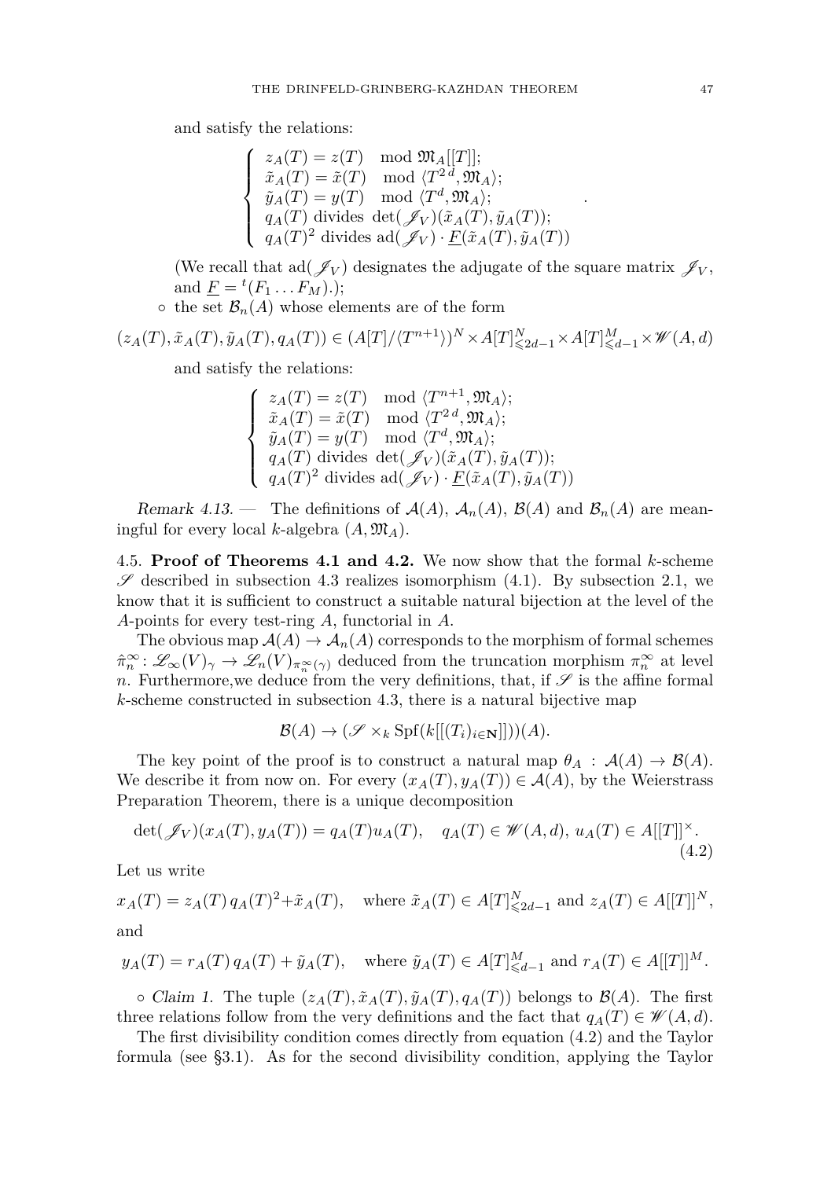and satisfy the relations:

$$\left\{\begin{array}{l} z_A(T) = z(T) \mod \mathfrak{M}_A[[T]]; \\ \tilde{x}_A(T) = \tilde{x}(T) \mod \langle T^{2d}, \mathfrak{M}_A\rangle; \\ \tilde{y}_A(T) = y(T) \mod \langle T^{d}, \mathfrak{M}_A\rangle; \\ q_A(T) \text{ divides } \det(\mathscr{J}_V)(\tilde{x}_A(T), \tilde{y}_A(T)); \\ q_A(T)^2 \text{ divides } \mathrm{ad}(\mathscr{J}_V)\cdot \underline{F}(\tilde{x}_A(T), \tilde{y}_A(T)) \end{array}\right. .$$

(We recall that $\mathrm{ad}(\mathscr{J}_V)$ designates the adjugate of the square matrix $\mathscr{J}_V$, and $\underline{F} = {}^t(F_1 \dots F_M)$.);

- the set $\mathcal{B}_n(A)$ whose elements are of the form

$$(z_A(T), \tilde{x}_A(T), \tilde{y}_A(T), q_A(T)) \in (A[T]/\langle T^{n+1}\rangle)^N \times A[T]^N_{\leqslant 2d-1} \times A[T]^M_{\leqslant d-1} \times \mathscr{W}(A,d)$$

and satisfy the relations:

$$\left\{\begin{array}{l} z_A(T) = z(T) \mod \langle T^{n+1}, \mathfrak{M}_A\rangle; \\ \tilde{x}_A(T) = \tilde{x}(T) \mod \langle T^{2d}, \mathfrak{M}_A\rangle; \\ \tilde{y}_A(T) = y(T) \mod \langle T^{d}, \mathfrak{M}_A\rangle; \\ q_A(T) \text{ divides } \det(\mathscr{J}_V)(\tilde{x}_A(T), \tilde{y}_A(T)); \\ q_A(T)^2 \text{ divides } \mathrm{ad}(\mathscr{J}_V)\cdot \underline{F}(\tilde{x}_A(T), \tilde{y}_A(T)) \end{array}\right.$$

*Remark 4.13.* — The definitions of $\mathcal{A}(A)$, $\mathcal{A}_n(A)$, $\mathcal{B}(A)$ and $\mathcal{B}_n(A)$ are meaningful for every local $k$-algebra $(A, \mathfrak{M}_A)$.

4.5. **Proof of Theorems 4.1 and 4.2.** We now show that the formal $k$-scheme $\mathscr{S}$ described in subsection 4.3 realizes isomorphism (4.1). By subsection 2.1, we know that it is sufficient to construct a suitable natural bijection at the level of the $A$-points for every test-ring $A$, functorial in $A$.

The obvious map $\mathcal{A}(A) \to \mathcal{A}_n(A)$ corresponds to the morphism of formal schemes $\hat{\pi}_n^\infty \colon \mathscr{L}_\infty(V)_\gamma \to \mathscr{L}_n(V)_{\pi_n^\infty(\gamma)}$ deduced from the truncation morphism $\pi_n^\infty$ at level $n$. Furthermore,we deduce from the very definitions, that, if $\mathscr{S}$ is the affine formal $k$-scheme constructed in subsection 4.3, there is a natural bijective map

$$\mathcal{B}(A) \to (\mathscr{S} \times_k \mathrm{Spf}(k[[(T_i)_{i\in\mathbf{N}}]]))(A).$$

The key point of the proof is to construct a natural map $\theta_A : \mathcal{A}(A) \to \mathcal{B}(A)$. We describe it from now on. For every $(x_A(T), y_A(T)) \in \mathcal{A}(A)$, by the Weierstrass Preparation Theorem, there is a unique decomposition

$$\det(\mathscr{J}_V)(x_A(T), y_A(T)) = q_A(T) u_A(T), \quad q_A(T) \in \mathscr{W}(A,d),\ u_A(T) \in A[[T]]^\times. \tag{4.2}$$

Let us write

$$x_A(T) = z_A(T)\, q_A(T)^2 + \tilde{x}_A(T), \quad \text{where } \tilde{x}_A(T) \in A[T]^N_{\leqslant 2d-1} \text{ and } z_A(T) \in A[[T]]^N,$$

and

$$y_A(T) = r_A(T)\, q_A(T) + \tilde{y}_A(T), \quad \text{where } \tilde{y}_A(T) \in A[T]^M_{\leqslant d-1} \text{ and } r_A(T) \in A[[T]]^M.$$

- *Claim 1.* The tuple $(z_A(T), \tilde{x}_A(T), \tilde{y}_A(T), q_A(T))$ belongs to $\mathcal{B}(A)$. The first three relations follow from the very definitions and the fact that $q_A(T) \in \mathscr{W}(A,d)$.

The first divisibility condition comes directly from equation (4.2) and the Taylor formula (see §3.1). As for the second divisibility condition, applying the Taylor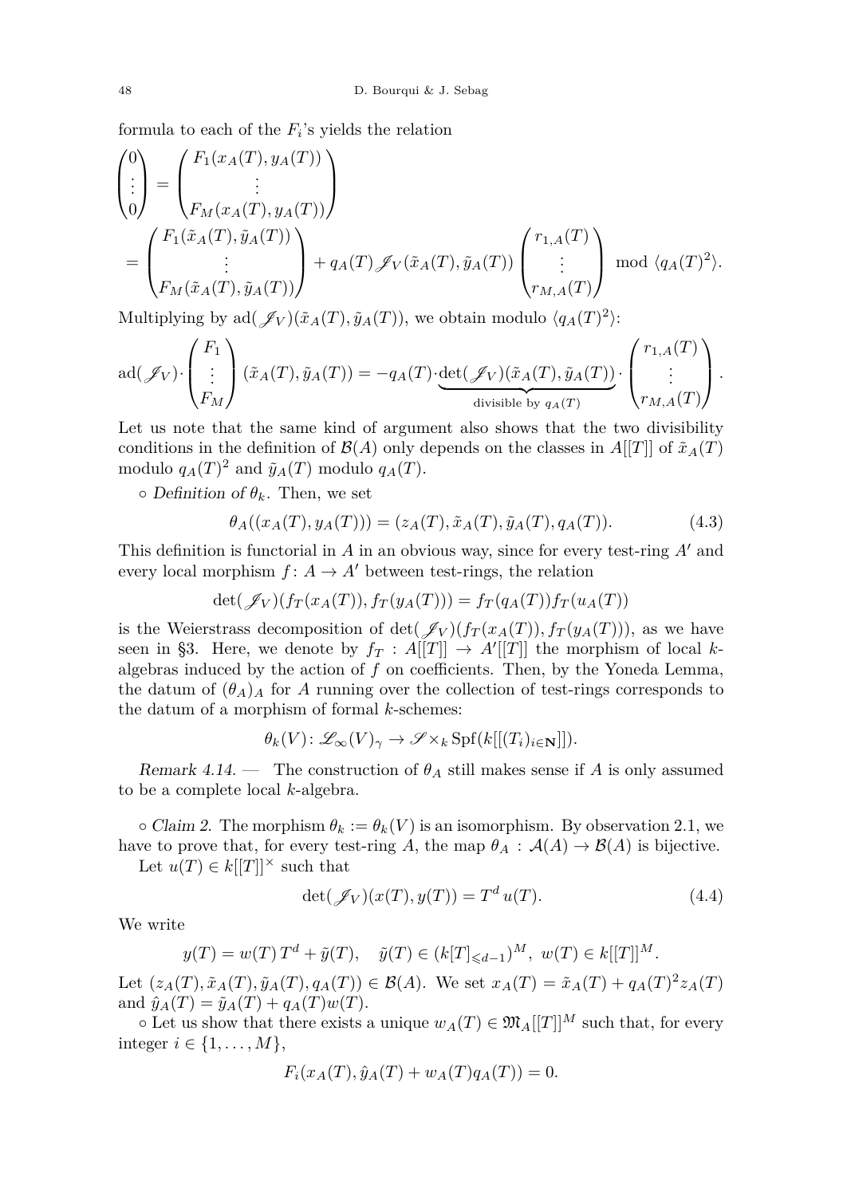formula to each of the $F_i$'s yields the relation

$$\begin{pmatrix}0\\ \vdots\\ 0\end{pmatrix} = \begin{pmatrix}F_1(x_A(T),y_A(T))\\ \vdots\\ F_M(x_A(T),y_A(T))\end{pmatrix}$$
$$= \begin{pmatrix}F_1(\tilde{x}_A(T),\tilde{y}_A(T))\\ \vdots\\ F_M(\tilde{x}_A(T),\tilde{y}_A(T))\end{pmatrix} + q_A(T)\mathscr{J}_V(\tilde{x}_A(T),\tilde{y}_A(T))\begin{pmatrix}r_{1,A}(T)\\ \vdots\\ r_{M,A}(T)\end{pmatrix} \mod \langle q_A(T)^2\rangle.$$

Multiplying by $\mathrm{ad}(\mathscr{J}_V)(\tilde{x}_A(T),\tilde{y}_A(T))$, we obtain modulo $\langle q_A(T)^2\rangle$:

$$\mathrm{ad}(\mathscr{J}_V)\cdot\begin{pmatrix}F_1\\ \vdots\\ F_M\end{pmatrix}(\tilde{x}_A(T),\tilde{y}_A(T)) = -q_A(T)\cdot\underbrace{\det(\mathscr{J}_V)(\tilde{x}_A(T),\tilde{y}_A(T))}_{\text{divisible by } q_A(T)}\cdot\begin{pmatrix}r_{1,A}(T)\\ \vdots\\ r_{M,A}(T)\end{pmatrix}.$$

Let us note that the same kind of argument also shows that the two divisibility conditions in the definition of $\mathcal{B}(A)$ only depends on the classes in $A[[T]]$ of $\tilde{x}_A(T)$ modulo $q_A(T)^2$ and $\tilde{y}_A(T)$ modulo $q_A(T)$.

∘ *Definition of $\theta_k$.* Then, we set

$$\theta_A((x_A(T),y_A(T))) = (z_A(T),\tilde{x}_A(T),\tilde{y}_A(T),q_A(T)). \tag{4.3}$$

This definition is functorial in $A$ in an obvious way, since for every test-ring $A'$ and every local morphism $f\colon A\to A'$ between test-rings, the relation

$$\det(\mathscr{J}_V)(f_T(x_A(T)),f_T(y_A(T))) = f_T(q_A(T))f_T(u_A(T))$$

is the Weierstrass decomposition of $\det(\mathscr{J}_V)(f_T(x_A(T)),f_T(y_A(T)))$, as we have seen in §3. Here, we denote by $f_T : A[[T]]\to A'[[T]]$ the morphism of local $k$-algebras induced by the action of $f$ on coefficients. Then, by the Yoneda Lemma, the datum of $(\theta_A)_A$ for $A$ running over the collection of test-rings corresponds to the datum of a morphism of formal $k$-schemes:

$$\theta_k(V)\colon \mathscr{L}_\infty(V)_\gamma \to \mathscr{S}\times_k \mathrm{Spf}(k[[(T_i)_{i\in\mathbf{N}}]]).$$

*Remark 4.14.* — The construction of $\theta_A$ still makes sense if $A$ is only assumed to be a complete local $k$-algebra.

∘ *Claim 2.* The morphism $\theta_k := \theta_k(V)$ is an isomorphism. By observation 2.1, we have to prove that, for every test-ring $A$, the map $\theta_A : \mathcal{A}(A)\to\mathcal{B}(A)$ is bijective.

Let $u(T)\in k[[T]]^\times$ such that

$$\det(\mathscr{J}_V)(x(T),y(T)) = T^d\,u(T). \tag{4.4}$$

We write

$$y(T) = w(T)\,T^d + \tilde{y}(T),\quad \tilde{y}(T)\in (k[T]_{\leqslant d-1})^M,\ w(T)\in k[[T]]^M.$$

Let $(z_A(T),\tilde{x}_A(T),\tilde{y}_A(T),q_A(T))\in\mathcal{B}(A)$. We set $x_A(T) = \tilde{x}_A(T) + q_A(T)^2 z_A(T)$ and $\hat{y}_A(T) = \tilde{y}_A(T) + q_A(T)w(T)$.

∘ Let us show that there exists a unique $w_A(T)\in\mathfrak{M}_A[[T]]^M$ such that, for every integer $i\in\{1,\dots,M\}$,

$$F_i(x_A(T),\hat{y}_A(T) + w_A(T)q_A(T)) = 0.$$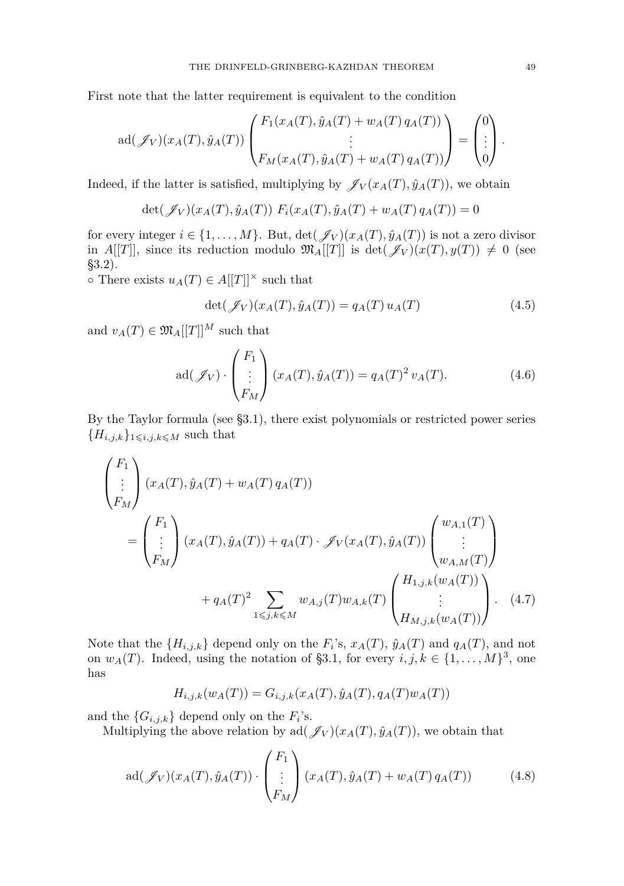First note that the latter requirement is equivalent to the condition

$$\mathrm{ad}(\mathscr{J}_V)(x_A(T),\hat{y}_A(T)) \begin{pmatrix} F_1(x_A(T),\hat{y}_A(T)+w_A(T)\,q_A(T)) \\ \vdots \\ F_M(x_A(T),\hat{y}_A(T)+w_A(T)\,q_A(T)) \end{pmatrix} = \begin{pmatrix} 0 \\ \vdots \\ 0 \end{pmatrix}.$$

Indeed, if the latter is satisfied, multiplying by $\mathscr{J}_V(x_A(T),\hat{y}_A(T))$, we obtain

$$\det(\mathscr{J}_V)(x_A(T),\hat{y}_A(T))\ F_i(x_A(T),\hat{y}_A(T)+w_A(T)\,q_A(T)) = 0$$

for every integer $i \in \{1,\ldots,M\}$. But, $\det(\mathscr{J}_V)(x_A(T),\hat{y}_A(T))$ is not a zero divisor in $A[[T]]$, since its reduction modulo $\mathfrak{M}_A[[T]]$ is $\det(\mathscr{J}_V)(x(T),y(T)) \neq 0$ (see §3.2).

$\circ$ There exists $u_A(T) \in A[[T]]^\times$ such that

$$\det(\mathscr{J}_V)(x_A(T),\hat{y}_A(T)) = q_A(T)\,u_A(T) \tag{4.5}$$

and $v_A(T) \in \mathfrak{M}_A[[T]]^M$ such that

$$\mathrm{ad}(\mathscr{J}_V) \cdot \begin{pmatrix} F_1 \\ \vdots \\ F_M \end{pmatrix} (x_A(T),\hat{y}_A(T)) = q_A(T)^2\,v_A(T). \tag{4.6}$$

By the Taylor formula (see §3.1), there exist polynomials or restricted power series $\{H_{i,j,k}\}_{1\leqslant i,j,k\leqslant M}$ such that

$$\begin{aligned} &\begin{pmatrix} F_1 \\ \vdots \\ F_M \end{pmatrix} (x_A(T),\hat{y}_A(T)+w_A(T)\,q_A(T)) \\ &\quad= \begin{pmatrix} F_1 \\ \vdots \\ F_M \end{pmatrix} (x_A(T),\hat{y}_A(T)) + q_A(T)\cdot \mathscr{J}_V(x_A(T),\hat{y}_A(T)) \begin{pmatrix} w_{A,1}(T) \\ \vdots \\ w_{A,M}(T) \end{pmatrix} \\ &\qquad\qquad + q_A(T)^2 \sum_{1\leqslant j,k\leqslant M} w_{A,j}(T) w_{A,k}(T) \begin{pmatrix} H_{1,j,k}(w_A(T)) \\ \vdots \\ H_{M,j,k}(w_A(T)) \end{pmatrix}. \end{aligned} \tag{4.7}$$

Note that the $\{H_{i,j,k}\}$ depend only on the $F_i$'s, $x_A(T)$, $\hat{y}_A(T)$ and $q_A(T)$, and not on $w_A(T)$. Indeed, using the notation of §3.1, for every $i,j,k \in \{1,\ldots,M\}^3$, one has

$$H_{i,j,k}(w_A(T)) = G_{i,j,k}(x_A(T),\hat{y}_A(T),q_A(T)w_A(T))$$

and the $\{G_{i,j,k}\}$ depend only on the $F_i$'s.

Multiplying the above relation by $\mathrm{ad}(\mathscr{J}_V)(x_A(T),\hat{y}_A(T))$, we obtain that

$$\mathrm{ad}(\mathscr{J}_V)(x_A(T),\hat{y}_A(T)) \cdot \begin{pmatrix} F_1 \\ \vdots \\ F_M \end{pmatrix} (x_A(T),\hat{y}_A(T)+w_A(T)\,q_A(T)) \tag{4.8}$$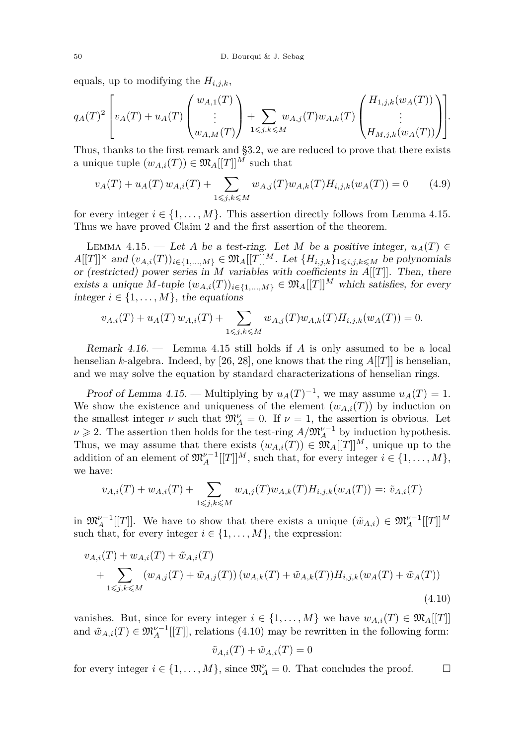equals, up to modifying the $H_{i,j,k}$,

$$q_A(T)^2 \left[ v_A(T) + u_A(T) \begin{pmatrix} w_{A,1}(T) \\ \vdots \\ w_{A,M}(T) \end{pmatrix} + \sum_{1 \leqslant j,k \leqslant M} w_{A,j}(T) w_{A,k}(T) \begin{pmatrix} H_{1,j,k}(w_A(T)) \\ \vdots \\ H_{M,j,k}(w_A(T)) \end{pmatrix} \right].$$

Thus, thanks to the first remark and §3.2, we are reduced to prove that there exists a unique tuple $(w_{A,i}(T)) \in \mathfrak{M}_A[[T]]^M$ such that

$$v_A(T) + u_A(T)\, w_{A,i}(T) + \sum_{1 \leqslant j,k \leqslant M} w_{A,j}(T) w_{A,k}(T) H_{i,j,k}(w_A(T)) = 0 \tag{4.9}$$

for every integer $i \in \{1, \ldots, M\}$. This assertion directly follows from Lemma 4.15. Thus we have proved Claim 2 and the first assertion of the theorem.

Lemma 4.15. — *Let $A$ be a test-ring. Let $M$ be a positive integer, $u_A(T) \in A[[T]]^\times$ and $(v_{A,i}(T))_{i \in \{1,\ldots,M\}} \in \mathfrak{M}_A[[T]]^M$. Let $\{H_{i,j,k}\}_{1 \leqslant i,j,k \leqslant M}$ be polynomials or (restricted) power series in $M$ variables with coefficients in $A[[T]]$. Then, there exists a unique $M$-tuple $(w_{A,i}(T))_{i \in \{1,\ldots,M\}} \in \mathfrak{M}_A[[T]]^M$ which satisfies, for every integer $i \in \{1, \ldots, M\}$, the equations*

$$v_{A,i}(T) + u_A(T)\, w_{A,i}(T) + \sum_{1 \leqslant j,k \leqslant M} w_{A,j}(T) w_{A,k}(T) H_{i,j,k}(w_A(T)) = 0.$$

*Remark 4.16.* — Lemma 4.15 still holds if $A$ is only assumed to be a local henselian $k$-algebra. Indeed, by [26, 28], one knows that the ring $A[[T]]$ is henselian, and we may solve the equation by standard characterizations of henselian rings.

*Proof of Lemma 4.15.* — Multiplying by $u_A(T)^{-1}$, we may assume $u_A(T) = 1$. We show the existence and uniqueness of the element $(w_{A,i}(T))$ by induction on the smallest integer $\nu$ such that $\mathfrak{M}_A^\nu = 0$. If $\nu = 1$, the assertion is obvious. Let $\nu \geqslant 2$. The assertion then holds for the test-ring $A/\mathfrak{M}_A^{\nu-1}$ by induction hypothesis. Thus, we may assume that there exists $(w_{A,i}(T)) \in \mathfrak{M}_A[[T]]^M$, unique up to the addition of an element of $\mathfrak{M}_A^{\nu-1}[[T]]^M$, such that, for every integer $i \in \{1, \ldots, M\}$, we have:

$$v_{A,i}(T) + w_{A,i}(T) + \sum_{1 \leqslant j,k \leqslant M} w_{A,j}(T) w_{A,k}(T) H_{i,j,k}(w_A(T)) =: \tilde{v}_{A,i}(T)$$

in $\mathfrak{M}_A^{\nu-1}[[T]]$. We have to show that there exists a unique $(\tilde{w}_{A,i}) \in \mathfrak{M}_A^{\nu-1}[[T]]^M$ such that, for every integer $i \in \{1, \ldots, M\}$, the expression:

$$\begin{aligned} v_{A,i}(T) &+ w_{A,i}(T) + \tilde{w}_{A,i}(T) \\ &+ \sum_{1 \leqslant j,k \leqslant M} (w_{A,j}(T) + \tilde{w}_{A,j}(T))\, (w_{A,k}(T) + \tilde{w}_{A,k}(T)) H_{i,j,k}(w_A(T) + \tilde{w}_A(T)) \end{aligned} \tag{4.10}$$

vanishes. But, since for every integer $i \in \{1, \ldots, M\}$ we have $w_{A,i}(T) \in \mathfrak{M}_A[[T]]$ and $\tilde{w}_{A,i}(T) \in \mathfrak{M}_A^{\nu-1}[[T]]$, relations (4.10) may be rewritten in the following form:

$$\tilde{v}_{A,i}(T) + \tilde{w}_{A,i}(T) = 0$$

for every integer $i \in \{1, \ldots, M\}$, since $\mathfrak{M}_A^\nu = 0$. That concludes the proof. □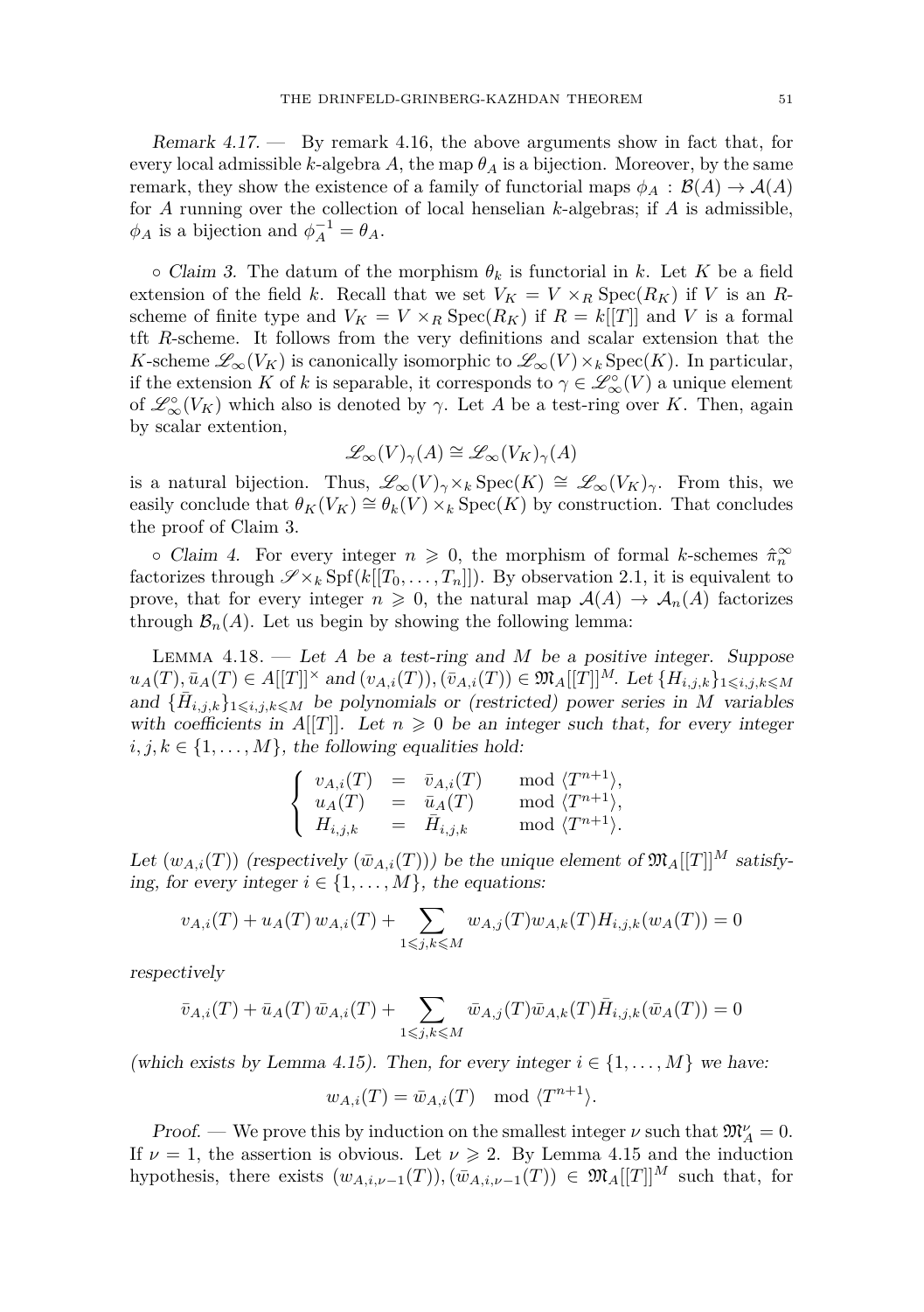*Remark 4.17.* — By remark 4.16, the above arguments show in fact that, for every local admissible $k$-algebra $A$, the map $\theta_A$ is a bijection. Moreover, by the same remark, they show the existence of a family of functorial maps $\phi_A : \mathcal{B}(A) \to \mathcal{A}(A)$ for $A$ running over the collection of local henselian $k$-algebras; if $A$ is admissible, $\phi_A$ is a bijection and $\phi_A^{-1} = \theta_A$.

$\circ$ *Claim 3.* The datum of the morphism $\theta_k$ is functorial in $k$. Let $K$ be a field extension of the field $k$. Recall that we set $V_K = V \times_R \operatorname{Spec}(R_K)$ if $V$ is an $R$-scheme of finite type and $V_K = V \times_R \operatorname{Spec}(R_K)$ if $R = k[[T]]$ and $V$ is a formal tft $R$-scheme. It follows from the very definitions and scalar extension that the $K$-scheme $\mathscr{L}_\infty(V_K)$ is canonically isomorphic to $\mathscr{L}_\infty(V) \times_k \operatorname{Spec}(K)$. In particular, if the extension $K$ of $k$ is separable, it corresponds to $\gamma \in \mathscr{L}_\infty^\circ(V)$ a unique element of $\mathscr{L}_\infty^\circ(V_K)$ which also is denoted by $\gamma$. Let $A$ be a test-ring over $K$. Then, again by scalar extention,

$$\mathscr{L}_\infty(V)_\gamma(A) \cong \mathscr{L}_\infty(V_K)_\gamma(A)$$

is a natural bijection. Thus, $\mathscr{L}_\infty(V)_\gamma \times_k \operatorname{Spec}(K) \cong \mathscr{L}_\infty(V_K)_\gamma$. From this, we easily conclude that $\theta_K(V_K) \cong \theta_k(V) \times_k \operatorname{Spec}(K)$ by construction. That concludes the proof of Claim 3.

$\circ$ *Claim 4.* For every integer $n \geqslant 0$, the morphism of formal $k$-schemes $\hat{\pi}_n^\infty$ factorizes through $\mathscr{S} \times_k \operatorname{Spf}(k[[T_0, \ldots, T_n]])$. By observation 2.1, it is equivalent to prove, that for every integer $n \geqslant 0$, the natural map $\mathcal{A}(A) \to \mathcal{A}_n(A)$ factorizes through $\mathcal{B}_n(A)$. Let us begin by showing the following lemma:

Lemma 4.18. — *Let $A$ be a test-ring and $M$ be a positive integer. Suppose $u_A(T), \bar{u}_A(T) \in A[[T]]^\times$ and $(v_{A,i}(T)), (\bar{v}_{A,i}(T)) \in \mathfrak{M}_A[[T]]^M$. Let $\{H_{i,j,k}\}_{1 \leqslant i,j,k \leqslant M}$ and $\{\bar{H}_{i,j,k}\}_{1 \leqslant i,j,k \leqslant M}$ be polynomials or (restricted) power series in $M$ variables with coefficients in $A[[T]]$. Let $n \geqslant 0$ be an integer such that, for every integer $i, j, k \in \{1, \ldots, M\}$, the following equalities hold:*

$$\left\{\begin{array}{lcll} v_{A,i}(T) & = & \bar{v}_{A,i}(T) & \mod \langle T^{n+1} \rangle, \\ u_A(T) & = & \bar{u}_A(T) & \mod \langle T^{n+1} \rangle, \\ H_{i,j,k} & = & \bar{H}_{i,j,k} & \mod \langle T^{n+1} \rangle. \end{array}\right.$$

*Let $(w_{A,i}(T))$ (respectively $(\bar{w}_{A,i}(T))$) be the unique element of $\mathfrak{M}_A[[T]]^M$ satisfying, for every integer $i \in \{1, \ldots, M\}$, the equations:*

$$v_{A,i}(T) + u_A(T)\, w_{A,i}(T) + \sum_{1 \leqslant j,k \leqslant M} w_{A,j}(T) w_{A,k}(T) H_{i,j,k}(w_A(T)) = 0$$

*respectively*

$$\bar{v}_{A,i}(T) + \bar{u}_A(T)\, \bar{w}_{A,i}(T) + \sum_{1 \leqslant j,k \leqslant M} \bar{w}_{A,j}(T) \bar{w}_{A,k}(T) \bar{H}_{i,j,k}(\bar{w}_A(T)) = 0$$

*(which exists by Lemma 4.15). Then, for every integer $i \in \{1, \ldots, M\}$ we have:*

$$w_{A,i}(T) = \bar{w}_{A,i}(T) \mod \langle T^{n+1} \rangle.$$

*Proof.* — We prove this by induction on the smallest integer $\nu$ such that $\mathfrak{M}_A^\nu = 0$. If $\nu = 1$, the assertion is obvious. Let $\nu \geqslant 2$. By Lemma 4.15 and the induction hypothesis, there exists $(w_{A,i,\nu-1}(T)), (\bar{w}_{A,i,\nu-1}(T)) \in \mathfrak{M}_A[[T]]^M$ such that, for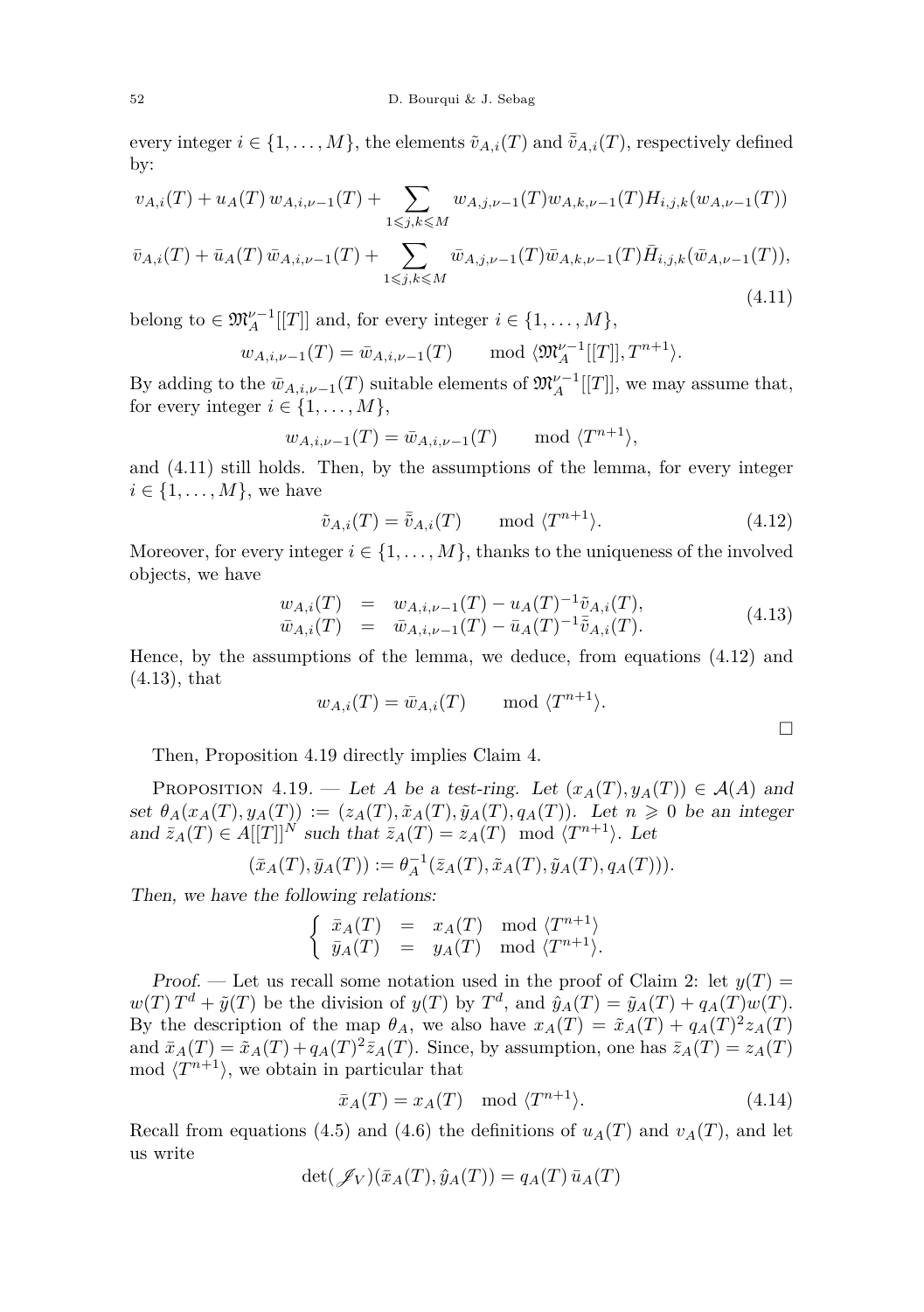every integer $i \in \{1, \ldots, M\}$, the elements $\tilde{v}_{A,i}(T)$ and $\bar{\tilde{v}}_{A,i}(T)$, respectively defined by:

$$
\begin{gathered}
v_{A,i}(T) + u_A(T)\, w_{A,i,\nu-1}(T) + \sum_{1 \leqslant j,k \leqslant M} w_{A,j,\nu-1}(T) w_{A,k,\nu-1}(T) H_{i,j,k}(w_{A,\nu-1}(T)) \\
\bar{v}_{A,i}(T) + \bar{u}_A(T)\, \bar{w}_{A,i,\nu-1}(T) + \sum_{1 \leqslant j,k \leqslant M} \bar{w}_{A,j,\nu-1}(T) \bar{w}_{A,k,\nu-1}(T) \bar{H}_{i,j,k}(\bar{w}_{A,\nu-1}(T)),
\end{gathered}
\tag{4.11}
$$

belong to $\in \mathfrak{M}_A^{\nu-1}[[T]]$ and, for every integer $i \in \{1, \ldots, M\}$,

$$
w_{A,i,\nu-1}(T) = \bar{w}_{A,i,\nu-1}(T) \qquad \bmod \langle \mathfrak{M}_A^{\nu-1}[[T]], T^{n+1} \rangle.
$$

By adding to the $\bar{w}_{A,i,\nu-1}(T)$ suitable elements of $\mathfrak{M}_A^{\nu-1}[[T]]$, we may assume that, for every integer $i \in \{1, \ldots, M\}$,

$$
w_{A,i,\nu-1}(T) = \bar{w}_{A,i,\nu-1}(T) \qquad \bmod \langle T^{n+1} \rangle,
$$

and (4.11) still holds. Then, by the assumptions of the lemma, for every integer $i \in \{1, \ldots, M\}$, we have

$$
\tilde{v}_{A,i}(T) = \bar{\tilde{v}}_{A,i}(T) \qquad \bmod \langle T^{n+1} \rangle. \tag{4.12}
$$

Moreover, for every integer $i \in \{1, \ldots, M\}$, thanks to the uniqueness of the involved objects, we have

$$
\begin{aligned}
w_{A,i}(T) &= w_{A,i,\nu-1}(T) - u_A(T)^{-1} \tilde{v}_{A,i}(T), \\
\bar{w}_{A,i}(T) &= \bar{w}_{A,i,\nu-1}(T) - \bar{u}_A(T)^{-1} \bar{\tilde{v}}_{A,i}(T).
\end{aligned}
\tag{4.13}
$$

Hence, by the assumptions of the lemma, we deduce, from equations (4.12) and (4.13), that

$$
w_{A,i}(T) = \bar{w}_{A,i}(T) \qquad \bmod \langle T^{n+1} \rangle.
$$

□

Then, Proposition 4.19 directly implies Claim 4.

Proposition 4.19. — *Let $A$ be a test-ring. Let $(x_A(T), y_A(T)) \in \mathcal{A}(A)$ and set $\theta_A(x_A(T), y_A(T)) := (z_A(T), \tilde{x}_A(T), \tilde{y}_A(T), q_A(T))$. Let $n \geqslant 0$ be an integer and $\bar{z}_A(T) \in A[[T]]^N$ such that $\bar{z}_A(T) = z_A(T) \mod \langle T^{n+1} \rangle$. Let*

$$
(\bar{x}_A(T), \bar{y}_A(T)) := \theta_A^{-1}(\bar{z}_A(T), \tilde{x}_A(T), \tilde{y}_A(T), q_A(T))).
$$

*Then, we have the following relations:*

$$
\begin{cases}
\bar{x}_A(T) = x_A(T) \mod \langle T^{n+1} \rangle \\
\bar{y}_A(T) = y_A(T) \mod \langle T^{n+1} \rangle.
\end{cases}
$$

*Proof.* — Let us recall some notation used in the proof of Claim 2: let $y(T) = w(T)\, T^d + \tilde{y}(T)$ be the division of $y(T)$ by $T^d$, and $\hat{y}_A(T) = \tilde{y}_A(T) + q_A(T) w(T)$. By the description of the map $\theta_A$, we also have $x_A(T) = \tilde{x}_A(T) + q_A(T)^2 z_A(T)$ and $\bar{x}_A(T) = \tilde{x}_A(T) + q_A(T)^2 \bar{z}_A(T)$. Since, by assumption, one has $\bar{z}_A(T) = z_A(T)$ mod $\langle T^{n+1} \rangle$, we obtain in particular that

$$
\bar{x}_A(T) = x_A(T) \mod \langle T^{n+1} \rangle. \tag{4.14}
$$

Recall from equations (4.5) and (4.6) the definitions of $u_A(T)$ and $v_A(T)$, and let us write

$$
\det(\mathscr{J}_V)(\bar{x}_A(T), \hat{y}_A(T)) = q_A(T)\, \bar{u}_A(T)
$$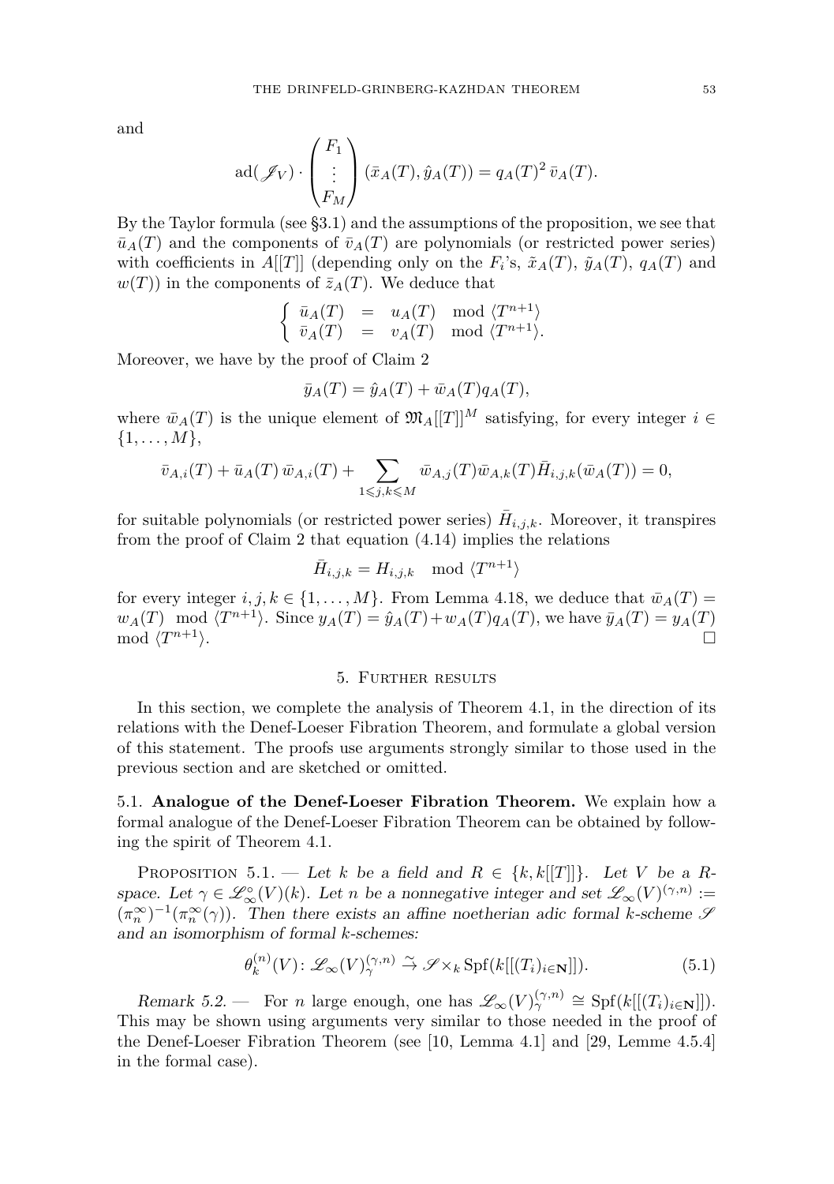and

$$\mathrm{ad}(\mathscr{J}_V)\cdot\begin{pmatrix}F_1\\ \vdots\\ F_M\end{pmatrix}(\bar{x}_A(T),\hat{y}_A(T)) = q_A(T)^2\,\bar{v}_A(T).$$

By the Taylor formula (see §3.1) and the assumptions of the proposition, we see that $\bar{u}_A(T)$ and the components of $\bar{v}_A(T)$ are polynomials (or restricted power series) with coefficients in $A[[T]]$ (depending only on the $F_i$'s, $\tilde{x}_A(T)$, $\tilde{y}_A(T)$, $q_A(T)$ and $w(T)$) in the components of $\bar{z}_A(T)$. We deduce that

$$\begin{cases}\bar{u}_A(T) &=& u_A(T) \mod \langle T^{n+1}\rangle\\ \bar{v}_A(T) &=& v_A(T) \mod \langle T^{n+1}\rangle.\end{cases}$$

Moreover, we have by the proof of Claim 2

$$\bar{y}_A(T) = \hat{y}_A(T) + \bar{w}_A(T)q_A(T),$$

where $\bar{w}_A(T)$ is the unique element of $\mathfrak{M}_A[[T]]^M$ satisfying, for every integer $i \in \{1,\ldots,M\}$,

$$\bar{v}_{A,i}(T) + \bar{u}_A(T)\,\bar{w}_{A,i}(T) + \sum_{1\leqslant j,k\leqslant M}\bar{w}_{A,j}(T)\bar{w}_{A,k}(T)\bar{H}_{i,j,k}(\bar{w}_A(T)) = 0,$$

for suitable polynomials (or restricted power series) $\bar{H}_{i,j,k}$. Moreover, it transpires from the proof of Claim 2 that equation (4.14) implies the relations

$$\bar{H}_{i,j,k} = H_{i,j,k} \mod \langle T^{n+1}\rangle$$

for every integer $i,j,k \in \{1,\ldots,M\}$. From Lemma 4.18, we deduce that $\bar{w}_A(T) = w_A(T) \mod \langle T^{n+1}\rangle$. Since $y_A(T) = \hat{y}_A(T) + w_A(T)q_A(T)$, we have $\bar{y}_A(T) = y_A(T) \mod \langle T^{n+1}\rangle$. □

## 5. Further results

In this section, we complete the analysis of Theorem 4.1, in the direction of its relations with the Denef-Loeser Fibration Theorem, and formulate a global version of this statement. The proofs use arguments strongly similar to those used in the previous section and are sketched or omitted.

### 5.1. Analogue of the Denef-Loeser Fibration Theorem.

We explain how a formal analogue of the Denef-Loeser Fibration Theorem can be obtained by following the spirit of Theorem 4.1.

Proposition 5.1. — *Let $k$ be a field and $R \in \{k, k[[T]]\}$. Let $V$ be a $R$-space. Let $\gamma \in \mathscr{L}_\infty^\circ(V)(k)$. Let $n$ be a nonnegative integer and set $\mathscr{L}_\infty(V)^{(\gamma,n)} := (\pi_n^\infty)^{-1}(\pi_n^\infty(\gamma))$. Then there exists an affine noetherian adic formal $k$-scheme $\mathscr{S}$ and an isomorphism of formal $k$-schemes:*

$$\theta_k^{(n)}(V)\colon \mathscr{L}_\infty(V)_\gamma^{(\gamma,n)} \xrightarrow{\sim} \mathscr{S}\times_k \mathrm{Spf}(k[[(T_i)_{i\in\mathbf{N}}]]). \tag{5.1}$$

*Remark 5.2.* — For $n$ large enough, one has $\mathscr{L}_\infty(V)_\gamma^{(\gamma,n)} \cong \mathrm{Spf}(k[[(T_i)_{i\in\mathbf{N}}]])$. This may be shown using arguments very similar to those needed in the proof of the Denef-Loeser Fibration Theorem (see [10, Lemma 4.1] and [29, Lemme 4.5.4] in the formal case).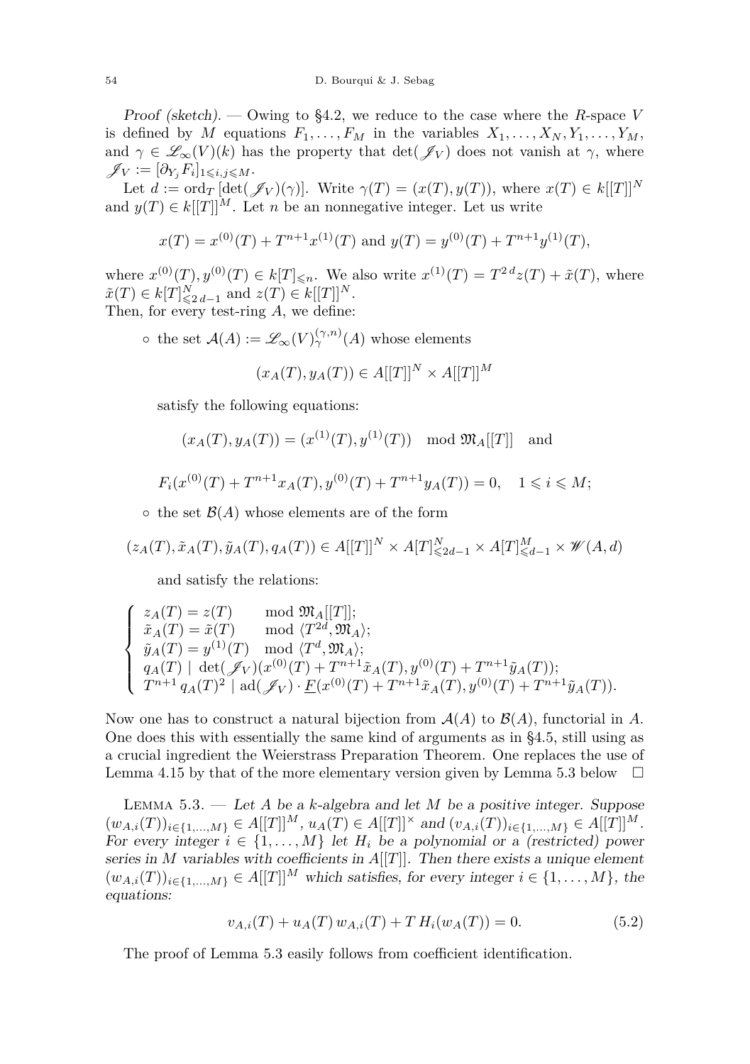*Proof (sketch).* — Owing to §4.2, we reduce to the case where the $R$-space $V$ is defined by $M$ equations $F_1, \ldots, F_M$ in the variables $X_1, \ldots, X_N, Y_1, \ldots, Y_M$, and $\gamma \in \mathscr{L}_\infty(V)(k)$ has the property that $\det(\mathscr{J}_V)$ does not vanish at $\gamma$, where $\mathscr{J}_V := [\partial_{Y_j} F_i]_{1 \leqslant i,j \leqslant M}$.

Let $d := \operatorname{ord}_T [\det(\mathscr{J}_V)(\gamma)]$. Write $\gamma(T) = (x(T), y(T))$, where $x(T) \in k[[T]]^N$ and $y(T) \in k[[T]]^M$. Let $n$ be an nonnegative integer. Let us write

$$x(T) = x^{(0)}(T) + T^{n+1} x^{(1)}(T) \text{ and } y(T) = y^{(0)}(T) + T^{n+1} y^{(1)}(T),$$

where $x^{(0)}(T), y^{(0)}(T) \in k[T]_{\leqslant n}$. We also write $x^{(1)}(T) = T^{2\,d} z(T) + \tilde{x}(T)$, where $\tilde{x}(T) \in k[T]^N_{\leqslant 2\,d-1}$ and $z(T) \in k[[T]]^N$.
Then, for every test-ring $A$, we define:

- the set $\mathcal{A}(A) := \mathscr{L}_\infty(V)^{(\gamma,n)}_\gamma(A)$ whose elements

$$(x_A(T), y_A(T)) \in A[[T]]^N \times A[[T]]^M$$

satisfy the following equations:

$$(x_A(T), y_A(T)) = (x^{(1)}(T), y^{(1)}(T)) \mod \mathfrak{M}_A[[T]] \quad \text{and}$$

$$F_i(x^{(0)}(T) + T^{n+1} x_A(T), y^{(0)}(T) + T^{n+1} y_A(T)) = 0, \quad 1 \leqslant i \leqslant M;$$

- the set $\mathcal{B}(A)$ whose elements are of the form

$$(z_A(T), \tilde{x}_A(T), \tilde{y}_A(T), q_A(T)) \in A[[T]]^N \times A[T]^N_{\leqslant 2d-1} \times A[T]^M_{\leqslant d-1} \times \mathscr{W}(A, d)$$

and satisfy the relations:

$$\begin{cases} z_A(T) = z(T) & \mod \mathfrak{M}_A[[T]]; \\ \tilde{x}_A(T) = \tilde{x}(T) & \mod \langle T^{2d}, \mathfrak{M}_A \rangle; \\ \tilde{y}_A(T) = y^{(1)}(T) & \mod \langle T^{d}, \mathfrak{M}_A \rangle; \\ q_A(T) \mid \det(\mathscr{J}_V)(x^{(0)}(T) + T^{n+1}\tilde{x}_A(T), y^{(0)}(T) + T^{n+1}\tilde{y}_A(T)); \\ T^{n+1}\, q_A(T)^2 \mid \operatorname{ad}(\mathscr{J}_V) \cdot \underline{F}(x^{(0)}(T) + T^{n+1}\tilde{x}_A(T), y^{(0)}(T) + T^{n+1}\tilde{y}_A(T)). \end{cases}$$

Now one has to construct a natural bijection from $\mathcal{A}(A)$ to $\mathcal{B}(A)$, functorial in $A$. One does this with essentially the same kind of arguments as in §4.5, still using as a crucial ingredient the Weierstrass Preparation Theorem. One replaces the use of Lemma 4.15 by that of the more elementary version given by Lemma 5.3 below $\square$

LEMMA 5.3. — *Let $A$ be a $k$-algebra and let $M$ be a positive integer. Suppose $(w_{A,i}(T))_{i \in \{1,\ldots,M\}} \in A[[T]]^M$, $u_A(T) \in A[[T]]^\times$ and $(v_{A,i}(T))_{i \in \{1,\ldots,M\}} \in A[[T]]^M$. For every integer $i \in \{1, \ldots, M\}$ let $H_i$ be a polynomial or a (restricted) power series in $M$ variables with coefficients in $A[[T]]$. Then there exists a unique element $(w_{A,i}(T))_{i \in \{1,\ldots,M\}} \in A[[T]]^M$ which satisfies, for every integer $i \in \{1, \ldots, M\}$, the equations:*

$$v_{A,i}(T) + u_A(T)\, w_{A,i}(T) + T\, H_i(w_A(T)) = 0. \tag{5.2}$$

The proof of Lemma 5.3 easily follows from coefficient identification.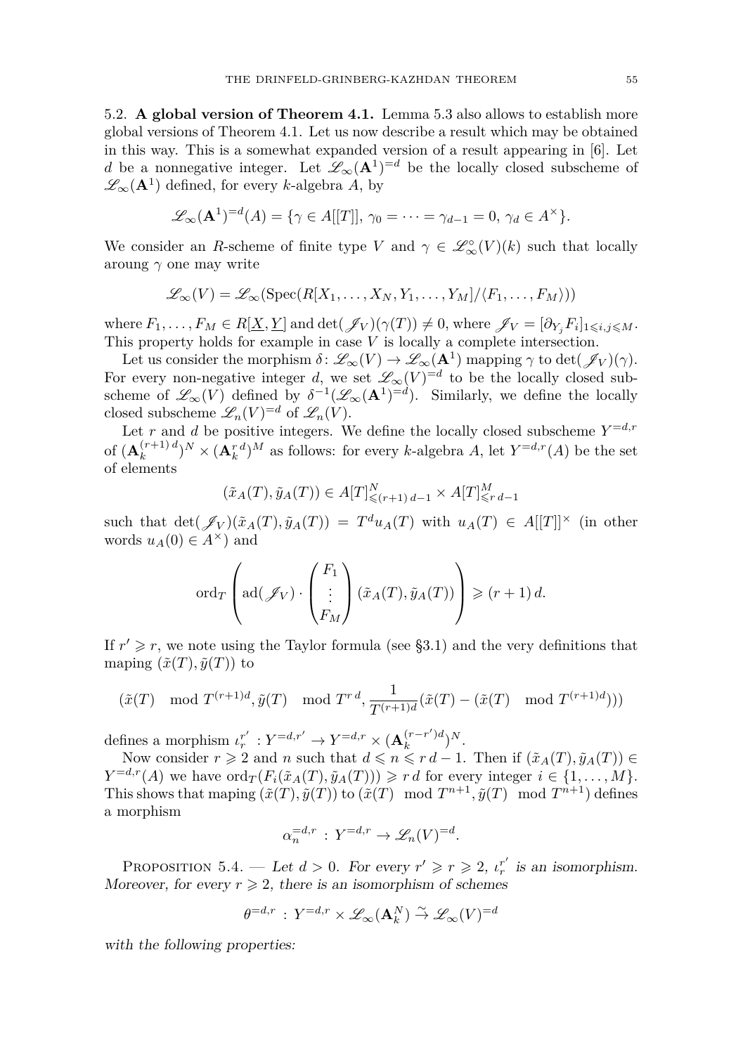5.2. **A global version of Theorem 4.1.** Lemma 5.3 also allows to establish more global versions of Theorem 4.1. Let us now describe a result which may be obtained in this way. This is a somewhat expanded version of a result appearing in [6]. Let $d$ be a nonnegative integer. Let $\mathscr{L}_\infty(\mathbf{A}^1)^{=d}$ be the locally closed subscheme of $\mathscr{L}_\infty(\mathbf{A}^1)$ defined, for every $k$-algebra $A$, by

$$\mathscr{L}_\infty(\mathbf{A}^1)^{=d}(A) = \{\gamma \in A[[T]],\ \gamma_0 = \dots = \gamma_{d-1} = 0,\ \gamma_d \in A^\times\}.$$

We consider an $R$-scheme of finite type $V$ and $\gamma \in \mathscr{L}^\circ_\infty(V)(k)$ such that locally aroung $\gamma$ one may write

$$\mathscr{L}_\infty(V) = \mathscr{L}_\infty(\operatorname{Spec}(R[X_1,\dots,X_N,Y_1,\dots,Y_M]/\langle F_1,\dots,F_M\rangle))$$

where $F_1,\dots,F_M \in R[\underline{X},\underline{Y}]$ and $\det(\mathscr{J}_V)(\gamma(T)) \neq 0$, where $\mathscr{J}_V = [\partial_{Y_j} F_i]_{1\leqslant i,j\leqslant M}$. This property holds for example in case $V$ is locally a complete intersection.

Let us consider the morphism $\delta\colon \mathscr{L}_\infty(V) \to \mathscr{L}_\infty(\mathbf{A}^1)$ mapping $\gamma$ to $\det(\mathscr{J}_V)(\gamma)$. For every non-negative integer $d$, we set $\mathscr{L}_\infty(V)^{=d}$ to be the locally closed subscheme of $\mathscr{L}_\infty(V)$ defined by $\delta^{-1}(\mathscr{L}_\infty(\mathbf{A}^1)^{=d})$. Similarly, we define the locally closed subscheme $\mathscr{L}_n(V)^{=d}$ of $\mathscr{L}_n(V)$.

Let $r$ and $d$ be positive integers. We define the locally closed subscheme $Y^{=d,r}$ of $(\mathbf{A}_k^{(r+1)\,d})^N \times (\mathbf{A}_k^{r\,d})^M$ as follows: for every $k$-algebra $A$, let $Y^{=d,r}(A)$ be the set of elements

$$(\tilde{x}_A(T), \tilde{y}_A(T)) \in A[T]^N_{\leqslant (r+1)\,d-1} \times A[T]^M_{\leqslant r\,d-1}$$

such that $\det(\mathscr{J}_V)(\tilde{x}_A(T), \tilde{y}_A(T)) = T^d u_A(T)$ with $u_A(T) \in A[[T]]^\times$ (in other words $u_A(0) \in A^\times$) and

$$\operatorname{ord}_T\left(\operatorname{ad}(\mathscr{J}_V)\cdot\begin{pmatrix}F_1\\ \vdots\\ F_M\end{pmatrix}(\tilde{x}_A(T),\tilde{y}_A(T))\right) \geqslant (r+1)\,d.$$

If $r' \geqslant r$, we note using the Taylor formula (see §3.1) and the very definitions that maping $(\tilde{x}(T), \tilde{y}(T))$ to

$$(\tilde{x}(T) \mod T^{(r+1)d}, \tilde{y}(T) \mod T^{r\,d}, \frac{1}{T^{(r+1)d}}(\tilde{x}(T) - (\tilde{x}(T) \mod T^{(r+1)d})))$$

defines a morphism $\iota_r^{r'} : Y^{=d,r'} \to Y^{=d,r} \times (\mathbf{A}_k^{(r-r')d})^N$.

Now consider $r \geqslant 2$ and $n$ such that $d \leqslant n \leqslant r\,d-1$. Then if $(\tilde{x}_A(T), \tilde{y}_A(T)) \in Y^{=d,r}(A)$ we have $\operatorname{ord}_T(F_i(\tilde{x}_A(T), \tilde{y}_A(T))) \geqslant r\,d$ for every integer $i \in \{1,\dots,M\}$. This shows that maping $(\tilde{x}(T), \tilde{y}(T))$ to $(\tilde{x}(T) \mod T^{n+1}, \tilde{y}(T) \mod T^{n+1})$ defines a morphism

$$\alpha_n^{=d,r} : Y^{=d,r} \to \mathscr{L}_n(V)^{=d}.$$

Proposition 5.4. — *Let $d > 0$. For every $r' \geqslant r \geqslant 2$, $\iota_r^{r'}$ is an isomorphism. Moreover, for every $r \geqslant 2$, there is an isomorphism of schemes*

$$\theta^{=d,r} : Y^{=d,r} \times \mathscr{L}_\infty(\mathbf{A}_k^N) \xrightarrow{\sim} \mathscr{L}_\infty(V)^{=d}$$

*with the following properties:*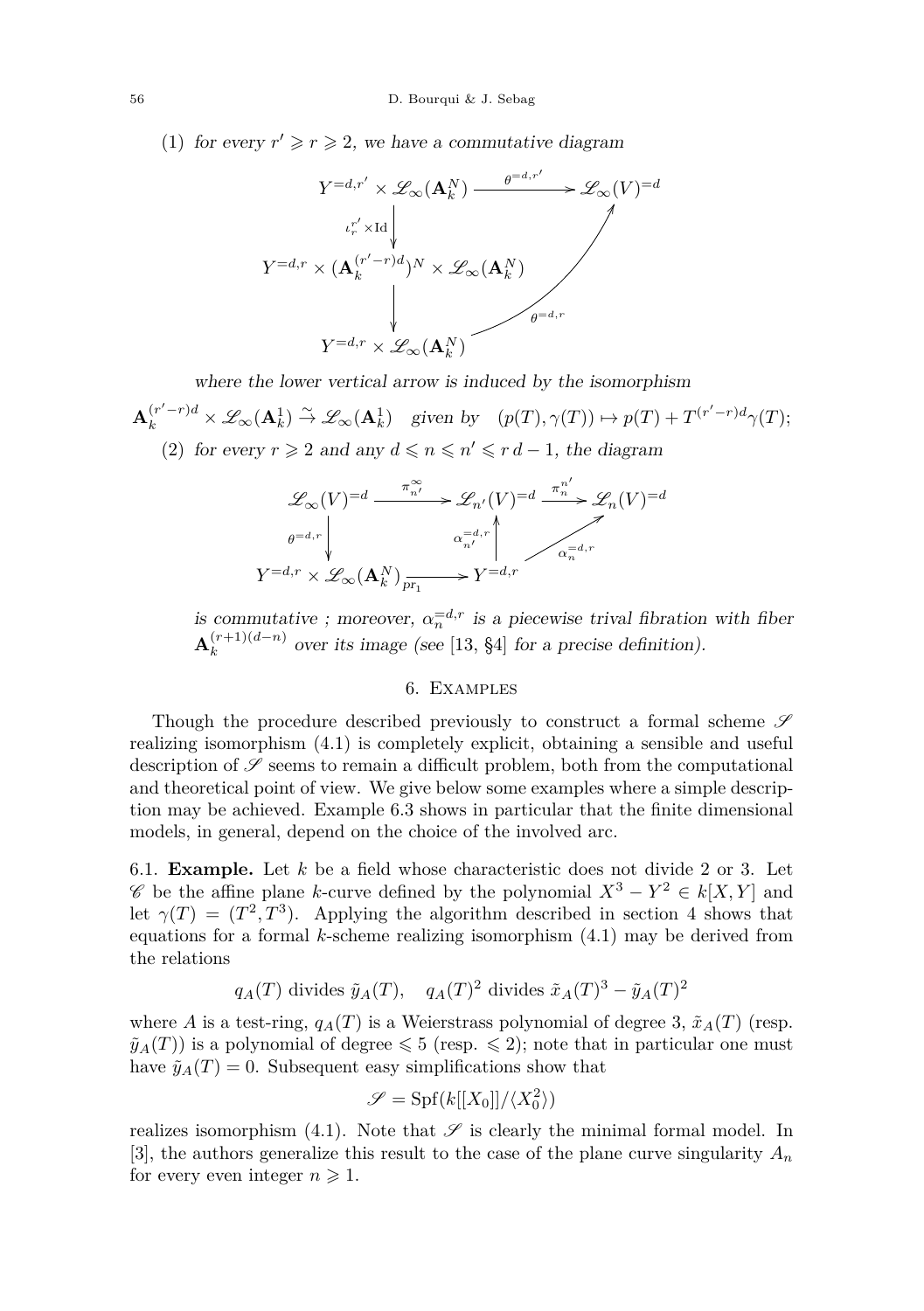(1) *for every $r' \geqslant r \geqslant 2$, we have a commutative diagram*

$$\begin{array}{ccc}
Y^{=d,r'} \times \mathscr{L}_\infty(\mathbf{A}_k^N) & \xrightarrow{\theta^{=d,r'}} & \mathscr{L}_\infty(V)^{=d} \\
\downarrow{\scriptstyle \iota_r^{r'} \times \mathrm{Id}} & & \\
Y^{=d,r} \times (\mathbf{A}_k^{(r'-r)d})^N \times \mathscr{L}_\infty(\mathbf{A}_k^N) & & \uparrow \\
\downarrow & & \\
Y^{=d,r} \times \mathscr{L}_\infty(\mathbf{A}_k^N) & \xrightarrow{\theta^{=d,r}} & 
\end{array}$$

*where the lower vertical arrow is induced by the isomorphism*

$$\mathbf{A}_k^{(r'-r)d} \times \mathscr{L}_\infty(\mathbf{A}_k^1) \xrightarrow{\sim} \mathscr{L}_\infty(\mathbf{A}_k^1) \quad \text{given by} \quad (p(T), \gamma(T)) \mapsto p(T) + T^{(r'-r)d}\gamma(T);$$

(2) *for every $r \geqslant 2$ and any $d \leqslant n \leqslant n' \leqslant r\,d - 1$, the diagram*

$$\begin{array}{ccccc}
\mathscr{L}_\infty(V)^{=d} & \xrightarrow{\pi^\infty_{n'}} & \mathscr{L}_{n'}(V)^{=d} & \xrightarrow{\pi^{n'}_n} & \mathscr{L}_n(V)^{=d} \\
\downarrow{\scriptstyle \theta^{=d,r}} & & \uparrow{\scriptstyle \alpha^{=d,r}_{n'}} & \nearrow{\scriptstyle \alpha^{=d,r}_n} & \\
Y^{=d,r} \times \mathscr{L}_\infty(\mathbf{A}_k^N) & \xrightarrow{\mathrm{pr}_1} & Y^{=d,r} & &
\end{array}$$

*is commutative ; moreover, $\alpha_n^{=d,r}$ is a piecewise trival fibration with fiber $\mathbf{A}_k^{(r+1)(d-n)}$ over its image (see [13, §4] for a precise definition).*

## 6. Examples

Though the procedure described previously to construct a formal scheme $\mathscr{S}$ realizing isomorphism (4.1) is completely explicit, obtaining a sensible and useful description of $\mathscr{S}$ seems to remain a difficult problem, both from the computational and theoretical point of view. We give below some examples where a simple description may be achieved. Example 6.3 shows in particular that the finite dimensional models, in general, depend on the choice of the involved arc.

6.1. **Example.** Let $k$ be a field whose characteristic does not divide 2 or 3. Let $\mathscr{C}$ be the affine plane $k$-curve defined by the polynomial $X^3 - Y^2 \in k[X, Y]$ and let $\gamma(T) = (T^2, T^3)$. Applying the algorithm described in section 4 shows that equations for a formal $k$-scheme realizing isomorphism (4.1) may be derived from the relations

$$q_A(T) \text{ divides } \tilde{y}_A(T), \quad q_A(T)^2 \text{ divides } \tilde{x}_A(T)^3 - \tilde{y}_A(T)^2$$

where $A$ is a test-ring, $q_A(T)$ is a Weierstrass polynomial of degree 3, $\tilde{x}_A(T)$ (resp. $\tilde{y}_A(T)$) is a polynomial of degree $\leqslant 5$ (resp. $\leqslant 2$); note that in particular one must have $\tilde{y}_A(T) = 0$. Subsequent easy simplifications show that

$$\mathscr{S} = \mathrm{Spf}(k[[X_0]]/\langle X_0^2 \rangle)$$

realizes isomorphism (4.1). Note that $\mathscr{S}$ is clearly the minimal formal model. In [3], the authors generalize this result to the case of the plane curve singularity $A_n$ for every even integer $n \geqslant 1$.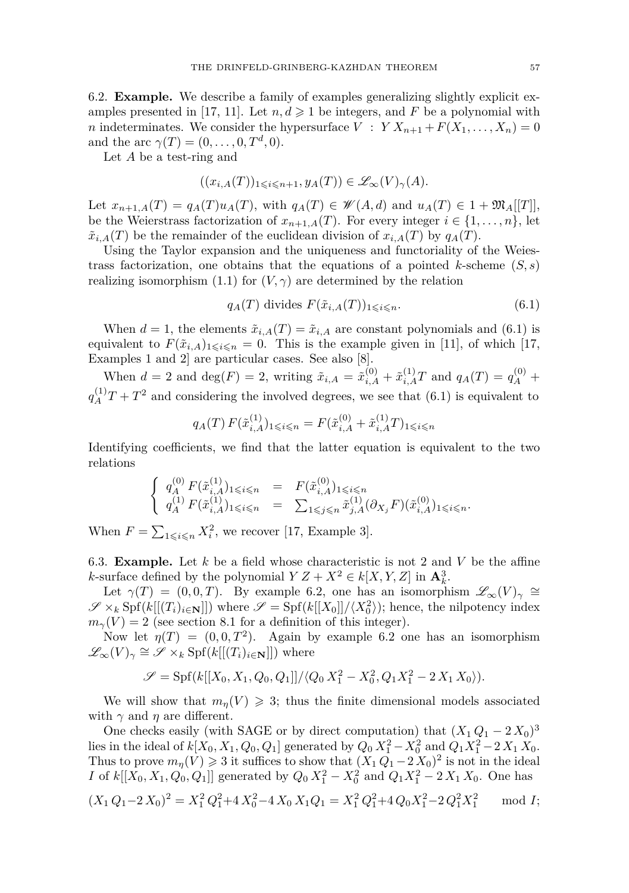6.2. **Example.** We describe a family of examples generalizing slightly explicit examples presented in [17, 11]. Let $n, d \geqslant 1$ be integers, and $F$ be a polynomial with $n$ indeterminates. We consider the hypersurface $V\ :\ Y\,X_{n+1} + F(X_1, \dots, X_n) = 0$ and the arc $\gamma(T) = (0, \dots, 0, T^d, 0)$.

Let $A$ be a test-ring and

$$((x_{i,A}(T))_{1\leqslant i\leqslant n+1}, y_A(T)) \in \mathscr{L}_\infty(V)_\gamma(A).$$

Let $x_{n+1,A}(T) = q_A(T)u_A(T)$, with $q_A(T) \in \mathscr{W}(A, d)$ and $u_A(T) \in 1 + \mathfrak{M}_A[[T]]$, be the Weierstrass factorization of $x_{n+1,A}(T)$. For every integer $i \in \{1, \dots, n\}$, let $\tilde{x}_{i,A}(T)$ be the remainder of the euclidean division of $x_{i,A}(T)$ by $q_A(T)$.

Using the Taylor expansion and the uniqueness and functoriality of the Weiestrass factorization, one obtains that the equations of a pointed $k$-scheme $(S, s)$ realizing isomorphism (1.1) for $(V, \gamma)$ are determined by the relation

$$q_A(T) \text{ divides } F(\tilde{x}_{i,A}(T))_{1\leqslant i\leqslant n}. \tag{6.1}$$

When $d = 1$, the elements $\tilde{x}_{i,A}(T) = \tilde{x}_{i,A}$ are constant polynomials and (6.1) is equivalent to $F(\tilde{x}_{i,A})_{1\leqslant i\leqslant n} = 0$. This is the example given in [11], of which [17, Examples 1 and 2] are particular cases. See also [8].

When $d = 2$ and $\deg(F) = 2$, writing $\tilde{x}_{i,A} = \tilde{x}_{i,A}^{(0)} + \tilde{x}_{i,A}^{(1)}T$ and $q_A(T) = q_A^{(0)} + q_A^{(1)}T + T^2$ and considering the involved degrees, we see that (6.1) is equivalent to

$$q_A(T)\, F(\tilde{x}_{i,A}^{(1)})_{1\leqslant i\leqslant n} = F(\tilde{x}_{i,A}^{(0)} + \tilde{x}_{i,A}^{(1)}T)_{1\leqslant i\leqslant n}$$

Identifying coefficients, we find that the latter equation is equivalent to the two relations

$$\begin{cases} q_A^{(0)}\, F(\tilde{x}_{i,A}^{(1)})_{1\leqslant i\leqslant n} &=& F(\tilde{x}_{i,A}^{(0)})_{1\leqslant i\leqslant n} \\ q_A^{(1)}\, F(\tilde{x}_{i,A}^{(1)})_{1\leqslant i\leqslant n} &=& \sum_{1\leqslant j\leqslant n} \tilde{x}_{j,A}^{(1)} (\partial_{X_j} F)(\tilde{x}_{i,A}^{(0)})_{1\leqslant i\leqslant n}. \end{cases}$$

When $F = \sum_{1\leqslant i\leqslant n} X_i^2$, we recover [17, Example 3].

6.3. **Example.** Let $k$ be a field whose characteristic is not 2 and $V$ be the affine $k$-surface defined by the polynomial $Y\,Z + X^2 \in k[X, Y, Z]$ in $\mathbf{A}^3_k$.

Let $\gamma(T) = (0, 0, T)$. By example 6.2, one has an isomorphism $\mathscr{L}_\infty(V)_\gamma \cong \mathscr{S} \times_k \operatorname{Spf}(k[[(T_i)_{i\in\mathbf{N}}]])$ where $\mathscr{S} = \operatorname{Spf}(k[[X_0]]/\langle X_0^2\rangle)$; hence, the nilpotency index $m_\gamma(V) = 2$ (see section 8.1 for a definition of this integer).

Now let $\eta(T) = (0, 0, T^2)$. Again by example 6.2 one has an isomorphism $\mathscr{L}_\infty(V)_\gamma \cong \mathscr{S} \times_k \operatorname{Spf}(k[[(T_i)_{i\in\mathbf{N}}]])$ where

$$\mathscr{S} = \operatorname{Spf}(k[[X_0, X_1, Q_0, Q_1]]/\langle Q_0\, X_1^2 - X_0^2, Q_1 X_1^2 - 2\, X_1\, X_0\rangle).$$

We will show that $m_\eta(V) \geqslant 3$; thus the finite dimensional models associated with $\gamma$ and $\eta$ are different.

One checks easily (with SAGE or by direct computation) that $(X_1\, Q_1 - 2\, X_0)^3$ lies in the ideal of $k[X_0, X_1, Q_0, Q_1]$ generated by $Q_0\, X_1^2 - X_0^2$ and $Q_1 X_1^2 - 2\, X_1\, X_0$. Thus to prove $m_\eta(V) \geqslant 3$ it suffices to show that $(X_1\, Q_1 - 2\, X_0)^2$ is not in the ideal $I$ of $k[[X_0, X_1, Q_0, Q_1]]$ generated by $Q_0\, X_1^2 - X_0^2$ and $Q_1 X_1^2 - 2\, X_1\, X_0$. One has

$$(X_1\, Q_1 - 2\, X_0)^2 = X_1^2\, Q_1^2 + 4\, X_0^2 - 4\, X_0\, X_1 Q_1 = X_1^2\, Q_1^2 + 4\, Q_0 X_1^2 - 2\, Q_1^2 X_1^2 \mod I;$$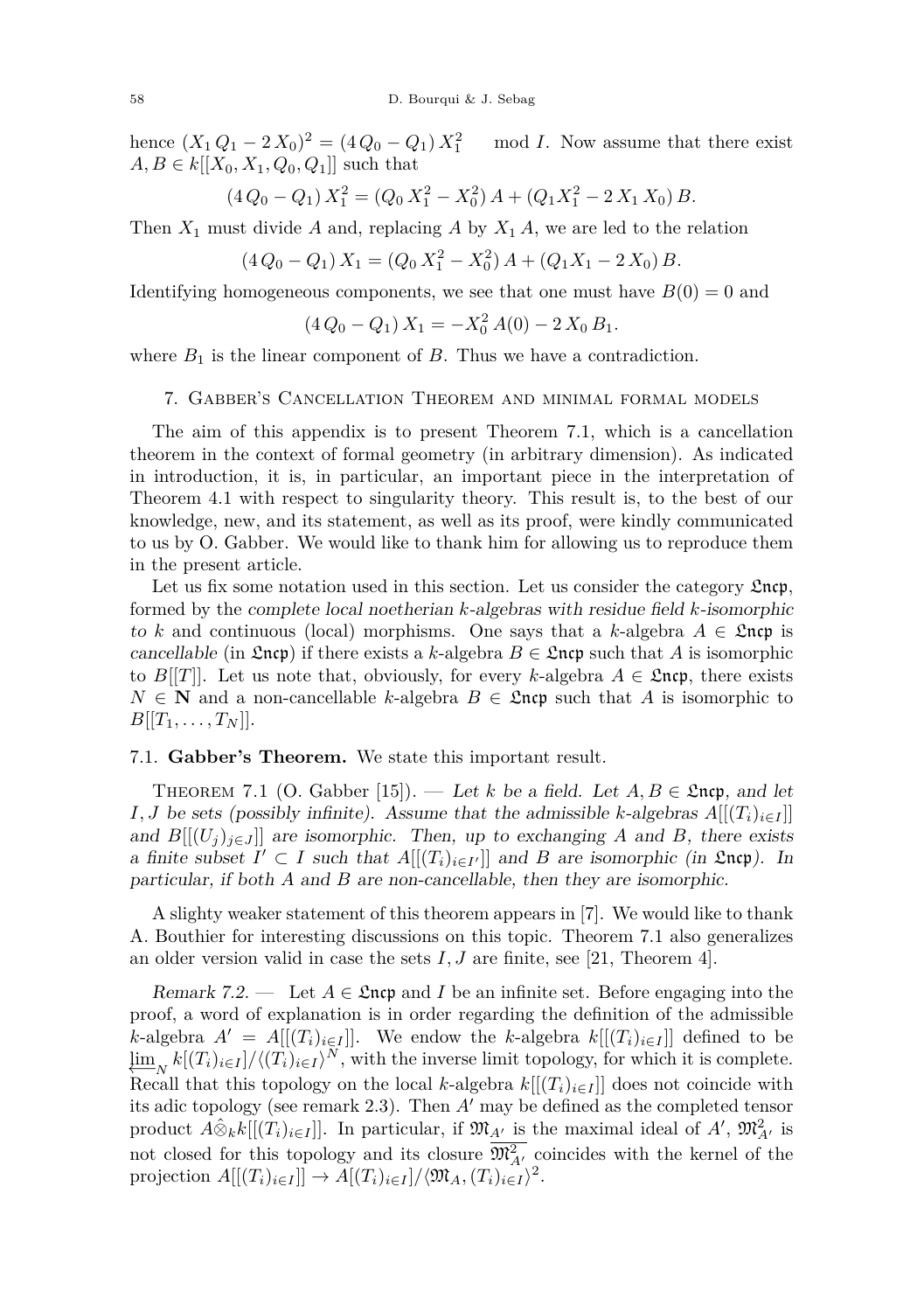hence $(X_1 Q_1 - 2X_0)^2 = (4Q_0 - Q_1) X_1^2 \mod I$. Now assume that there exist $A, B \in k[[X_0, X_1, Q_0, Q_1]]$ such that

$$(4Q_0 - Q_1) X_1^2 = (Q_0 X_1^2 - X_0^2) A + (Q_1 X_1^2 - 2 X_1 X_0) B.$$

Then $X_1$ must divide $A$ and, replacing $A$ by $X_1 A$, we are led to the relation

$$(4Q_0 - Q_1) X_1 = (Q_0 X_1^2 - X_0^2) A + (Q_1 X_1 - 2X_0) B.$$

Identifying homogeneous components, we see that one must have $B(0) = 0$ and

$$(4Q_0 - Q_1) X_1 = -X_0^2 A(0) - 2 X_0 B_1.$$

where $B_1$ is the linear component of $B$. Thus we have a contradiction.

## 7. Gabber's Cancellation Theorem and minimal formal models

The aim of this appendix is to present Theorem 7.1, which is a cancellation theorem in the context of formal geometry (in arbitrary dimension). As indicated in introduction, it is, in particular, an important piece in the interpretation of Theorem 4.1 with respect to singularity theory. This result is, to the best of our knowledge, new, and its statement, as well as its proof, were kindly communicated to us by O. Gabber. We would like to thank him for allowing us to reproduce them in the present article.

Let us fix some notation used in this section. Let us consider the category $\mathfrak{Lncp}$, formed by the *complete local noetherian $k$-algebras with residue field $k$-isomorphic to $k$* and continuous (local) morphisms. One says that a $k$-algebra $A \in \mathfrak{Lncp}$ is *cancellable* (in $\mathfrak{Lncp}$) if there exists a $k$-algebra $B \in \mathfrak{Lncp}$ such that $A$ is isomorphic to $B[[T]]$. Let us note that, obviously, for every $k$-algebra $A \in \mathfrak{Lncp}$, there exists $N \in \mathbf{N}$ and a non-cancellable $k$-algebra $B \in \mathfrak{Lncp}$ such that $A$ is isomorphic to $B[[T_1, \ldots, T_N]]$.

### 7.1. Gabber's Theorem.

We state this important result.

Theorem 7.1 (O. Gabber [15]). — *Let $k$ be a field. Let $A, B \in \mathfrak{Lncp}$, and let $I, J$ be sets (possibly infinite). Assume that the admissible $k$-algebras $A[[(T_i)_{i \in I}]]$ and $B[[(U_j)_{j \in J}]]$ are isomorphic. Then, up to exchanging $A$ and $B$, there exists a finite subset $I' \subset I$ such that $A[[(T_i)_{i \in I'}]]$ and $B$ are isomorphic (in $\mathfrak{Lncp}$). In particular, if both $A$ and $B$ are non-cancellable, then they are isomorphic.*

A slighty weaker statement of this theorem appears in [7]. We would like to thank A. Bouthier for interesting discussions on this topic. Theorem 7.1 also generalizes an older version valid in case the sets $I, J$ are finite, see [21, Theorem 4].

*Remark 7.2.* — Let $A \in \mathfrak{Lncp}$ and $I$ be an infinite set. Before engaging into the proof, a word of explanation is in order regarding the definition of the admissible $k$-algebra $A' = A[[(T_i)_{i \in I}]]$. We endow the $k$-algebra $k[[(T_i)_{i \in I}]]$ defined to be $\varprojlim_N k[(T_i)_{i \in I}]/\langle (T_i)_{i \in I} \rangle^N$, with the inverse limit topology, for which it is complete. Recall that this topology on the local $k$-algebra $k[[(T_i)_{i \in I}]]$ does not coincide with its adic topology (see remark 2.3). Then $A'$ may be defined as the completed tensor product $A \hat{\otimes}_k k[[(T_i)_{i \in I}]]$. In particular, if $\mathfrak{M}_{A'}$ is the maximal ideal of $A'$, $\mathfrak{M}_{A'}^2$ is not closed for this topology and its closure $\overline{\mathfrak{M}_{A'}^2}$ coincides with the kernel of the projection $A[[(T_i)_{i \in I}]] \to A[(T_i)_{i \in I}]/\langle \mathfrak{M}_A, (T_i)_{i \in I} \rangle^2$.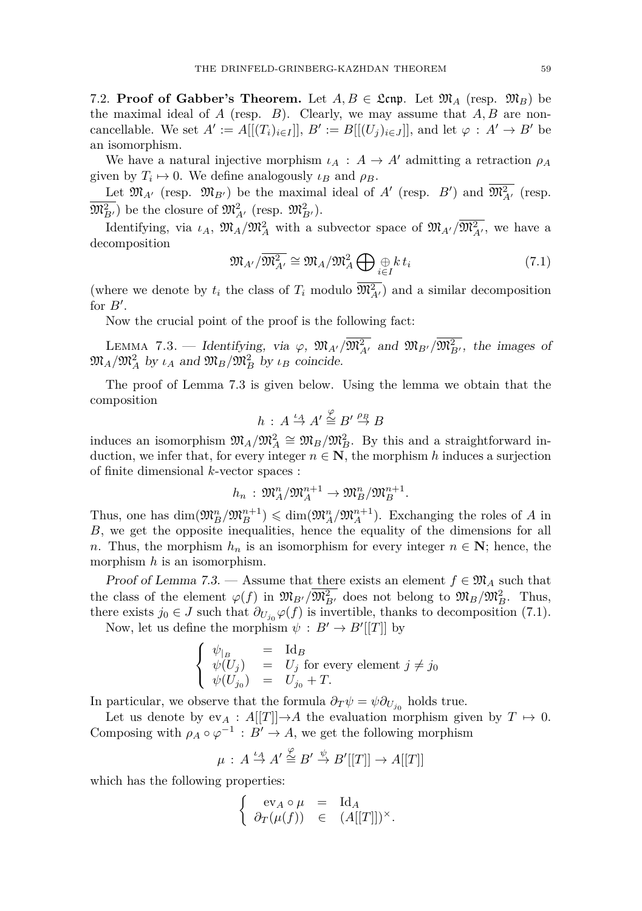7.2. **Proof of Gabber's Theorem.** Let $A, B \in \mathfrak{Lcnp}$. Let $\mathfrak{M}_A$ (resp. $\mathfrak{M}_B$) be the maximal ideal of $A$ (resp. $B$). Clearly, we may assume that $A, B$ are non-cancellable. We set $A' := A[[(T_i)_{i\in I}]]$, $B' := B[[(U_j)_{j\in J}]]$, and let $\varphi : A' \to B'$ be an isomorphism.

We have a natural injective morphism $\iota_A : A \to A'$ admitting a retraction $\rho_A$ given by $T_i \mapsto 0$. We define analogously $\iota_B$ and $\rho_B$.

Let $\mathfrak{M}_{A'}$ (resp. $\mathfrak{M}_{B'}$) be the maximal ideal of $A'$ (resp. $B'$) and $\overline{\mathfrak{M}^2_{A'}}$ (resp. $\overline{\mathfrak{M}^2_{B'}}$) be the closure of $\mathfrak{M}^2_{A'}$ (resp. $\mathfrak{M}^2_{B'}$).

Identifying, via $\iota_A$, $\mathfrak{M}_A/\mathfrak{M}_A^2$ with a subvector space of $\mathfrak{M}_{A'}/\overline{\mathfrak{M}^2_{A'}}$, we have a decomposition

$$\mathfrak{M}_{A'}/\overline{\mathfrak{M}^2_{A'}} \cong \mathfrak{M}_A/\mathfrak{M}_A^2 \bigoplus \underset{i\in I}{\oplus} k\, t_i \tag{7.1}$$

(where we denote by $t_i$ the class of $T_i$ modulo $\overline{\mathfrak{M}^2_{A'}}$) and a similar decomposition for $B'$.

Now the crucial point of the proof is the following fact:

Lemma 7.3. — *Identifying, via $\varphi$, $\mathfrak{M}_{A'}/\overline{\mathfrak{M}^2_{A'}}$ and $\mathfrak{M}_{B'}/\overline{\mathfrak{M}^2_{B'}}$, the images of $\mathfrak{M}_A/\mathfrak{M}_A^2$ by $\iota_A$ and $\mathfrak{M}_B/\mathfrak{M}_B^2$ by $\iota_B$ coincide.*

The proof of Lemma 7.3 is given below. Using the lemma we obtain that the composition

$$h : A \overset{\iota_A}{\to} A' \overset{\varphi}{\cong} B' \overset{\rho_B}{\to} B$$

induces an isomorphism $\mathfrak{M}_A/\mathfrak{M}_A^2 \cong \mathfrak{M}_B/\mathfrak{M}_B^2$. By this and a straightforward induction, we infer that, for every integer $n \in \mathbf{N}$, the morphism $h$ induces a surjection of finite dimensional $k$-vector spaces :

$$h_n : \mathfrak{M}_A^n/\mathfrak{M}_A^{n+1} \to \mathfrak{M}_B^n/\mathfrak{M}_B^{n+1}.$$

Thus, one has $\dim(\mathfrak{M}_B^n/\mathfrak{M}_B^{n+1}) \leqslant \dim(\mathfrak{M}_A^n/\mathfrak{M}_A^{n+1})$. Exchanging the roles of $A$ in $B$, we get the opposite inequalities, hence the equality of the dimensions for all $n$. Thus, the morphism $h_n$ is an isomorphism for every integer $n \in \mathbf{N}$; hence, the morphism $h$ is an isomorphism.

*Proof of Lemma 7.3.* — Assume that there exists an element $f \in \mathfrak{M}_A$ such that the class of the element $\varphi(f)$ in $\mathfrak{M}_{B'}/\overline{\mathfrak{M}^2_{B'}}$ does not belong to $\mathfrak{M}_B/\mathfrak{M}_B^2$. Thus, there exists $j_0 \in J$ such that $\partial_{U_{j_0}}\varphi(f)$ is invertible, thanks to decomposition (7.1).

Now, let us define the morphism $\psi : B' \to B'[[T]]$ by

$$\begin{cases} \psi_{|_B} &= \mathrm{Id}_B \\ \psi(U_j) &= U_j \text{ for every element } j \neq j_0 \\ \psi(U_{j_0}) &= U_{j_0} + T. \end{cases}$$

In particular, we observe that the formula $\partial_T \psi = \psi \partial_{U_{j_0}}$ holds true.

Let us denote by $\mathrm{ev}_A : A[[T]] \to A$ the evaluation morphism given by $T \mapsto 0$. Composing with $\rho_A \circ \varphi^{-1} : B' \to A$, we get the following morphism

$$\mu : A \overset{\iota_A}{\to} A' \overset{\varphi}{\cong} B' \overset{\psi}{\to} B'[[T]] \to A[[T]]$$

which has the following properties:

$$\begin{cases} \mathrm{ev}_A \circ \mu &= \mathrm{Id}_A \\ \partial_T(\mu(f)) &\in (A[[T]])^\times. \end{cases}$$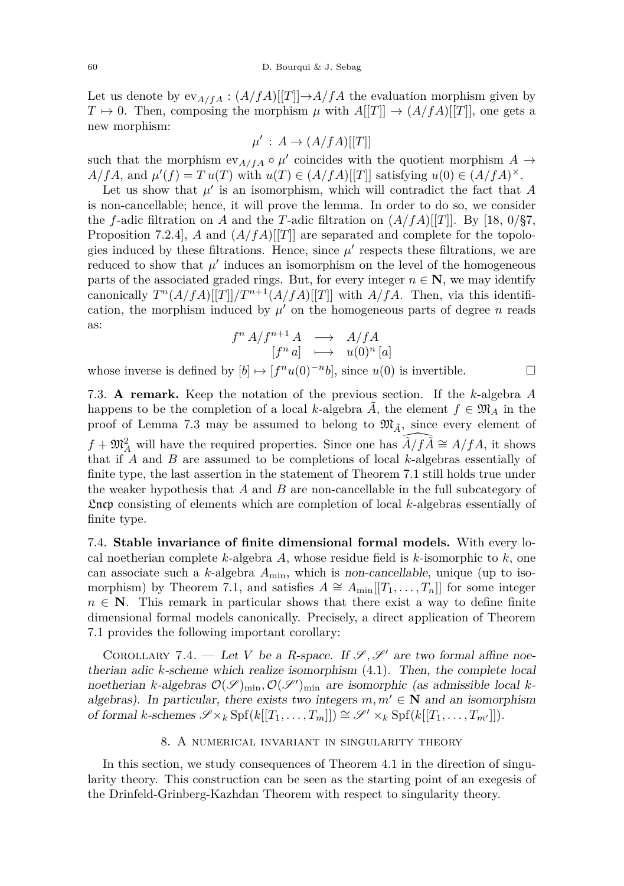Let us denote by $\mathrm{ev}_{A/fA} : (A/fA)[[T]] \to A/fA$ the evaluation morphism given by $T \mapsto 0$. Then, composing the morphism $\mu$ with $A[[T]] \to (A/fA)[[T]]$, one gets a new morphism:

$$\mu' : A \to (A/fA)[[T]]$$

such that the morphism $\mathrm{ev}_{A/fA} \circ \mu'$ coincides with the quotient morphism $A \to A/fA$, and $\mu'(f) = T\,u(T)$ with $u(T) \in (A/fA)[[T]]$ satisfying $u(0) \in (A/fA)^{\times}$.

Let us show that $\mu'$ is an isomorphism, which will contradict the fact that $A$ is non-cancellable; hence, it will prove the lemma. In order to do so, we consider the $f$-adic filtration on $A$ and the $T$-adic filtration on $(A/fA)[[T]]$. By [18, 0/§7, Proposition 7.2.4], $A$ and $(A/fA)[[T]]$ are separated and complete for the topologies induced by these filtrations. Hence, since $\mu'$ respects these filtrations, we are reduced to show that $\mu'$ induces an isomorphism on the level of the homogeneous parts of the associated graded rings. But, for every integer $n \in \mathbf{N}$, we may identify canonically $T^n(A/fA)[[T]]/T^{n+1}(A/fA)[[T]]$ with $A/fA$. Then, via this identification, the morphism induced by $\mu'$ on the homogeneous parts of degree $n$ reads as:

$$\begin{array}{ccc} f^n\,A/f^{n+1}\,A & \longrightarrow & A/fA \\ [f^n\,a] & \longmapsto & u(0)^n\,[a] \end{array}$$

whose inverse is defined by $[b] \mapsto [f^n u(0)^{-n} b]$, since $u(0)$ is invertible. □

7.3. **A remark.** Keep the notation of the previous section. If the $k$-algebra $A$ happens to be the completion of a local $k$-algebra $\tilde{A}$, the element $f \in \mathfrak{M}_A$ in the proof of Lemma 7.3 may be assumed to belong to $\mathfrak{M}_{\tilde{A}}$, since every element of $f + \mathfrak{M}_A^2$ will have the required properties. Since one has $\widehat{\tilde{A}/f\tilde{A}} \cong A/fA$, it shows that if $A$ and $B$ are assumed to be completions of local $k$-algebras essentially of finite type, the last assertion in the statement of Theorem 7.1 still holds true under the weaker hypothesis that $A$ and $B$ are non-cancellable in the full subcategory of $\mathfrak{Lncp}$ consisting of elements which are completion of local $k$-algebras essentially of finite type.

7.4. **Stable invariance of finite dimensional formal models.** With every local noetherian complete $k$-algebra $A$, whose residue field is $k$-isomorphic to $k$, one can associate such a $k$-algebra $A_{\min}$, which is *non-cancellable*, unique (up to isomorphism) by Theorem 7.1, and satisfies $A \cong A_{\min}[[T_1, \dots, T_n]]$ for some integer $n \in \mathbf{N}$. This remark in particular shows that there exist a way to define finite dimensional formal models canonically. Precisely, a direct application of Theorem 7.1 provides the following important corollary:

Corollary 7.4. — *Let $V$ be a $R$-space. If $\mathscr{S}, \mathscr{S}'$ are two formal affine noetherian adic $k$-scheme which realize isomorphism* (4.1)*. Then, the complete local noetherian $k$-algebras $\mathcal{O}(\mathscr{S})_{\min}, \mathcal{O}(\mathscr{S}')_{\min}$ are isomorphic (as admissible local $k$-algebras). In particular, there exists two integers $m, m' \in \mathbf{N}$ and an isomorphism of formal $k$-schemes $\mathscr{S} \times_k \mathrm{Spf}(k[[T_1, \dots, T_m]]) \cong \mathscr{S}' \times_k \mathrm{Spf}(k[[T_1, \dots, T_{m'}]])$.*

## 8. A numerical invariant in singularity theory

In this section, we study consequences of Theorem 4.1 in the direction of singularity theory. This construction can be seen as the starting point of an exegesis of the Drinfeld-Grinberg-Kazhdan Theorem with respect to singularity theory.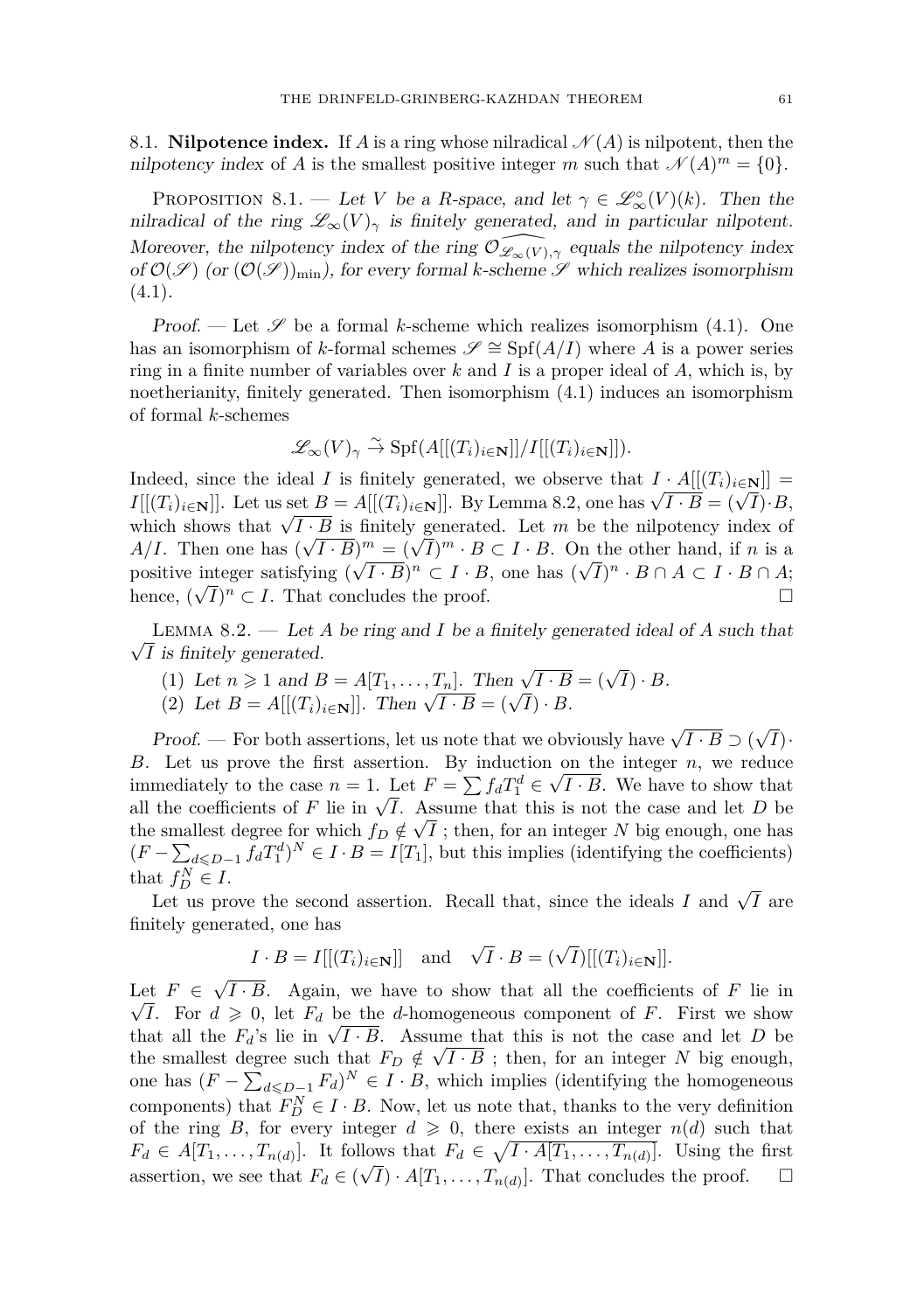8.1. **Nilpotence index.** If $A$ is a ring whose nilradical $\mathscr{N}(A)$ is nilpotent, then the *nilpotency index* of $A$ is the smallest positive integer $m$ such that $\mathscr{N}(A)^m = \{0\}$.

Proposition 8.1. — *Let $V$ be a $R$-space, and let $\gamma \in \mathscr{L}_\infty^\circ(V)(k)$. Then the nilradical of the ring $\mathscr{L}_\infty(V)_\gamma$ is finitely generated, and in particular nilpotent. Moreover, the nilpotency index of the ring $\widehat{\mathcal{O}_{\mathscr{L}_\infty(V),\gamma}}$ equals the nilpotency index of $\mathcal{O}(\mathscr{S})$ (or $(\mathcal{O}(\mathscr{S}))_{\min}$), for every formal $k$-scheme $\mathscr{S}$ which realizes isomorphism (4.1).*

*Proof.* — Let $\mathscr{S}$ be a formal $k$-scheme which realizes isomorphism (4.1). One has an isomorphism of $k$-formal schemes $\mathscr{S} \cong \mathrm{Spf}(A/I)$ where $A$ is a power series ring in a finite number of variables over $k$ and $I$ is a proper ideal of $A$, which is, by noetherianity, finitely generated. Then isomorphism (4.1) induces an isomorphism of formal $k$-schemes

$$\mathscr{L}_\infty(V)_\gamma \xrightarrow{\sim} \mathrm{Spf}(A[[(T_i)_{i\in\mathbf{N}}]]/I[[(T_i)_{i\in\mathbf{N}}]]).$$

Indeed, since the ideal $I$ is finitely generated, we observe that $I \cdot A[[(T_i)_{i\in\mathbf{N}}]] = I[[(T_i)_{i\in\mathbf{N}}]]$. Let us set $B = A[[(T_i)_{i\in\mathbf{N}}]]$. By Lemma 8.2, one has $\sqrt{I\cdot B} = (\sqrt{I})\cdot B$, which shows that $\sqrt{I\cdot B}$ is finitely generated. Let $m$ be the nilpotency index of $A/I$. Then one has $(\sqrt{I\cdot B})^m = (\sqrt{I})^m \cdot B \subset I \cdot B$. On the other hand, if $n$ is a positive integer satisfying $(\sqrt{I\cdot B})^n \subset I\cdot B$, one has $(\sqrt{I})^n \cdot B \cap A \subset I \cdot B \cap A$; hence, $(\sqrt{I})^n \subset I$. That concludes the proof. ☐

Lemma 8.2. — *Let $A$ be ring and $I$ be a finitely generated ideal of $A$ such that $\sqrt{I}$ is finitely generated.*

(1) *Let $n \geqslant 1$ and $B = A[T_1, \dots, T_n]$. Then $\sqrt{I\cdot B} = (\sqrt{I})\cdot B$.*
(2) *Let $B = A[[(T_i)_{i\in\mathbf{N}}]]$. Then $\sqrt{I\cdot B} = (\sqrt{I})\cdot B$.*

*Proof.* — For both assertions, let us note that we obviously have $\sqrt{I\cdot B} \supset (\sqrt{I})\cdot B$. Let us prove the first assertion. By induction on the integer $n$, we reduce immediately to the case $n = 1$. Let $F = \sum f_d T_1^d \in \sqrt{I\cdot B}$. We have to show that all the coefficients of $F$ lie in $\sqrt{I}$. Assume that this is not the case and let $D$ be the smallest degree for which $f_D \notin \sqrt{I}$ ; then, for an integer $N$ big enough, one has $(F - \sum_{d\leqslant D-1} f_d T_1^d)^N \in I\cdot B = I[T_1]$, but this implies (identifying the coefficients) that $f_D^N \in I$.

Let us prove the second assertion. Recall that, since the ideals $I$ and $\sqrt{I}$ are finitely generated, one has

$$I\cdot B = I[[(T_i)_{i\in\mathbf{N}}]] \quad\text{and}\quad \sqrt{I}\cdot B = (\sqrt{I})[[(T_i)_{i\in\mathbf{N}}]].$$

Let $F \in \sqrt{I\cdot B}$. Again, we have to show that all the coefficients of $F$ lie in $\sqrt{I}$. For $d \geqslant 0$, let $F_d$ be the $d$-homogeneous component of $F$. First we show that all the $F_d$'s lie in $\sqrt{I\cdot B}$. Assume that this is not the case and let $D$ be the smallest degree such that $F_D \notin \sqrt{I\cdot B}$ ; then, for an integer $N$ big enough, one has $(F - \sum_{d\leqslant D-1} F_d)^N \in I\cdot B$, which implies (identifying the homogeneous components) that $F_D^N \in I\cdot B$. Now, let us note that, thanks to the very definition of the ring $B$, for every integer $d \geqslant 0$, there exists an integer $n(d)$ such that $F_d \in A[T_1, \dots, T_{n(d)}]$. It follows that $F_d \in \sqrt{I\cdot A[T_1, \dots, T_{n(d)}]}$. Using the first assertion, we see that $F_d \in (\sqrt{I})\cdot A[T_1, \dots, T_{n(d)}]$. That concludes the proof. ☐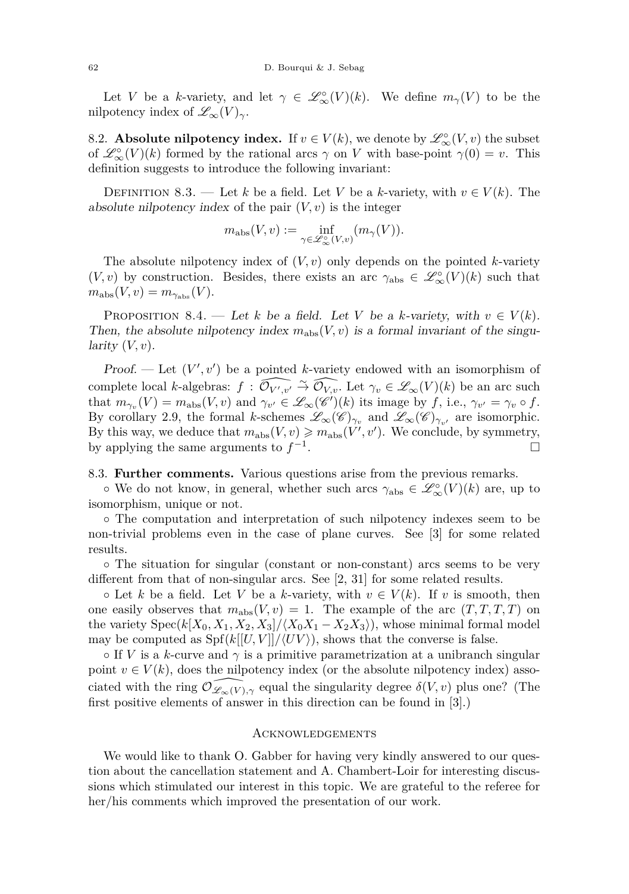Let $V$ be a $k$-variety, and let $\gamma \in \mathscr{L}_\infty^\circ(V)(k)$. We define $m_\gamma(V)$ to be the nilpotency index of $\mathscr{L}_\infty(V)_\gamma$.

8.2. **Absolute nilpotency index.** If $v \in V(k)$, we denote by $\mathscr{L}_\infty^\circ(V, v)$ the subset of $\mathscr{L}_\infty^\circ(V)(k)$ formed by the rational arcs $\gamma$ on $V$ with base-point $\gamma(0) = v$. This definition suggests to introduce the following invariant:

Definition 8.3. — Let $k$ be a field. Let $V$ be a $k$-variety, with $v \in V(k)$. The *absolute nilpotency index* of the pair $(V, v)$ is the integer

$$m_{\mathrm{abs}}(V, v) := \inf_{\gamma \in \mathscr{L}_\infty^\circ(V,v)} (m_\gamma(V)).$$

The absolute nilpotency index of $(V, v)$ only depends on the pointed $k$-variety $(V, v)$ by construction. Besides, there exists an arc $\gamma_{\mathrm{abs}} \in \mathscr{L}_\infty^\circ(V)(k)$ such that $m_{\mathrm{abs}}(V, v) = m_{\gamma_{\mathrm{abs}}}(V)$.

Proposition 8.4. — *Let $k$ be a field. Let $V$ be a $k$-variety, with $v \in V(k)$. Then, the absolute nilpotency index $m_{\mathrm{abs}}(V, v)$ is a formal invariant of the singularity $(V, v)$.*

*Proof.* — Let $(V', v')$ be a pointed $k$-variety endowed with an isomorphism of complete local $k$-algebras: $f : \widehat{\mathcal{O}_{V',v'}} \overset{\sim}{\to} \widehat{\mathcal{O}_{V,v}}$. Let $\gamma_v \in \mathscr{L}_\infty(V)(k)$ be an arc such that $m_{\gamma_v}(V) = m_{\mathrm{abs}}(V, v)$ and $\gamma_{v'} \in \mathscr{L}_\infty(\mathscr{C}')(k)$ its image by $f$, i.e., $\gamma_{v'} = \gamma_v \circ f$. By corollary 2.9, the formal $k$-schemes $\mathscr{L}_\infty(\mathscr{C})_{\gamma_v}$ and $\mathscr{L}_\infty(\mathscr{C})_{\gamma_{v'}}$ are isomorphic. By this way, we deduce that $m_{\mathrm{abs}}(V, v) \geqslant m_{\mathrm{abs}}(V', v')$. We conclude, by symmetry, by applying the same arguments to $f^{-1}$. $\square$

8.3. **Further comments.** Various questions arise from the previous remarks.

∘ We do not know, in general, whether such arcs $\gamma_{\mathrm{abs}} \in \mathscr{L}_\infty^\circ(V)(k)$ are, up to isomorphism, unique or not.

∘ The computation and interpretation of such nilpotency indexes seem to be non-trivial problems even in the case of plane curves. See [3] for some related results.

∘ The situation for singular (constant or non-constant) arcs seems to be very different from that of non-singular arcs. See [2, 31] for some related results.

∘ Let $k$ be a field. Let $V$ be a $k$-variety, with $v \in V(k)$. If $v$ is smooth, then one easily observes that $m_{\mathrm{abs}}(V, v) = 1$. The example of the arc $(T, T, T, T)$ on the variety $\mathrm{Spec}(k[X_0, X_1, X_2, X_3]/\langle X_0X_1 - X_2X_3\rangle)$, whose minimal formal model may be computed as $\mathrm{Spf}(k[[U, V]]/\langle UV\rangle)$, shows that the converse is false.

∘ If $V$ is a $k$-curve and $\gamma$ is a primitive parametrization at a unibranch singular point $v \in V(k)$, does the nilpotency index (or the absolute nilpotency index) associated with the ring $\widehat{\mathcal{O}_{\mathscr{L}_\infty(V),\gamma}}$ equal the singularity degree $\delta(V, v)$ plus one? (The first positive elements of answer in this direction can be found in [3].)

## Acknowledgements

We would like to thank O. Gabber for having very kindly answered to our question about the cancellation statement and A. Chambert-Loir for interesting discussions which stimulated our interest in this topic. We are grateful to the referee for her/his comments which improved the presentation of our work.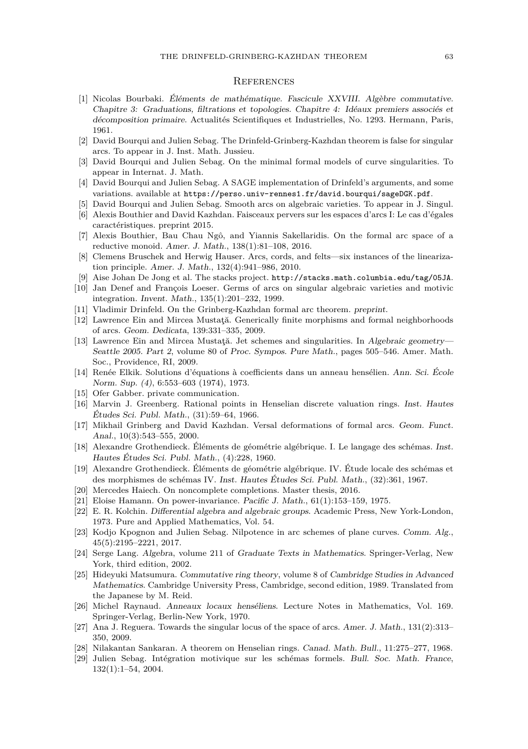## References

[1] Nicolas Bourbaki. *Éléments de mathématique. Fascicule XXVIII. Algèbre commutative. Chapitre 3: Graduations, filtrations et topologies. Chapitre 4: Idéaux premiers associés et décomposition primaire*. Actualités Scientifiques et Industrielles, No. 1293. Hermann, Paris, 1961.

[2] David Bourqui and Julien Sebag. The Drinfeld-Grinberg-Kazhdan theorem is false for singular arcs. To appear in J. Inst. Math. Jussieu.

[3] David Bourqui and Julien Sebag. On the minimal formal models of curve singularities. To appear in Internat. J. Math.

[4] David Bourqui and Julien Sebag. A SAGE implementation of Drinfeld's arguments, and some variations. available at `https://perso.univ-rennes1.fr/david.bourqui/sageDGK.pdf`.

[5] David Bourqui and Julien Sebag. Smooth arcs on algebraic varieties. To appear in J. Singul.

[6] Alexis Bouthier and David Kazhdan. Faisceaux pervers sur les espaces d'arcs I: Le cas d'égales caractéristiques. preprint 2015.

[7] Alexis Bouthier, Bau Chau Ngô, and Yiannis Sakellaridis. On the formal arc space of a reductive monoid. *Amer. J. Math.*, 138(1):81–108, 2016.

[8] Clemens Bruschek and Herwig Hauser. Arcs, cords, and felts—six instances of the linearization principle. *Amer. J. Math.*, 132(4):941–986, 2010.

[9] Aise Johan De Jong et al. The stacks project. `http://stacks.math.columbia.edu/tag/05JA`.

[10] Jan Denef and François Loeser. Germs of arcs on singular algebraic varieties and motivic integration. *Invent. Math.*, 135(1):201–232, 1999.

[11] Vladimir Drinfeld. On the Grinberg-Kazhdan formal arc theorem. *preprint*.

[12] Lawrence Ein and Mircea Mustaţă. Generically finite morphisms and formal neighborhoods of arcs. *Geom. Dedicata*, 139:331–335, 2009.

[13] Lawrence Ein and Mircea Mustaţă. Jet schemes and singularities. In *Algebraic geometry—Seattle 2005. Part 2*, volume 80 of *Proc. Sympos. Pure Math.*, pages 505–546. Amer. Math. Soc., Providence, RI, 2009.

[14] Renée Elkik. Solutions d'équations à coefficients dans un anneau hensélien. *Ann. Sci. École Norm. Sup. (4)*, 6:553–603 (1974), 1973.

[15] Ofer Gabber. private communication.

[16] Marvin J. Greenberg. Rational points in Henselian discrete valuation rings. *Inst. Hautes Études Sci. Publ. Math.*, (31):59–64, 1966.

[17] Mikhail Grinberg and David Kazhdan. Versal deformations of formal arcs. *Geom. Funct. Anal.*, 10(3):543–555, 2000.

[18] Alexandre Grothendieck. Éléments de géométrie algébrique. I. Le langage des schémas. *Inst. Hautes Études Sci. Publ. Math.*, (4):228, 1960.

[19] Alexandre Grothendieck. Éléments de géométrie algébrique. IV. Étude locale des schémas et des morphismes de schémas IV. *Inst. Hautes Études Sci. Publ. Math.*, (32):361, 1967.

[20] Mercedes Haiech. On noncomplete completions. Master thesis, 2016.

[21] Eloise Hamann. On power-invariance. *Pacific J. Math.*, 61(1):153–159, 1975.

[22] E. R. Kolchin. *Differential algebra and algebraic groups*. Academic Press, New York-London, 1973. Pure and Applied Mathematics, Vol. 54.

[23] Kodjo Kpognon and Julien Sebag. Nilpotence in arc schemes of plane curves. *Comm. Alg.*, 45(5):2195–2221, 2017.

[24] Serge Lang. *Algebra*, volume 211 of *Graduate Texts in Mathematics*. Springer-Verlag, New York, third edition, 2002.

[25] Hideyuki Matsumura. *Commutative ring theory*, volume 8 of *Cambridge Studies in Advanced Mathematics*. Cambridge University Press, Cambridge, second edition, 1989. Translated from the Japanese by M. Reid.

[26] Michel Raynaud. *Anneaux locaux henséliens*. Lecture Notes in Mathematics, Vol. 169. Springer-Verlag, Berlin-New York, 1970.

[27] Ana J. Reguera. Towards the singular locus of the space of arcs. *Amer. J. Math.*, 131(2):313–350, 2009.

[28] Nilakantan Sankaran. A theorem on Henselian rings. *Canad. Math. Bull.*, 11:275–277, 1968.

[29] Julien Sebag. Intégration motivique sur les schémas formels. *Bull. Soc. Math. France*, 132(1):1–54, 2004.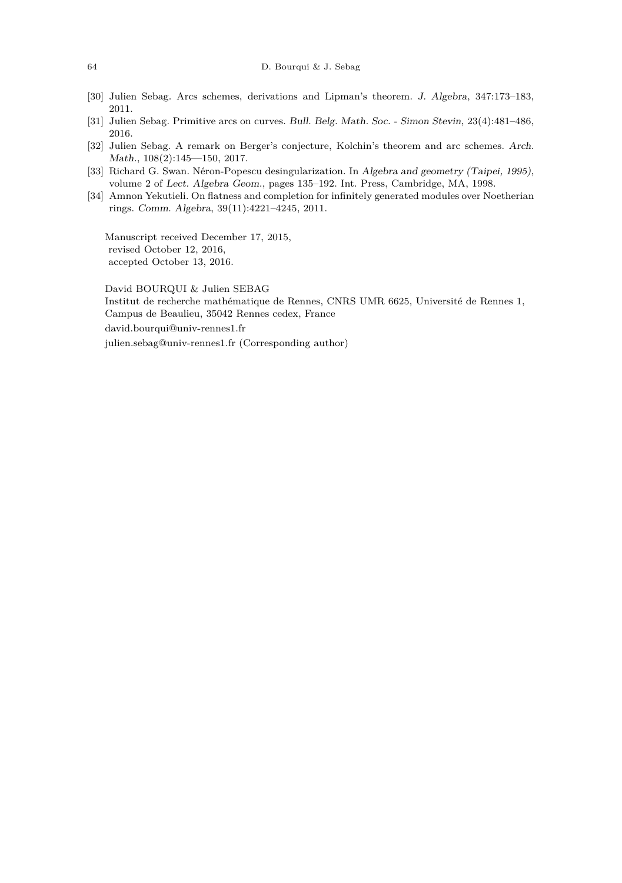[30] Julien Sebag. Arcs schemes, derivations and Lipman's theorem. *J. Algebra*, 347:173–183, 2011.

[31] Julien Sebag. Primitive arcs on curves. *Bull. Belg. Math. Soc. - Simon Stevin*, 23(4):481–486, 2016.

[32] Julien Sebag. A remark on Berger's conjecture, Kolchin's theorem and arc schemes. *Arch. Math.*, 108(2):145—150, 2017.

[33] Richard G. Swan. Néron-Popescu desingularization. In *Algebra and geometry (Taipei, 1995)*, volume 2 of *Lect. Algebra Geom.*, pages 135–192. Int. Press, Cambridge, MA, 1998.

[34] Amnon Yekutieli. On flatness and completion for infinitely generated modules over Noetherian rings. *Comm. Algebra*, 39(11):4221–4245, 2011.

Manuscript received December 17, 2015,
revised October 12, 2016,
accepted October 13, 2016.

David BOURQUI & Julien SEBAG
Institut de recherche mathématique de Rennes, CNRS UMR 6625, Université de Rennes 1, Campus de Beaulieu, 35042 Rennes cedex, France

david.bourqui@univ-rennes1.fr

julien.sebag@univ-rennes1.fr (Corresponding author)